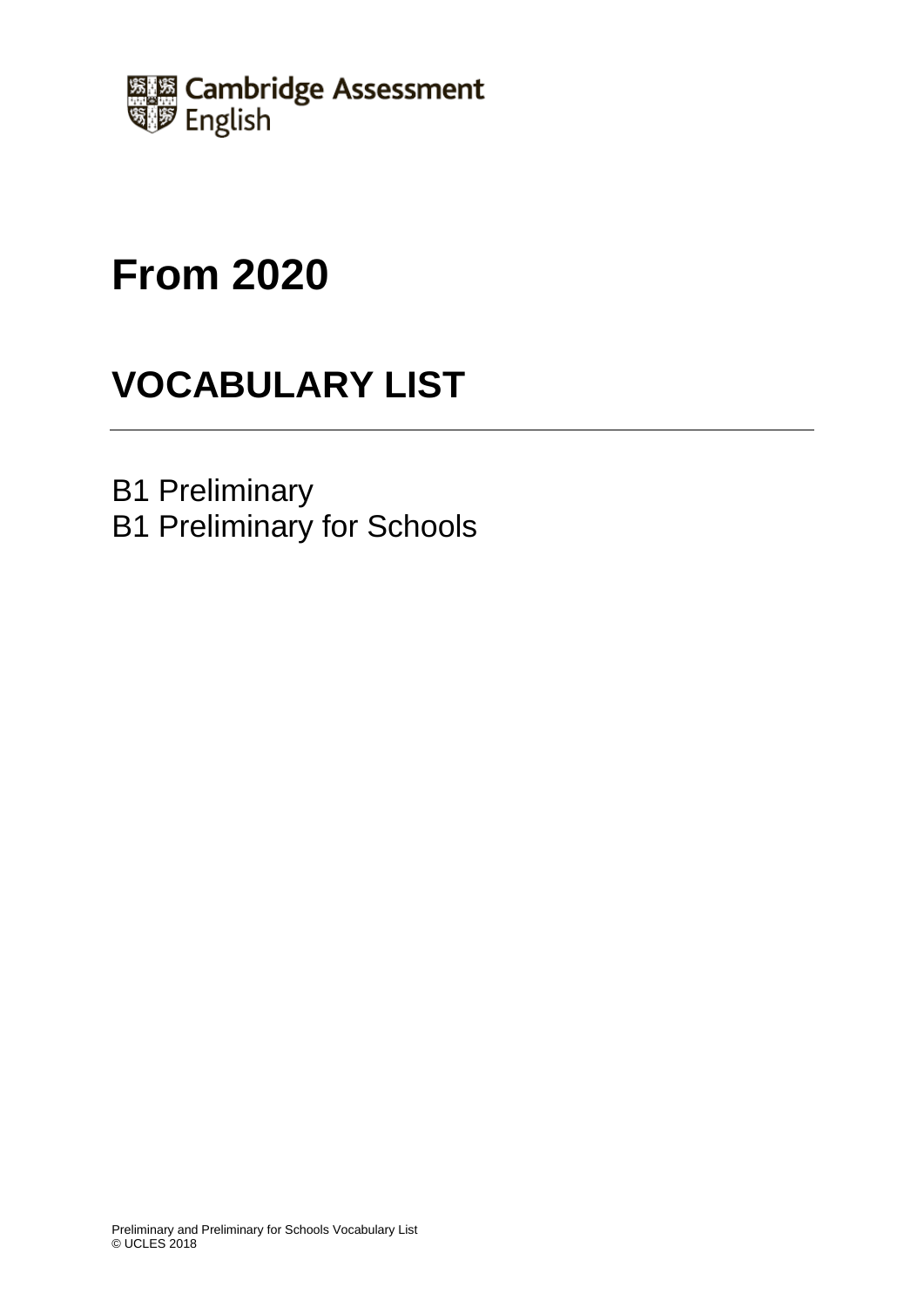Cambridge Assessment English

# From 2020

# VOCABULARY LIST

B1 Preliminary
B1 Preliminary for Schools

Preliminary and Preliminary for Schools Vocabulary List
© UCLES 2018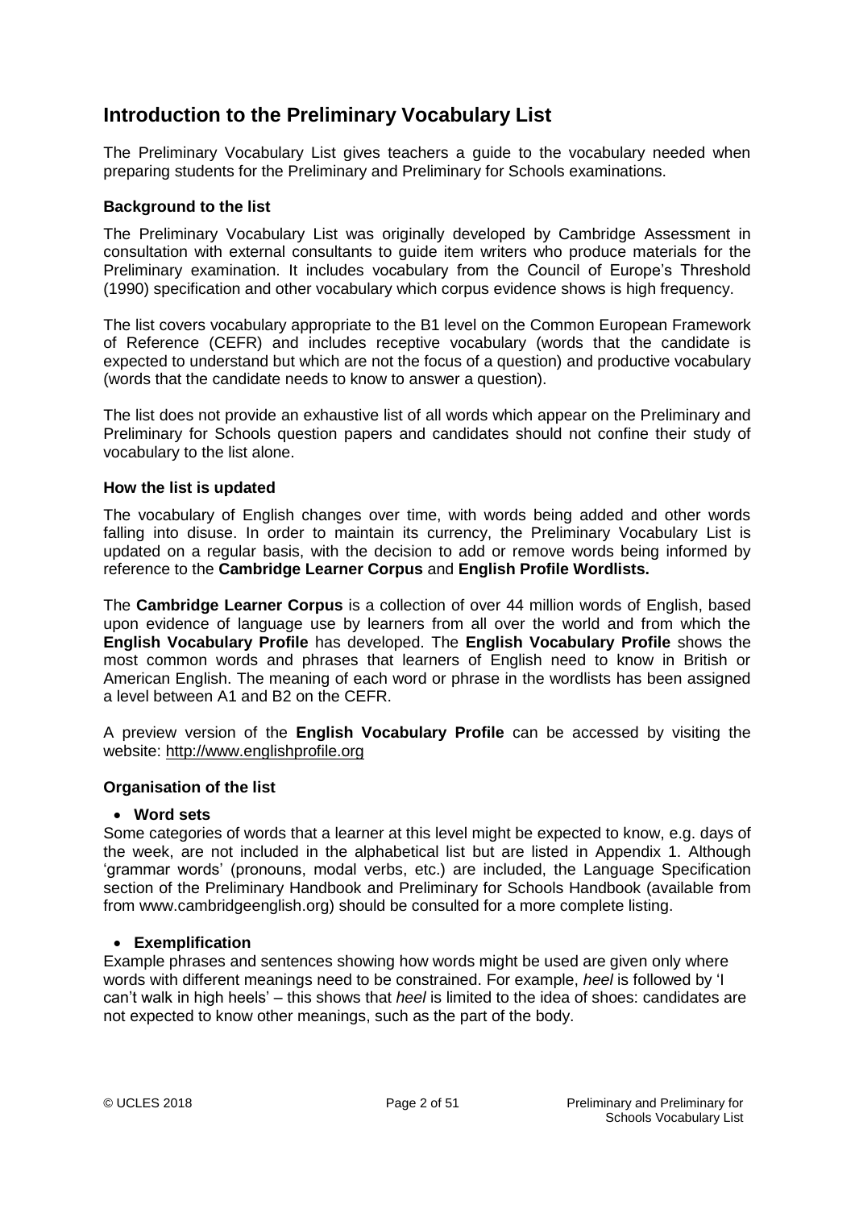# Introduction to the Preliminary Vocabulary List

The Preliminary Vocabulary List gives teachers a guide to the vocabulary needed when preparing students for the Preliminary and Preliminary for Schools examinations.

### Background to the list

The Preliminary Vocabulary List was originally developed by Cambridge Assessment in consultation with external consultants to guide item writers who produce materials for the Preliminary examination. It includes vocabulary from the Council of Europe's Threshold (1990) specification and other vocabulary which corpus evidence shows is high frequency.

The list covers vocabulary appropriate to the B1 level on the Common European Framework of Reference (CEFR) and includes receptive vocabulary (words that the candidate is expected to understand but which are not the focus of a question) and productive vocabulary (words that the candidate needs to know to answer a question).

The list does not provide an exhaustive list of all words which appear on the Preliminary and Preliminary for Schools question papers and candidates should not confine their study of vocabulary to the list alone.

### How the list is updated

The vocabulary of English changes over time, with words being added and other words falling into disuse. In order to maintain its currency, the Preliminary Vocabulary List is updated on a regular basis, with the decision to add or remove words being informed by reference to the **Cambridge Learner Corpus** and **English Profile Wordlists.**

The **Cambridge Learner Corpus** is a collection of over 44 million words of English, based upon evidence of language use by learners from all over the world and from which the **English Vocabulary Profile** has developed. The **English Vocabulary Profile** shows the most common words and phrases that learners of English need to know in British or American English. The meaning of each word or phrase in the wordlists has been assigned a level between A1 and B2 on the CEFR.

A preview version of the **English Vocabulary Profile** can be accessed by visiting the website: http://www.englishprofile.org

### Organisation of the list

- **Word sets**

Some categories of words that a learner at this level might be expected to know, e.g. days of the week, are not included in the alphabetical list but are listed in Appendix 1. Although 'grammar words' (pronouns, modal verbs, etc.) are included, the Language Specification section of the Preliminary Handbook and Preliminary for Schools Handbook (available from from www.cambridgeenglish.org) should be consulted for a more complete listing.

- **Exemplification**

Example phrases and sentences showing how words might be used are given only where words with different meanings need to be constrained. For example, *heel* is followed by 'I can't walk in high heels' – this shows that *heel* is limited to the idea of shoes: candidates are not expected to know other meanings, such as the part of the body.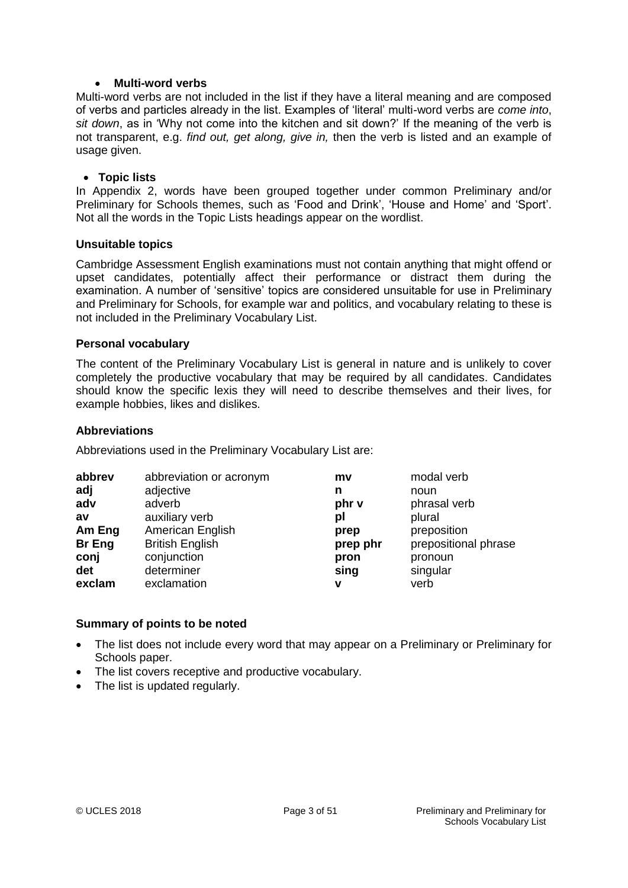- **Multi-word verbs**

Multi-word verbs are not included in the list if they have a literal meaning and are composed of verbs and particles already in the list. Examples of 'literal' multi-word verbs are *come into*, *sit down*, as in 'Why not come into the kitchen and sit down?' If the meaning of the verb is not transparent, e.g. *find out, get along, give in,* then the verb is listed and an example of usage given.

- **Topic lists**

In Appendix 2, words have been grouped together under common Preliminary and/or Preliminary for Schools themes, such as 'Food and Drink', 'House and Home' and 'Sport'. Not all the words in the Topic Lists headings appear on the wordlist.

### Unsuitable topics

Cambridge Assessment English examinations must not contain anything that might offend or upset candidates, potentially affect their performance or distract them during the examination. A number of 'sensitive' topics are considered unsuitable for use in Preliminary and Preliminary for Schools, for example war and politics, and vocabulary relating to these is not included in the Preliminary Vocabulary List.

### Personal vocabulary

The content of the Preliminary Vocabulary List is general in nature and is unlikely to cover completely the productive vocabulary that may be required by all candidates. Candidates should know the specific lexis they will need to describe themselves and their lives, for example hobbies, likes and dislikes.

### Abbreviations

Abbreviations used in the Preliminary Vocabulary List are:

| | | | |
|---|---|---|---|
| **abbrev** | abbreviation or acronym | **mv** | modal verb |
| **adj** | adjective | **n** | noun |
| **adv** | adverb | **phr v** | phrasal verb |
| **av** | auxiliary verb | **pl** | plural |
| **Am Eng** | American English | **prep** | preposition |
| **Br Eng** | British English | **prep phr** | prepositional phrase |
| **conj** | conjunction | **pron** | pronoun |
| **det** | determiner | **sing** | singular |
| **exclam** | exclamation | **v** | verb |

### Summary of points to be noted

- The list does not include every word that may appear on a Preliminary or Preliminary for Schools paper.
- The list covers receptive and productive vocabulary.
- The list is updated regularly.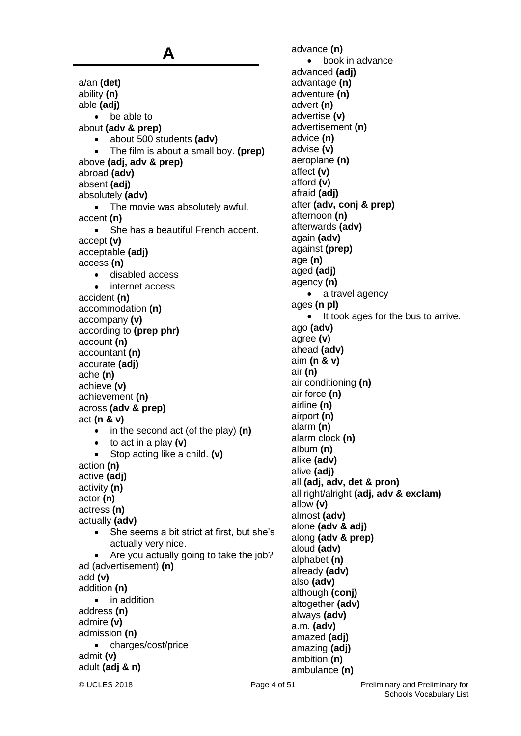# A

a/an **(det)**
ability **(n)**
able **(adj)**

- be able to

about **(adv & prep)**

- about 500 students **(adv)**
- The film is about a small boy. **(prep)**

above **(adj, adv & prep)**
abroad **(adv)**
absent **(adj)**
absolutely **(adv)**

- The movie was absolutely awful.

accent **(n)**

- She has a beautiful French accent.

accept **(v)**
acceptable **(adj)**
access **(n)**

- disabled access
- internet access

accident **(n)**
accommodation **(n)**
accompany **(v)**
according to **(prep phr)**
account **(n)**
accountant **(n)**
accurate **(adj)**
ache **(n)**
achieve **(v)**
achievement **(n)**
across **(adv & prep)**
act **(n & v)**

- in the second act (of the play) **(n)**
- to act in a play **(v)**
- Stop acting like a child. **(v)**

action **(n)**
active **(adj)**
activity **(n)**
actor **(n)**
actress **(n)**
actually **(adv)**

- She seems a bit strict at first, but she's actually very nice.
- Are you actually going to take the job?

ad (advertisement) **(n)**
add **(v)**
addition **(n)**

- in addition

address **(n)**
admire **(v)**
admission **(n)**

- charges/cost/price

admit **(v)**
adult **(adj & n)**
advance **(n)**

- book in advance

advanced **(adj)**
advantage **(n)**
adventure **(n)**
advert **(n)**
advertise **(v)**
advertisement **(n)**
advice **(n)**
advise **(v)**
aeroplane **(n)**
affect **(v)**
afford **(v)**
afraid **(adj)**
after **(adv, conj & prep)**
afternoon **(n)**
afterwards **(adv)**
again **(adv)**
against **(prep)**
age **(n)**
aged **(adj)**
agency **(n)**

- a travel agency

ages **(n pl)**

- It took ages for the bus to arrive.

ago **(adv)**
agree **(v)**
ahead **(adv)**
aim **(n & v)**
air **(n)**
air conditioning **(n)**
air force **(n)**
airline **(n)**
airport **(n)**
alarm **(n)**
alarm clock **(n)**
album **(n)**
alike **(adv)**
alive **(adj)**
all **(adj, adv, det & pron)**
all right/alright **(adj, adv & exclam)**
allow **(v)**
almost **(adv)**
alone **(adv & adj)**
along **(adv & prep)**
aloud **(adv)**
alphabet **(n)**
already **(adv)**
also **(adv)**
although **(conj)**
altogether **(adv)**
always **(adv)**
a.m. **(adv)**
amazed **(adj)**
amazing **(adj)**
ambition **(n)**
ambulance **(n)**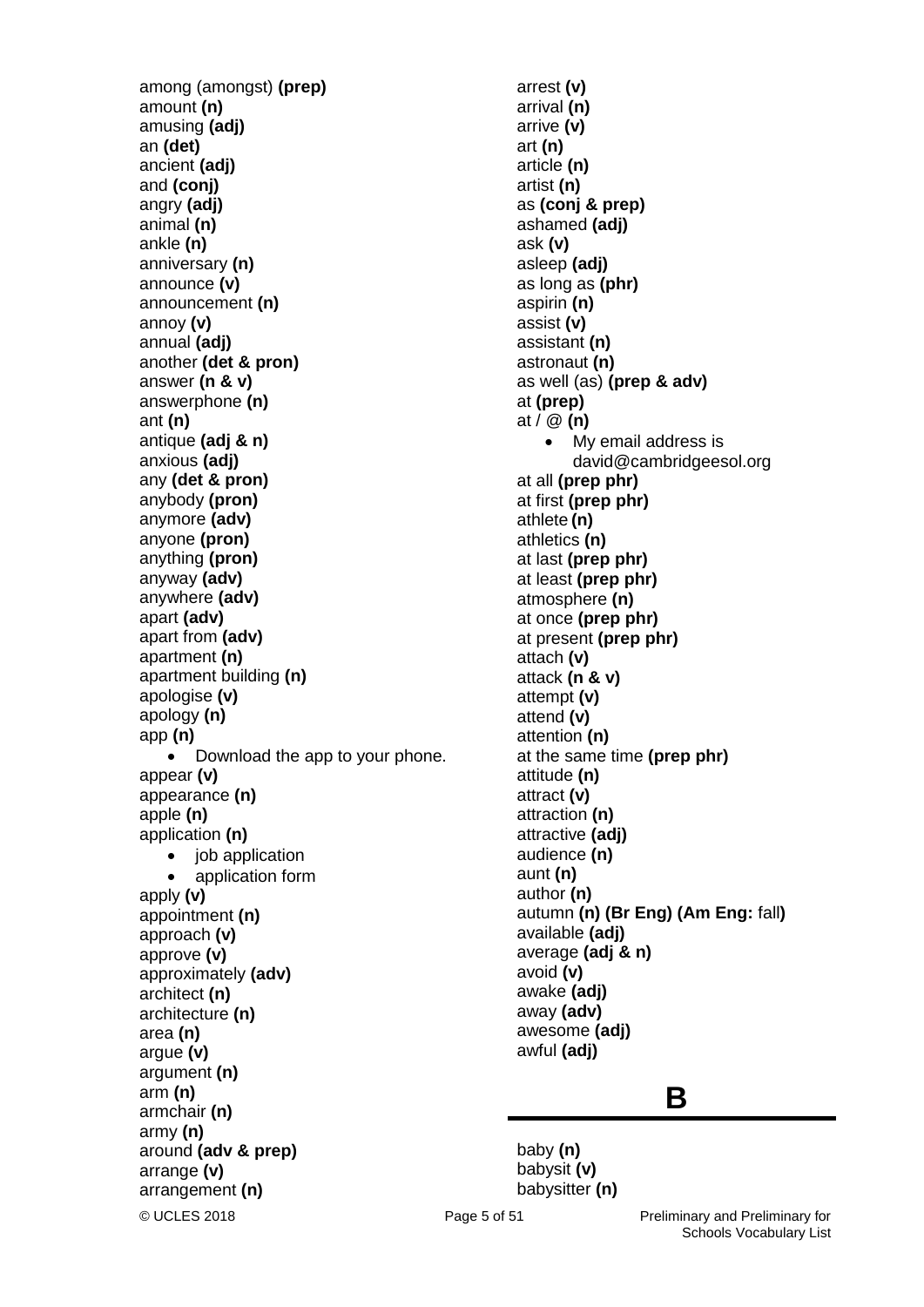among (amongst) **(prep)**
amount **(n)**
amusing **(adj)**
an **(det)**
ancient **(adj)**
and **(conj)**
angry **(adj)**
animal **(n)**
ankle **(n)**
anniversary **(n)**
announce **(v)**
announcement **(n)**
annoy **(v)**
annual **(adj)**
another **(det & pron)**
answer **(n & v)**
answerphone **(n)**
ant **(n)**
antique **(adj & n)**
anxious **(adj)**
any **(det & pron)**
anybody **(pron)**
anymore **(adv)**
anyone **(pron)**
anything **(pron)**
anyway **(adv)**
anywhere **(adv)**
apart **(adv)**
apart from **(adv)**
apartment **(n)**
apartment building **(n)**
apologise **(v)**
apology **(n)**
app **(n)**

- Download the app to your phone.

appear **(v)**
appearance **(n)**
apple **(n)**
application **(n)**

- job application
- application form

apply **(v)**
appointment **(n)**
approach **(v)**
approve **(v)**
approximately **(adv)**
architect **(n)**
architecture **(n)**
area **(n)**
argue **(v)**
argument **(n)**
arm **(n)**
armchair **(n)**
army **(n)**
around **(adv & prep)**
arrange **(v)**
arrangement **(n)**
arrest **(v)**
arrival **(n)**
arrive **(v)**
art **(n)**
article **(n)**
artist **(n)**
as **(conj & prep)**
ashamed **(adj)**
ask **(v)**
asleep **(adj)**
as long as **(phr)**
aspirin **(n)**
assist **(v)**
assistant **(n)**
astronaut **(n)**
as well (as) **(prep & adv)**
at **(prep)**
at / @ **(n)**

- My email address is david@cambridgeesol.org

at all **(prep phr)**
at first **(prep phr)**
athlete **(n)**
athletics **(n)**
at last **(prep phr)**
at least **(prep phr)**
atmosphere **(n)**
at once **(prep phr)**
at present **(prep phr)**
attach **(v)**
attack **(n & v)**
attempt **(v)**
attend **(v)**
attention **(n)**
at the same time **(prep phr)**
attitude **(n)**
attract **(v)**
attraction **(n)**
attractive **(adj)**
audience **(n)**
aunt **(n)**
author **(n)**
autumn **(n) (Br Eng) (Am Eng:** fall**)**
available **(adj)**
average **(adj & n)**
avoid **(v)**
awake **(adj)**
away **(adv)**
awesome **(adj)**
awful **(adj)**

## B

baby **(n)**
babysit **(v)**
babysitter **(n)**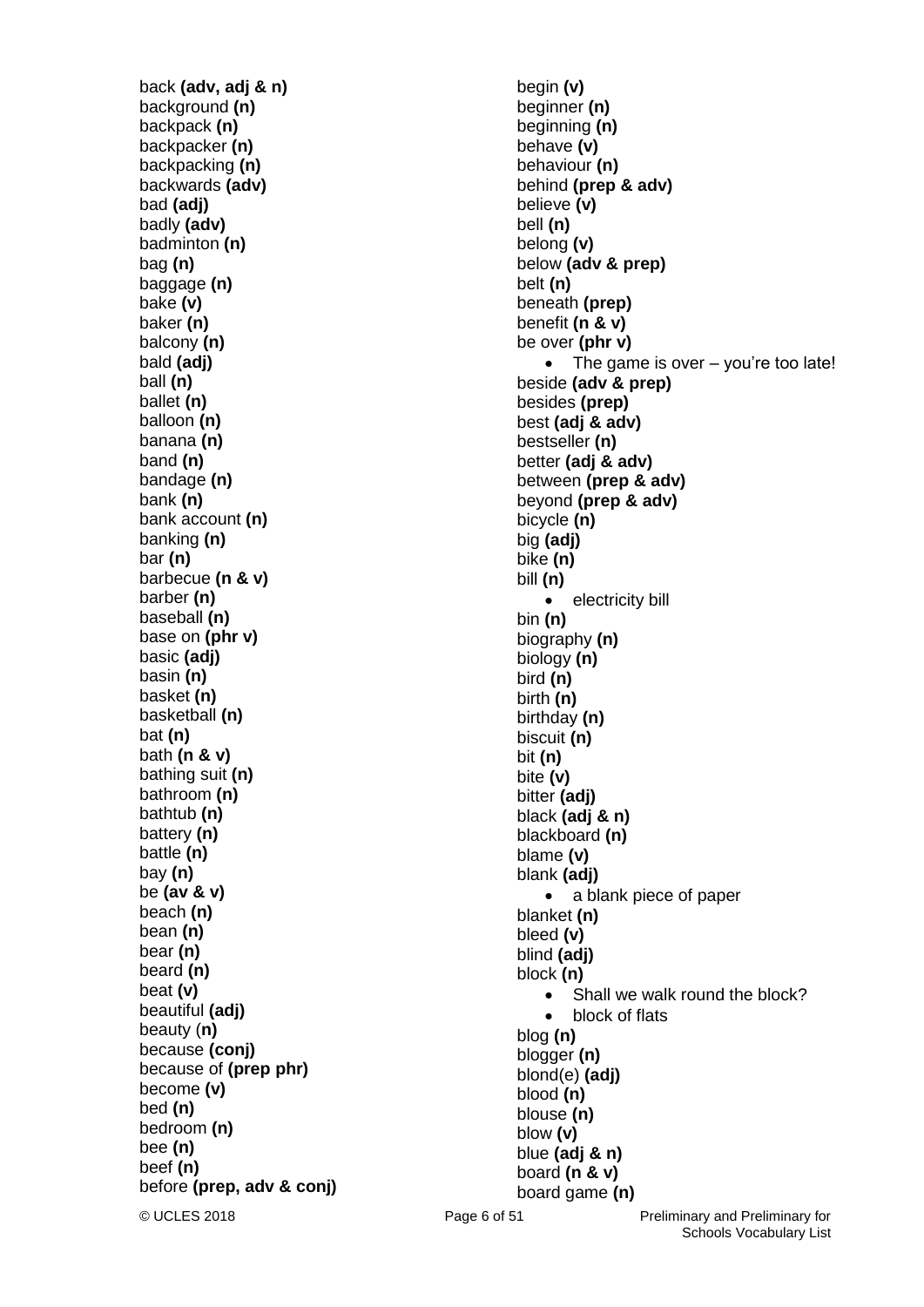back **(adv, adj & n)**
background **(n)**
backpack **(n)**
backpacker **(n)**
backpacking **(n)**
backwards **(adv)**
bad **(adj)**
badly **(adv)**
badminton **(n)**
bag **(n)**
baggage **(n)**
bake **(v)**
baker **(n)**
balcony **(n)**
bald **(adj)**
ball **(n)**
ballet **(n)**
balloon **(n)**
banana **(n)**
band **(n)**
bandage **(n)**
bank **(n)**
bank account **(n)**
banking **(n)**
bar **(n)**
barbecue **(n & v)**
barber **(n)**
baseball **(n)**
base on **(phr v)**
basic **(adj)**
basin **(n)**
basket **(n)**
basketball **(n)**
bat **(n)**
bath **(n & v)**
bathing suit **(n)**
bathroom **(n)**
bathtub **(n)**
battery **(n)**
battle **(n)**
bay **(n)**
be **(av & v)**
beach **(n)**
bean **(n)**
bear **(n)**
beard **(n)**
beat **(v)**
beautiful **(adj)**
beauty (**n)**
because **(conj)**
because of **(prep phr)**
become **(v)**
bed **(n)**
bedroom **(n)**
bee **(n)**
beef **(n)**
before **(prep, adv & conj)**
begin **(v)**
beginner **(n)**
beginning **(n)**
behave **(v)**
behaviour **(n)**
behind **(prep & adv)**
believe **(v)**
bell **(n)**
belong **(v)**
below **(adv & prep)**
belt **(n)**
beneath **(prep)**
benefit **(n & v)**
be over **(phr v)**

- The game is over – you're too late!

beside **(adv & prep)**
besides **(prep)**
best **(adj & adv)**
bestseller **(n)**
better **(adj & adv)**
between **(prep & adv)**
beyond **(prep & adv)**
bicycle **(n)**
big **(adj)**
bike **(n)**
bill **(n)**

- electricity bill

bin **(n)**
biography **(n)**
biology **(n)**
bird **(n)**
birth **(n)**
birthday **(n)**
biscuit **(n)**
bit **(n)**
bite **(v)**
bitter **(adj)**
black **(adj & n)**
blackboard **(n)**
blame **(v)**
blank **(adj)**

- a blank piece of paper

blanket **(n)**
bleed **(v)**
blind **(adj)**
block **(n)**

- Shall we walk round the block?
- block of flats

blog **(n)**
blogger **(n)**
blond(e) **(adj)**
blood **(n)**
blouse **(n)**
blow **(v)**
blue **(adj & n)**
board **(n & v)**
board game **(n)**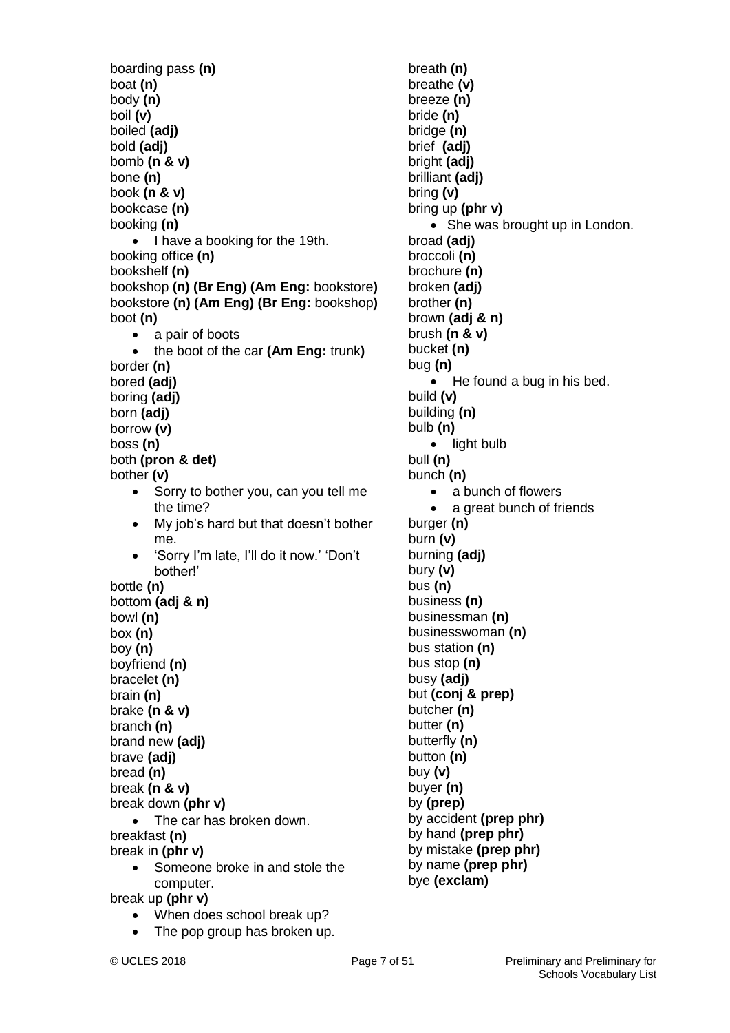boarding pass **(n)**
boat **(n)**
body **(n)**
boil **(v)**
boiled **(adj)**
bold **(adj)**
bomb **(n & v)**
bone **(n)**
book **(n & v)**
bookcase **(n)**
booking **(n)**

- I have a booking for the 19th.

booking office **(n)**
bookshelf **(n)**
bookshop **(n) (Br Eng) (Am Eng:** bookstore**)**
bookstore **(n) (Am Eng) (Br Eng:** bookshop**)**
boot **(n)**

- a pair of boots
- the boot of the car **(Am Eng:** trunk**)**

border **(n)**
bored **(adj)**
boring **(adj)**
born **(adj)**
borrow **(v)**
boss **(n)**
both **(pron & det)**
bother **(v)**

- Sorry to bother you, can you tell me the time?
- My job's hard but that doesn't bother me.
- 'Sorry I'm late, I'll do it now.' 'Don't bother!'

bottle **(n)**
bottom **(adj & n)**
bowl **(n)**
box **(n)**
boy **(n)**
boyfriend **(n)**
bracelet **(n)**
brain **(n)**
brake **(n & v)**
branch **(n)**
brand new **(adj)**
brave **(adj)**
bread **(n)**
break **(n & v)**
break down **(phr v)**

- The car has broken down.

breakfast **(n)**
break in **(phr v)**

- Someone broke in and stole the computer.

break up **(phr v)**

- When does school break up?
- The pop group has broken up.

breath **(n)**
breathe **(v)**
breeze **(n)**
bride **(n)**
bridge **(n)**
brief **(adj)**
bright **(adj)**
brilliant **(adj)**
bring **(v)**
bring up **(phr v)**

- She was brought up in London.

broad **(adj)**
broccoli **(n)**
brochure **(n)**
broken **(adj)**
brother **(n)**
brown **(adj & n)**
brush **(n & v)**
bucket **(n)**
bug **(n)**

- He found a bug in his bed.

build **(v)**
building **(n)**
bulb **(n)**

- light bulb

bull **(n)**
bunch **(n)**

- a bunch of flowers
- a great bunch of friends

burger **(n)**
burn **(v)**
burning **(adj)**
bury **(v)**
bus **(n)**
business **(n)**
businessman **(n)**
businesswoman **(n)**
bus station **(n)**
bus stop **(n)**
busy **(adj)**
but **(conj & prep)**
butcher **(n)**
butter **(n)**
butterfly **(n)**
button **(n)**
buy **(v)**
buyer **(n)**
by **(prep)**
by accident **(prep phr)**
by hand **(prep phr)**
by mistake **(prep phr)**
by name **(prep phr)**
bye **(exclam)**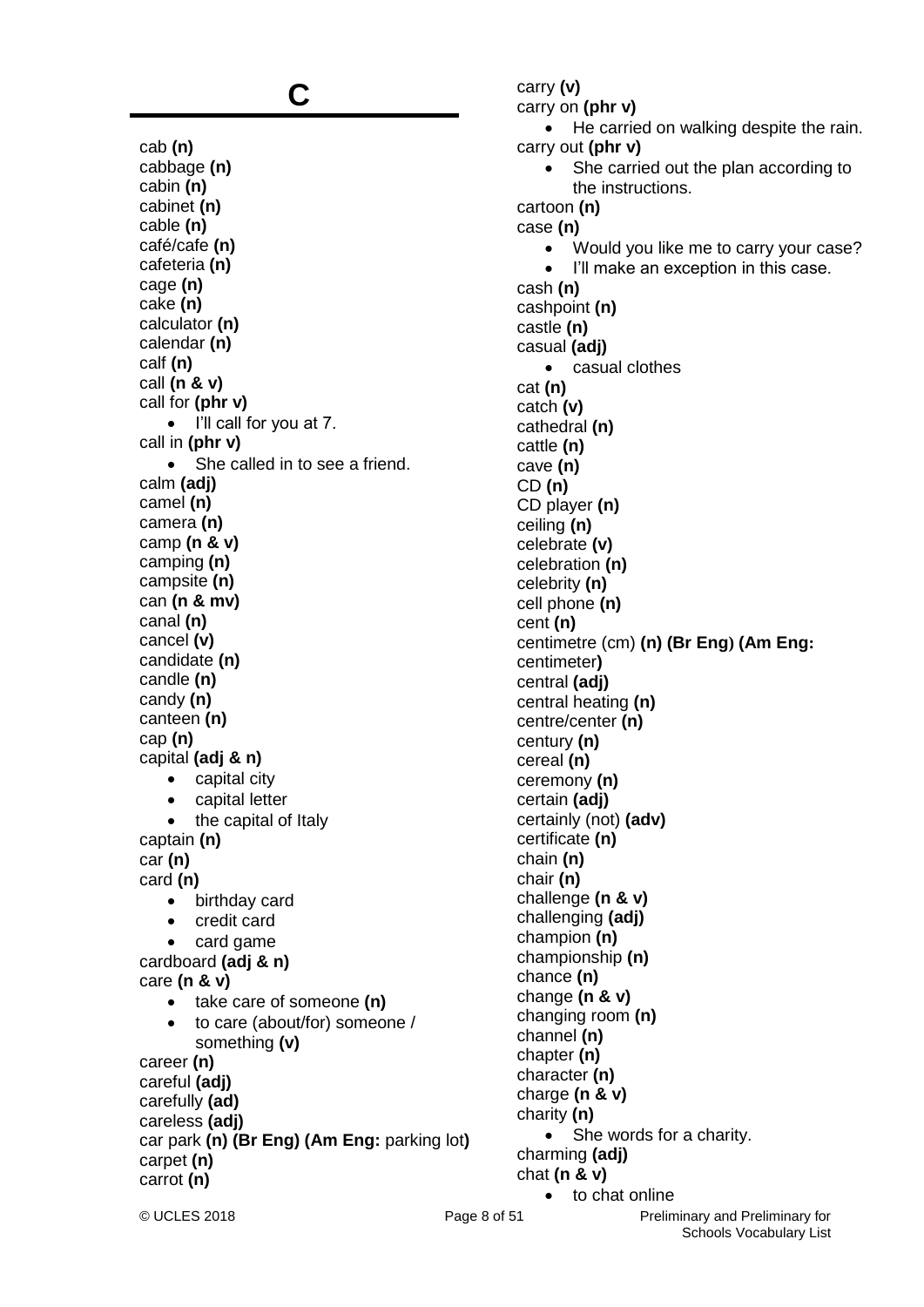# C

cab **(n)**
cabbage **(n)**
cabin **(n)**
cabinet **(n)**
cable **(n)**
café/cafe **(n)**
cafeteria **(n)**
cage **(n)**
cake **(n)**
calculator **(n)**
calendar **(n)**
calf **(n)**
call **(n & v)**
call for **(phr v)**

- I'll call for you at 7.

call in **(phr v)**

- She called in to see a friend.

calm **(adj)**
camel **(n)**
camera **(n)**
camp **(n & v)**
camping **(n)**
campsite **(n)**
can **(n & mv)**
canal **(n)**
cancel **(v)**
candidate **(n)**
candle **(n)**
candy **(n)**
canteen **(n)**
cap **(n)**
capital **(adj & n)**

- capital city
- capital letter
- the capital of Italy

captain **(n)**
car **(n)**
card **(n)**

- birthday card
- credit card
- card game

cardboard **(adj & n)**
care **(n & v)**

- take care of someone **(n)**
- to care (about/for) someone / something **(v)**

career **(n)**
careful **(adj)**
carefully **(ad)**
careless **(adj)**
car park **(n) (Br Eng) (Am Eng:** parking lot**)**
carpet **(n)**
carrot **(n)**
carry **(v)**
carry on **(phr v)**

- He carried on walking despite the rain.

carry out **(phr v)**

- She carried out the plan according to the instructions.

cartoon **(n)**
case **(n)**

- Would you like me to carry your case?
- I'll make an exception in this case.

cash **(n)**
cashpoint **(n)**
castle **(n)**
casual **(adj)**

- casual clothes

cat **(n)**
catch **(v)**
cathedral **(n)**
cattle **(n)**
cave **(n)**
CD **(n)**
CD player **(n)**
ceiling **(n)**
celebrate **(v)**
celebration **(n)**
celebrity **(n)**
cell phone **(n)**
cent **(n)**
centimetre (cm) **(n) (Br Eng) (Am Eng:** centimeter**)**
central **(adj)**
central heating **(n)**
centre/center **(n)**
century **(n)**
cereal **(n)**
ceremony **(n)**
certain **(adj)**
certainly (not) **(adv)**
certificate **(n)**
chain **(n)**
chair **(n)**
challenge **(n & v)**
challenging **(adj)**
champion **(n)**
championship **(n)**
chance **(n)**
change **(n & v)**
changing room **(n)**
channel **(n)**
chapter **(n)**
character **(n)**
charge **(n & v)**
charity **(n)**

- She words for a charity.

charming **(adj)**
chat **(n & v)**

- to chat online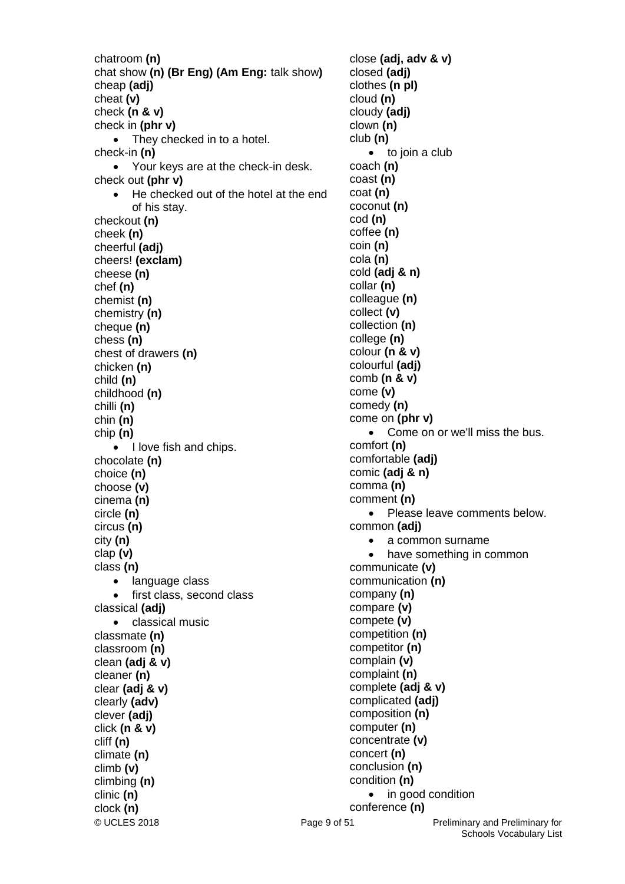chatroom **(n)**
chat show **(n) (Br Eng) (Am Eng:** talk show**)**
cheap **(adj)**
cheat **(v)**
check **(n & v)**
check in **(phr v)**

- They checked in to a hotel.

check-in **(n)**

- Your keys are at the check-in desk.

check out **(phr v)**

- He checked out of the hotel at the end of his stay.

checkout **(n)**
cheek **(n)**
cheerful **(adj)**
cheers! **(exclam)**
cheese **(n)**
chef **(n)**
chemist **(n)**
chemistry **(n)**
cheque **(n)**
chess **(n)**
chest of drawers **(n)**
chicken **(n)**
child **(n)**
childhood **(n)**
chilli **(n)**
chin **(n)**
chip **(n)**

- I love fish and chips.

chocolate **(n)**
choice **(n)**
choose **(v)**
cinema **(n)**
circle **(n)**
circus **(n)**
city **(n)**
clap **(v)**
class **(n)**

- language class
- first class, second class

classical **(adj)**

- classical music

classmate **(n)**
classroom **(n)**
clean **(adj & v)**
cleaner **(n)**
clear **(adj & v)**
clearly **(adv)**
clever **(adj)**
click **(n & v)**
cliff **(n)**
climate **(n)**
climb **(v)**
climbing **(n)**
clinic **(n)**
clock **(n)**
close **(adj, adv & v)**
closed **(adj)**
clothes **(n pl)**
cloud **(n)**
cloudy **(adj)**
clown **(n)**
club **(n)**

- to join a club

coach **(n)**
coast **(n)**
coat **(n)**
coconut **(n)**
cod **(n)**
coffee **(n)**
coin **(n)**
cola **(n)**
cold **(adj & n)**
collar **(n)**
colleague **(n)**
collect **(v)**
collection **(n)**
college **(n)**
colour **(n & v)**
colourful **(adj)**
comb **(n & v)**
come **(v)**
comedy **(n)**
come on **(phr v)**

- Come on or we'll miss the bus.

comfort **(n)**
comfortable **(adj)**
comic **(adj & n)**
comma **(n)**
comment **(n)**

- Please leave comments below.

common **(adj)**

- a common surname
- have something in common

communicate **(v)**
communication **(n)**
company **(n)**
compare **(v)**
compete **(v)**
competition **(n)**
competitor **(n)**
complain **(v)**
complaint **(n)**
complete **(adj & v)**
complicated **(adj)**
composition **(n)**
computer **(n)**
concentrate **(v)**
concert **(n)**
conclusion **(n)**
condition **(n)**

- in good condition

conference **(n)**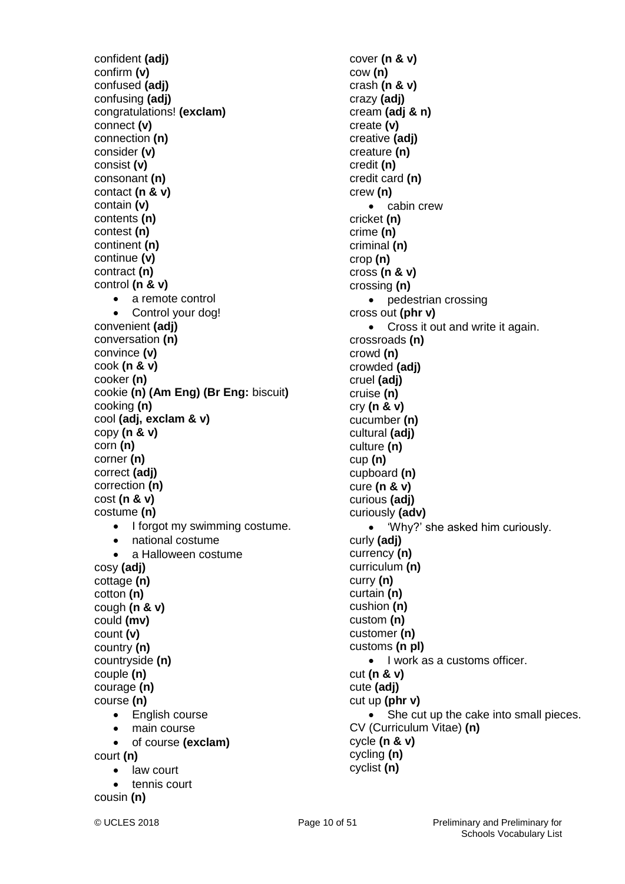confident **(adj)**
confirm **(v)**
confused **(adj)**
confusing **(adj)**
congratulations! **(exclam)**
connect **(v)**
connection **(n)**
consider **(v)**
consist **(v)**
consonant **(n)**
contact **(n & v)**
contain **(v)**
contents **(n)**
contest **(n)**
continent **(n)**
continue **(v)**
contract **(n)**
control **(n & v)**

- a remote control
- Control your dog!

convenient **(adj)**
conversation **(n)**
convince **(v)**
cook **(n & v)**
cooker **(n)**
cookie **(n) (Am Eng) (Br Eng:** biscuit**)**
cooking **(n)**
cool **(adj, exclam & v)**
copy **(n & v)**
corn **(n)**
corner **(n)**
correct **(adj)**
correction **(n)**
cost **(n & v)**
costume **(n)**

- I forgot my swimming costume.
- national costume
- a Halloween costume

cosy **(adj)**
cottage **(n)**
cotton **(n)**
cough **(n & v)**
could **(mv)**
count **(v)**
country **(n)**
countryside **(n)**
couple **(n)**
courage **(n)**
course **(n)**

- English course
- main course
- of course **(exclam)**

court **(n)**

- law court
- tennis court

cousin **(n)**
cover **(n & v)**
cow **(n)**
crash **(n & v)**
crazy **(adj)**
cream **(adj & n)**
create **(v)**
creative **(adj)**
creature **(n)**
credit **(n)**
credit card **(n)**
crew **(n)**

- cabin crew

cricket **(n)**
crime **(n)**
criminal **(n)**
crop **(n)**
cross **(n & v)**
crossing **(n)**

- pedestrian crossing

cross out **(phr v)**

- Cross it out and write it again.

crossroads **(n)**
crowd **(n)**
crowded **(adj)**
cruel **(adj)**
cruise **(n)**
cry **(n & v)**
cucumber **(n)**
cultural **(adj)**
culture **(n)**
cup **(n)**
cupboard **(n)**
cure **(n & v)**
curious **(adj)**
curiously **(adv)**

- 'Why?' she asked him curiously.

curly **(adj)**
currency **(n)**
curriculum **(n)**
curry **(n)**
curtain **(n)**
cushion **(n)**
custom **(n)**
customer **(n)**
customs **(n pl)**

- I work as a customs officer.

cut **(n & v)**
cute **(adj)**
cut up **(phr v)**

- She cut up the cake into small pieces.

CV (Curriculum Vitae) **(n)**
cycle **(n & v)**
cycling **(n)**
cyclist **(n)**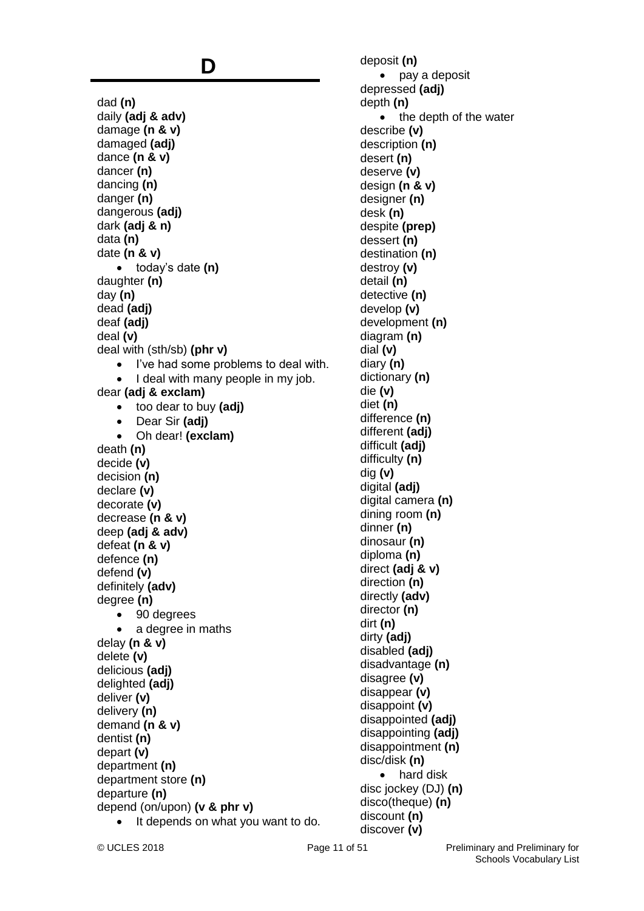# D

dad **(n)**
daily **(adj & adv)**
damage **(n & v)**
damaged **(adj)**
dance **(n & v)**
dancer **(n)**
dancing **(n)**
danger **(n)**
dangerous **(adj)**
dark **(adj & n)**
data **(n)**
date **(n & v)**

- today's date **(n)**

daughter **(n)**
day **(n)**
dead **(adj)**
deaf **(adj)**
deal **(v)**
deal with (sth/sb) **(phr v)**

- I've had some problems to deal with.
- I deal with many people in my job.

dear **(adj & exclam)**

- too dear to buy **(adj)**
- Dear Sir **(adj)**
- Oh dear! **(exclam)**

death **(n)**
decide **(v)**
decision **(n)**
declare **(v)**
decorate **(v)**
decrease **(n & v)**
deep **(adj & adv)**
defeat **(n & v)**
defence **(n)**
defend **(v)**
definitely **(adv)**
degree **(n)**

- 90 degrees
- a degree in maths

delay **(n & v)**
delete **(v)**
delicious **(adj)**
delighted **(adj)**
deliver **(v)**
delivery **(n)**
demand **(n & v)**
dentist **(n)**
depart **(v)**
department **(n)**
department store **(n)**
departure **(n)**
depend (on/upon) **(v & phr v)**

- It depends on what you want to do.

deposit **(n)**

- pay a deposit

depressed **(adj)**
depth **(n)**

- the depth of the water

describe **(v)**
description **(n)**
desert **(n)**
deserve **(v)**
design **(n & v)**
designer **(n)**
desk **(n)**
despite **(prep)**
dessert **(n)**
destination **(n)**
destroy **(v)**
detail **(n)**
detective **(n)**
develop **(v)**
development **(n)**
diagram **(n)**
dial **(v)**
diary **(n)**
dictionary **(n)**
die **(v)**
diet **(n)**
difference **(n)**
different **(adj)**
difficult **(adj)**
difficulty **(n)**
dig **(v)**
digital **(adj)**
digital camera **(n)**
dining room **(n)**
dinner **(n)**
dinosaur **(n)**
diploma **(n)**
direct **(adj & v)**
direction **(n)**
directly **(adv)**
director **(n)**
dirt **(n)**
dirty **(adj)**
disabled **(adj)**
disadvantage **(n)**
disagree **(v)**
disappear **(v)**
disappoint **(v)**
disappointed **(adj)**
disappointing **(adj)**
disappointment **(n)**
disc/disk **(n)**

- hard disk

disc jockey (DJ) **(n)**
disco(theque) **(n)**
discount **(n)**
discover **(v)**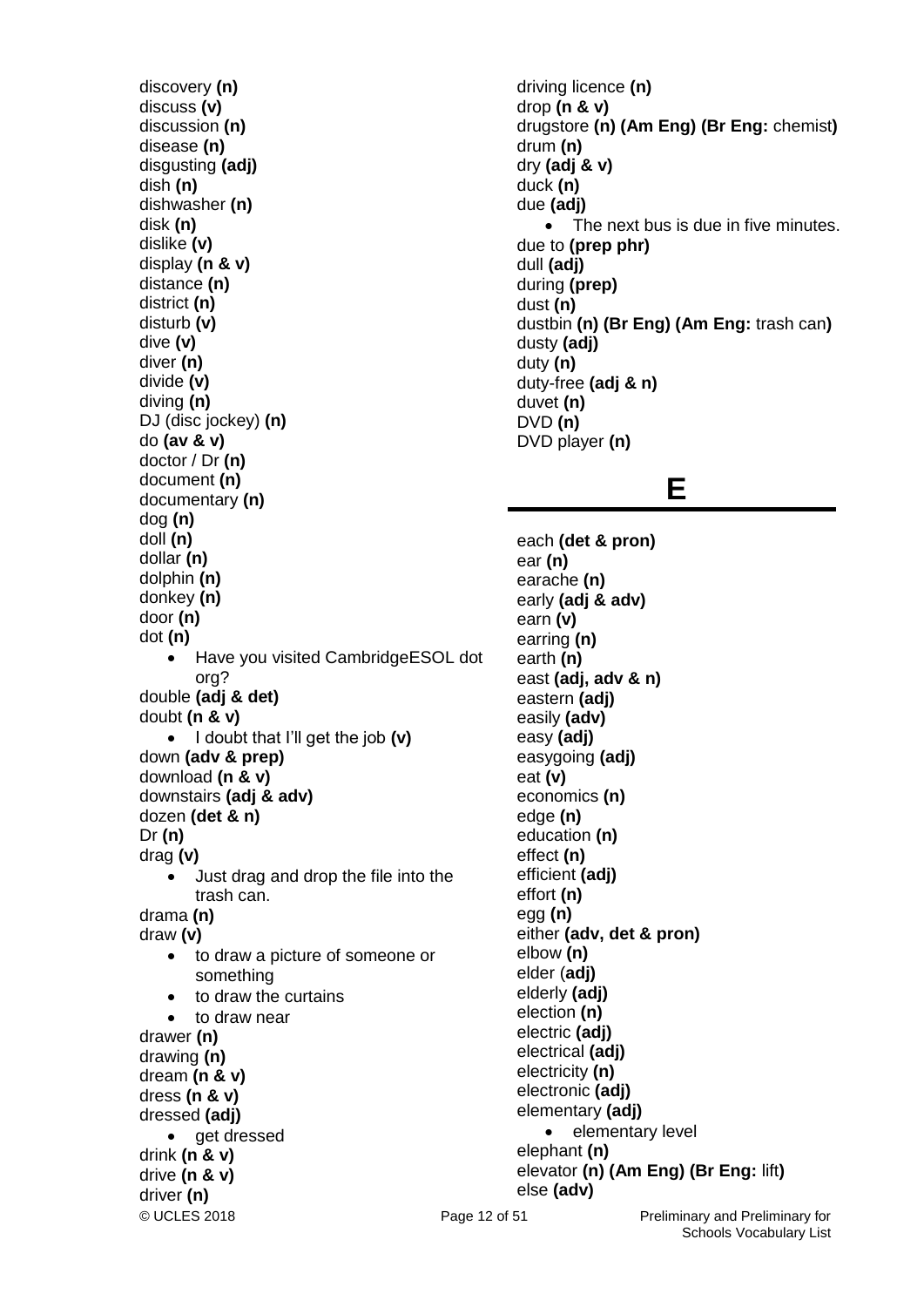discovery **(n)**
discuss **(v)**
discussion **(n)**
disease **(n)**
disgusting **(adj)**
dish **(n)**
dishwasher **(n)**
disk **(n)**
dislike **(v)**
display **(n & v)**
distance **(n)**
district **(n)**
disturb **(v)**
dive **(v)**
diver **(n)**
divide **(v)**
diving **(n)**
DJ (disc jockey) **(n)**
do **(av & v)**
doctor / Dr **(n)**
document **(n)**
documentary **(n)**
dog **(n)**
doll **(n)**
dollar **(n)**
dolphin **(n)**
donkey **(n)**
door **(n)**
dot **(n)**

- Have you visited CambridgeESOL dot org?

double **(adj & det)**
doubt **(n & v)**

- I doubt that I'll get the job **(v)**

down **(adv & prep)**
download **(n & v)**
downstairs **(adj & adv)**
dozen **(det & n)**
Dr **(n)**
drag **(v)**

- Just drag and drop the file into the trash can.

drama **(n)**
draw **(v)**

- to draw a picture of someone or something
- to draw the curtains
- to draw near

drawer **(n)**
drawing **(n)**
dream **(n & v)**
dress **(n & v)**
dressed **(adj)**

- get dressed

drink **(n & v)**
drive **(n & v)**
driver **(n)**
driving licence **(n)**
drop **(n & v)**
drugstore **(n) (Am Eng) (Br Eng:** chemist**)**
drum **(n)**
dry **(adj & v)**
duck **(n)**
due **(adj)**

- The next bus is due in five minutes.

due to **(prep phr)**
dull **(adj)**
during **(prep)**
dust **(n)**
dustbin **(n) (Br Eng) (Am Eng:** trash can**)**
dusty **(adj)**
duty **(n)**
duty-free **(adj & n)**
duvet **(n)**
DVD **(n)**
DVD player **(n)**

# E

each **(det & pron)**
ear **(n)**
earache **(n)**
early **(adj & adv)**
earn **(v)**
earring **(n)**
earth **(n)**
east **(adj, adv & n)**
eastern **(adj)**
easily **(adv)**
easy **(adj)**
easygoing **(adj)**
eat **(v)**
economics **(n)**
edge **(n)**
education **(n)**
effect **(n)**
efficient **(adj)**
effort **(n)**
egg **(n)**
either **(adv, det & pron)**
elbow **(n)**
elder (**adj)**
elderly **(adj)**
election **(n)**
electric **(adj)**
electrical **(adj)**
electricity **(n)**
electronic **(adj)**
elementary **(adj)**

- elementary level

elephant **(n)**
elevator **(n) (Am Eng) (Br Eng:** lift**)**
else **(adv)**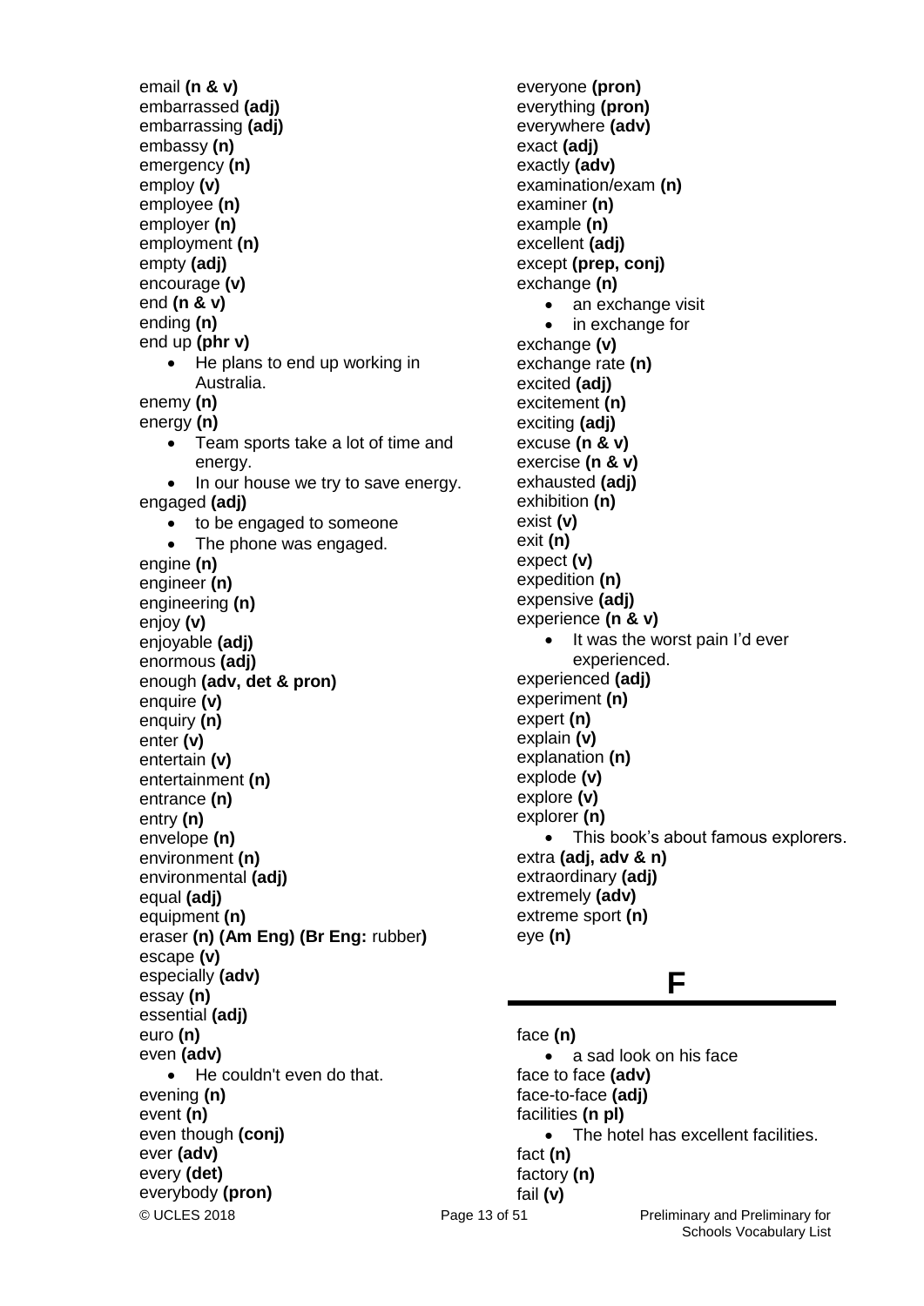email **(n & v)**
embarrassed **(adj)**
embarrassing **(adj)**
embassy **(n)**
emergency **(n)**
employ **(v)**
employee **(n)**
employer **(n)**
employment **(n)**
empty **(adj)**
encourage **(v)**
end **(n & v)**
ending **(n)**
end up **(phr v)**

- He plans to end up working in Australia.

enemy **(n)**
energy **(n)**

- Team sports take a lot of time and energy.
- In our house we try to save energy.

engaged **(adj)**

- to be engaged to someone
- The phone was engaged.

engine **(n)**
engineer **(n)**
engineering **(n)**
enjoy **(v)**
enjoyable **(adj)**
enormous **(adj)**
enough **(adv, det & pron)**
enquire **(v)**
enquiry **(n)**
enter **(v)**
entertain **(v)**
entertainment **(n)**
entrance **(n)**
entry **(n)**
envelope **(n)**
environment **(n)**
environmental **(adj)**
equal **(adj)**
equipment **(n)**
eraser **(n) (Am Eng) (Br Eng:** rubber**)**
escape **(v)**
especially **(adv)**
essay **(n)**
essential **(adj)**
euro **(n)**
even **(adv)**

- He couldn't even do that.

evening **(n)**
event **(n)**
even though **(conj)**
ever **(adv)**
every **(det)**
everybody **(pron)**
everyone **(pron)**
everything **(pron)**
everywhere **(adv)**
exact **(adj)**
exactly **(adv)**
examination/exam **(n)**
examiner **(n)**
example **(n)**
excellent **(adj)**
except **(prep, conj)**
exchange **(n)**

- an exchange visit
- in exchange for

exchange **(v)**
exchange rate **(n)**
excited **(adj)**
excitement **(n)**
exciting **(adj)**
excuse **(n & v)**
exercise **(n & v)**
exhausted **(adj)**
exhibition **(n)**
exist **(v)**
exit **(n)**
expect **(v)**
expedition **(n)**
expensive **(adj)**
experience **(n & v)**

- It was the worst pain I'd ever experienced.

experienced **(adj)**
experiment **(n)**
expert **(n)**
explain **(v)**
explanation **(n)**
explode **(v)**
explore **(v)**
explorer **(n)**

- This book's about famous explorers.

extra **(adj, adv & n)**
extraordinary **(adj)**
extremely **(adv)**
extreme sport **(n)**
eye **(n)**

# F

face **(n)**

- a sad look on his face

face to face **(adv)**
face-to-face **(adj)**
facilities **(n pl)**

- The hotel has excellent facilities.

fact **(n)**
factory **(n)**
fail **(v)**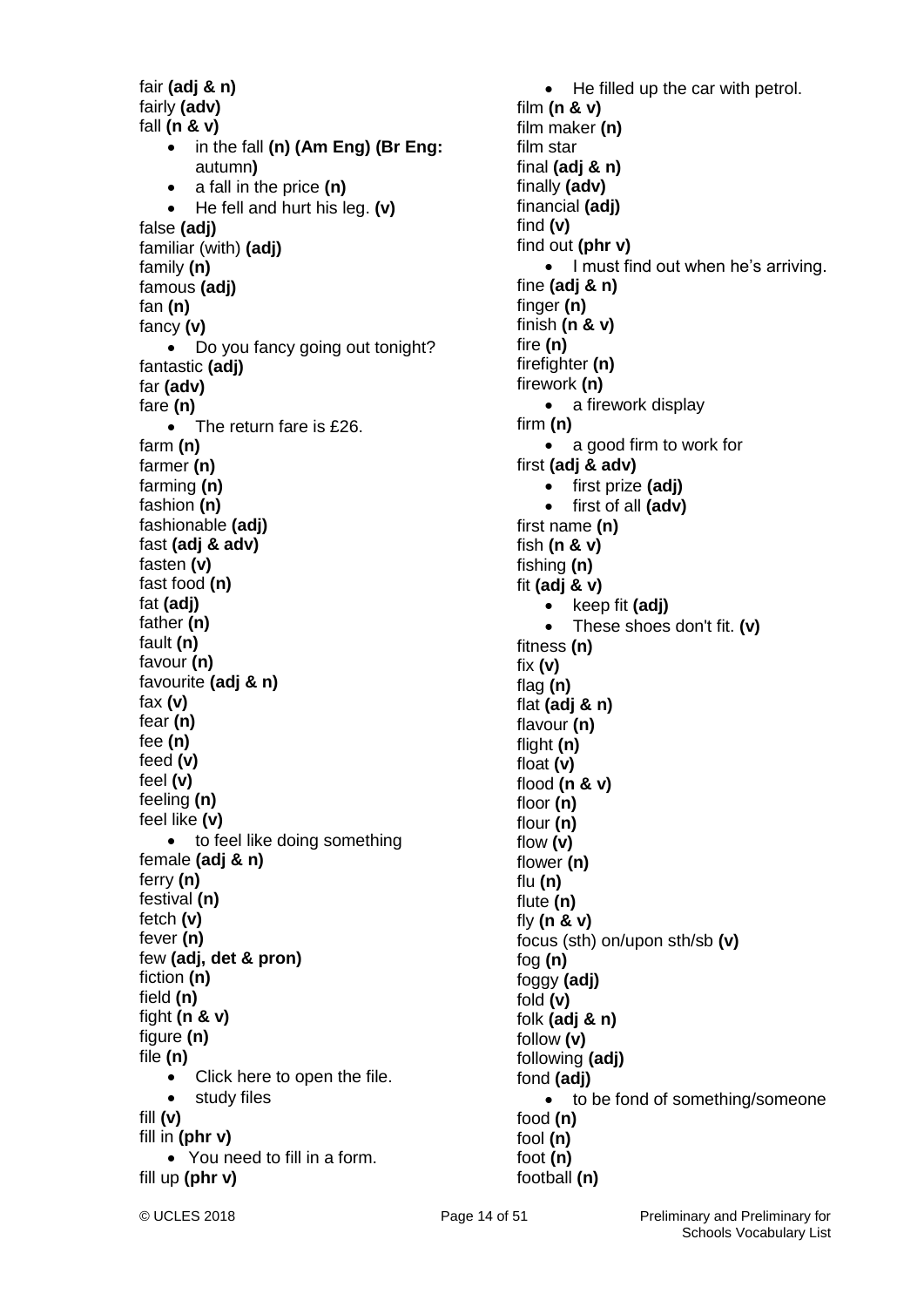fair **(adj & n)**
fairly **(adv)**
fall **(n & v)**

- in the fall **(n) (Am Eng) (Br Eng:** autumn**)**
- a fall in the price **(n)**
- He fell and hurt his leg. **(v)**

false **(adj)**
familiar (with) **(adj)**
family **(n)**
famous **(adj)**
fan **(n)**
fancy **(v)**

- Do you fancy going out tonight?

fantastic **(adj)**
far **(adv)**
fare **(n)**

- The return fare is £26.

farm **(n)**
farmer **(n)**
farming **(n)**
fashion **(n)**
fashionable **(adj)**
fast **(adj & adv)**
fasten **(v)**
fast food **(n)**
fat **(adj)**
father **(n)**
fault **(n)**
favour **(n)**
favourite **(adj & n)**
fax **(v)**
fear **(n)**
fee **(n)**
feed **(v)**
feel **(v)**
feeling **(n)**
feel like **(v)**

- to feel like doing something

female **(adj & n)**
ferry **(n)**
festival **(n)**
fetch **(v)**
fever **(n)**
few **(adj, det & pron)**
fiction **(n)**
field **(n)**
fight **(n & v)**
figure **(n)**
file **(n)**

- Click here to open the file.
- study files

fill **(v)**
fill in **(phr v)**

- You need to fill in a form.

fill up **(phr v)**

- He filled up the car with petrol.

film **(n & v)**
film maker **(n)**
film star
final **(adj & n)**
finally **(adv)**
financial **(adj)**
find **(v)**
find out **(phr v)**

- I must find out when he's arriving.

fine **(adj & n)**
finger **(n)**
finish **(n & v)**
fire **(n)**
firefighter **(n)**
firework **(n)**

- a firework display

firm **(n)**

- a good firm to work for

first **(adj & adv)**

- first prize **(adj)**
- first of all **(adv)**

first name **(n)**
fish **(n & v)**
fishing **(n)**
fit **(adj & v)**

- keep fit **(adj)**
- These shoes don't fit. **(v)**

fitness **(n)**
fix **(v)**
flag **(n)**
flat **(adj & n)**
flavour **(n)**
flight **(n)**
float **(v)**
flood **(n & v)**
floor **(n)**
flour **(n)**
flow **(v)**
flower **(n)**
flu **(n)**
flute **(n)**
fly **(n & v)**
focus (sth) on/upon sth/sb **(v)**
fog **(n)**
foggy **(adj)**
fold **(v)**
folk **(adj & n)**
follow **(v)**
following **(adj)**
fond **(adj)**

- to be fond of something/someone

food **(n)**
fool **(n)**
foot **(n)**
football **(n)**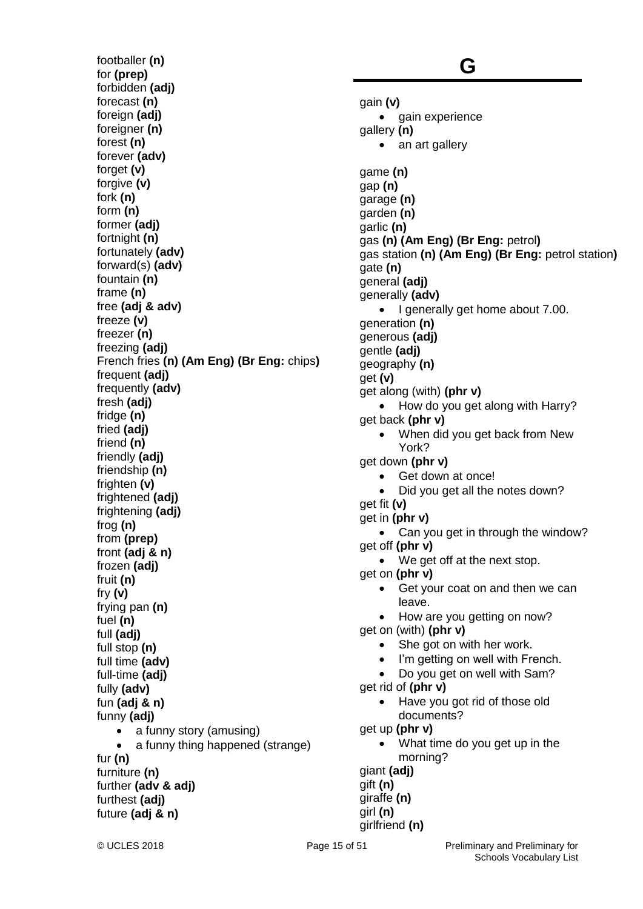footballer **(n)**
for **(prep)**
forbidden **(adj)**
forecast **(n)**
foreign **(adj)**
foreigner **(n)**
forest **(n)**
forever **(adv)**
forget **(v)**
forgive **(v)**
fork **(n)**
form **(n)**
former **(adj)**
fortnight **(n)**
fortunately **(adv)**
forward(s) **(adv)**
fountain **(n)**
frame **(n)**
free **(adj & adv)**
freeze **(v)**
freezer **(n)**
freezing **(adj)**
French fries **(n) (Am Eng) (Br Eng:** chips**)**
frequent **(adj)**
frequently **(adv)**
fresh **(adj)**
fridge **(n)**
fried **(adj)**
friend **(n)**
friendly **(adj)**
friendship **(n)**
frighten **(v)**
frightened **(adj)**
frightening **(adj)**
frog **(n)**
from **(prep)**
front **(adj & n)**
frozen **(adj)**
fruit **(n)**
fry **(v)**
frying pan **(n)**
fuel **(n)**
full **(adj)**
full stop **(n)**
full time **(adv)**
full-time **(adj)**
fully **(adv)**
fun **(adj & n)**
funny **(adj)**

- a funny story (amusing)
- a funny thing happened (strange)

fur **(n)**
furniture **(n)**
further **(adv & adj)**
furthest **(adj)**
future **(adj & n)**

# G

gain **(v)**

- gain experience

gallery **(n)**

- an art gallery

game **(n)**
gap **(n)**
garage **(n)**
garden **(n)**
garlic **(n)**
gas **(n) (Am Eng) (Br Eng:** petrol**)**
gas station **(n) (Am Eng) (Br Eng:** petrol station**)**
gate **(n)**
general **(adj)**
generally **(adv)**

- I generally get home about 7.00.

generation **(n)**
generous **(adj)**
gentle **(adj)**
geography **(n)**
get **(v)**
get along (with) **(phr v)**

- How do you get along with Harry?

get back **(phr v)**

- When did you get back from New York?

get down **(phr v)**

- Get down at once!
- Did you get all the notes down?

get fit **(v)**
get in **(phr v)**

- Can you get in through the window?

get off **(phr v)**

- We get off at the next stop.

get on **(phr v)**

- Get your coat on and then we can leave.
- How are you getting on now?

get on (with) **(phr v)**

- She got on with her work.
- I'm getting on well with French.
- Do you get on well with Sam?

get rid of **(phr v)**

- Have you got rid of those old documents?

get up **(phr v)**

- What time do you get up in the morning?

giant **(adj)**
gift **(n)**
giraffe **(n)**
girl **(n)**
girlfriend **(n)**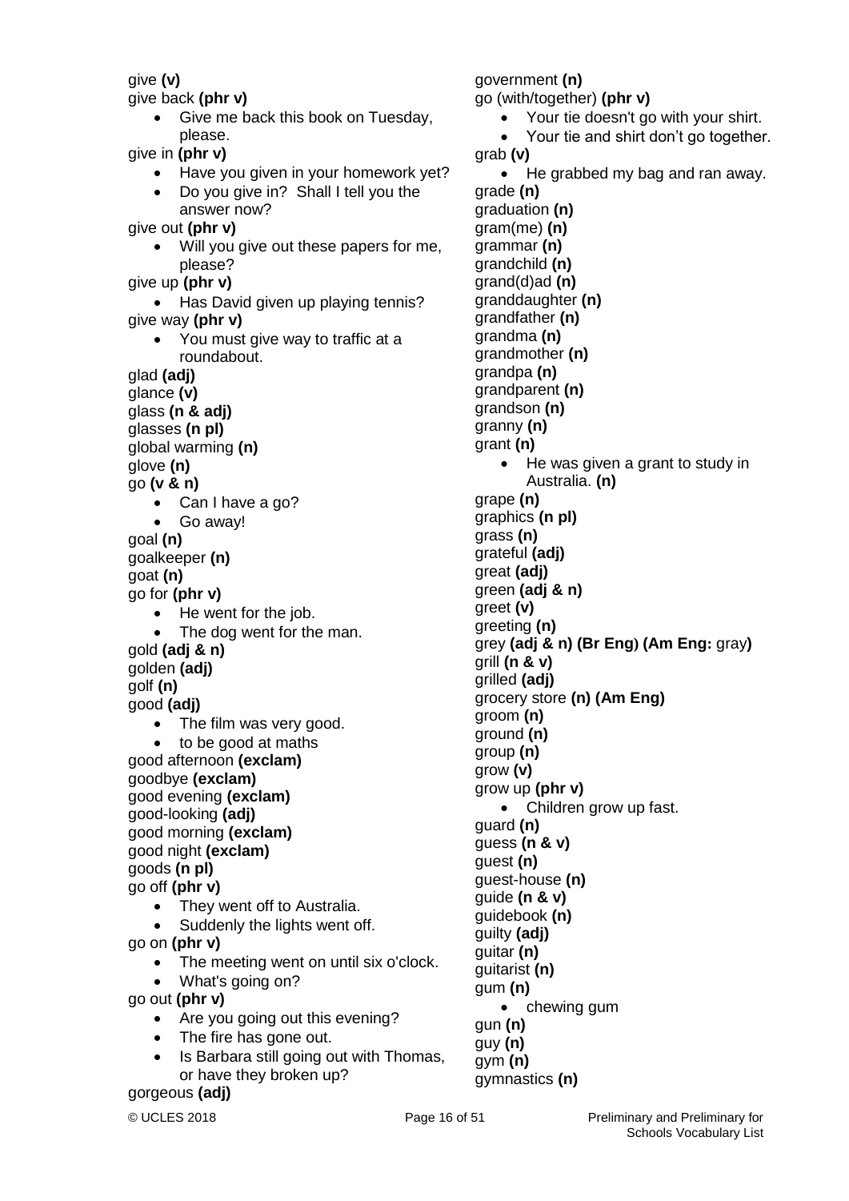give **(v)**
give back **(phr v)**

- Give me back this book on Tuesday, please.

give in **(phr v)**

- Have you given in your homework yet?
- Do you give in? Shall I tell you the answer now?

give out **(phr v)**

- Will you give out these papers for me, please?

give up **(phr v)**

- Has David given up playing tennis?

give way **(phr v)**

- You must give way to traffic at a roundabout.

glad **(adj)**
glance **(v)**
glass **(n & adj)**
glasses **(n pl)**
global warming **(n)**
glove **(n)**
go **(v & n)**

- Can I have a go?
- Go away!

goal **(n)**
goalkeeper **(n)**
goat **(n)**
go for **(phr v)**

- He went for the job.
- The dog went for the man.

gold **(adj & n)**
golden **(adj)**
golf **(n)**
good **(adj)**

- The film was very good.
- to be good at maths

good afternoon **(exclam)**
goodbye **(exclam)**
good evening **(exclam)**
good-looking **(adj)**
good morning **(exclam)**
good night **(exclam)**
goods **(n pl)**
go off **(phr v)**

- They went off to Australia.
- Suddenly the lights went off.

go on **(phr v)**

- The meeting went on until six o'clock.
- What's going on?

go out **(phr v)**

- Are you going out this evening?
- The fire has gone out.
- Is Barbara still going out with Thomas, or have they broken up?

gorgeous **(adj)**
government **(n)**
go (with/together) **(phr v)**

- Your tie doesn't go with your shirt.
- Your tie and shirt don't go together.

grab **(v)**

- He grabbed my bag and ran away.

grade **(n)**
graduation **(n)**
gram(me) **(n)**
grammar **(n)**
grandchild **(n)**
grand(d)ad **(n)**
granddaughter **(n)**
grandfather **(n)**
grandma **(n)**
grandmother **(n)**
grandpa **(n)**
grandparent **(n)**
grandson **(n)**
granny **(n)**
grant **(n)**

- He was given a grant to study in Australia. **(n)**

grape **(n)**
graphics **(n pl)**
grass **(n)**
grateful **(adj)**
great **(adj)**
green **(adj & n)**
greet **(v)**
greeting **(n)**
grey **(adj & n) (Br Eng) (Am Eng:** gray**)**
grill **(n & v)**
grilled **(adj)**
grocery store **(n) (Am Eng)**
groom **(n)**
ground **(n)**
group **(n)**
grow **(v)**
grow up **(phr v)**

- Children grow up fast.

guard **(n)**
guess **(n & v)**
guest **(n)**
guest-house **(n)**
guide **(n & v)**
guidebook **(n)**
guilty **(adj)**
guitar **(n)**
guitarist **(n)**
gum **(n)**

- chewing gum

gun **(n)**
guy **(n)**
gym **(n)**
gymnastics **(n)**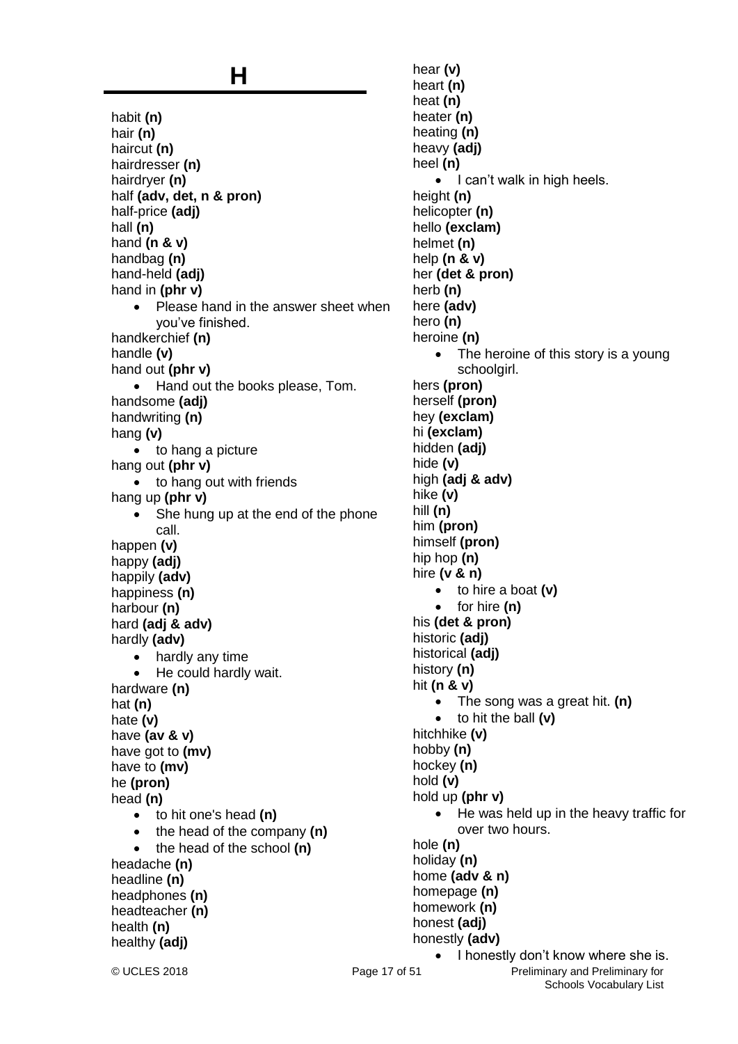# H

habit **(n)**
hair **(n)**
haircut **(n)**
hairdresser **(n)**
hairdryer **(n)**
half **(adv, det, n & pron)**
half-price **(adj)**
hall **(n)**
hand **(n & v)**
handbag **(n)**
hand-held **(adj)**
hand in **(phr v)**

- Please hand in the answer sheet when you've finished.

handkerchief **(n)**
handle **(v)**
hand out **(phr v)**

- Hand out the books please, Tom.

handsome **(adj)**
handwriting **(n)**
hang **(v)**

- to hang a picture

hang out **(phr v)**

- to hang out with friends

hang up **(phr v)**

- She hung up at the end of the phone call.

happen **(v)**
happy **(adj)**
happily **(adv)**
happiness **(n)**
harbour **(n)**
hard **(adj & adv)**
hardly **(adv)**

- hardly any time
- He could hardly wait.

hardware **(n)**
hat **(n)**
hate **(v)**
have **(av & v)**
have got to **(mv)**
have to **(mv)**
he **(pron)**
head **(n)**

- to hit one's head **(n)**
- the head of the company **(n)**
- the head of the school **(n)**

headache **(n)**
headline **(n)**
headphones **(n)**
headteacher **(n)**
health **(n)**
healthy **(adj)**
hear **(v)**
heart **(n)**
heat **(n)**
heater **(n)**
heating **(n)**
heavy **(adj)**
heel **(n)**

- I can't walk in high heels.

height **(n)**
helicopter **(n)**
hello **(exclam)**
helmet **(n)**
help **(n & v)**
her **(det & pron)**
herb **(n)**
here **(adv)**
hero **(n)**
heroine **(n)**

- The heroine of this story is a young schoolgirl.

hers **(pron)**
herself **(pron)**
hey **(exclam)**
hi **(exclam)**
hidden **(adj)**
hide **(v)**
high **(adj & adv)**
hike **(v)**
hill **(n)**
him **(pron)**
himself **(pron)**
hip hop **(n)**
hire **(v & n)**

- to hire a boat **(v)**
- for hire **(n)**

his **(det & pron)**
historic **(adj)**
historical **(adj)**
history **(n)**
hit **(n & v)**

- The song was a great hit. **(n)**
- to hit the ball **(v)**

hitchhike **(v)**
hobby **(n)**
hockey **(n)**
hold **(v)**
hold up **(phr v)**

- He was held up in the heavy traffic for over two hours.

hole **(n)**
holiday **(n)**
home **(adv & n)**
homepage **(n)**
homework **(n)**
honest **(adj)**
honestly **(adv)**

- I honestly don't know where she is.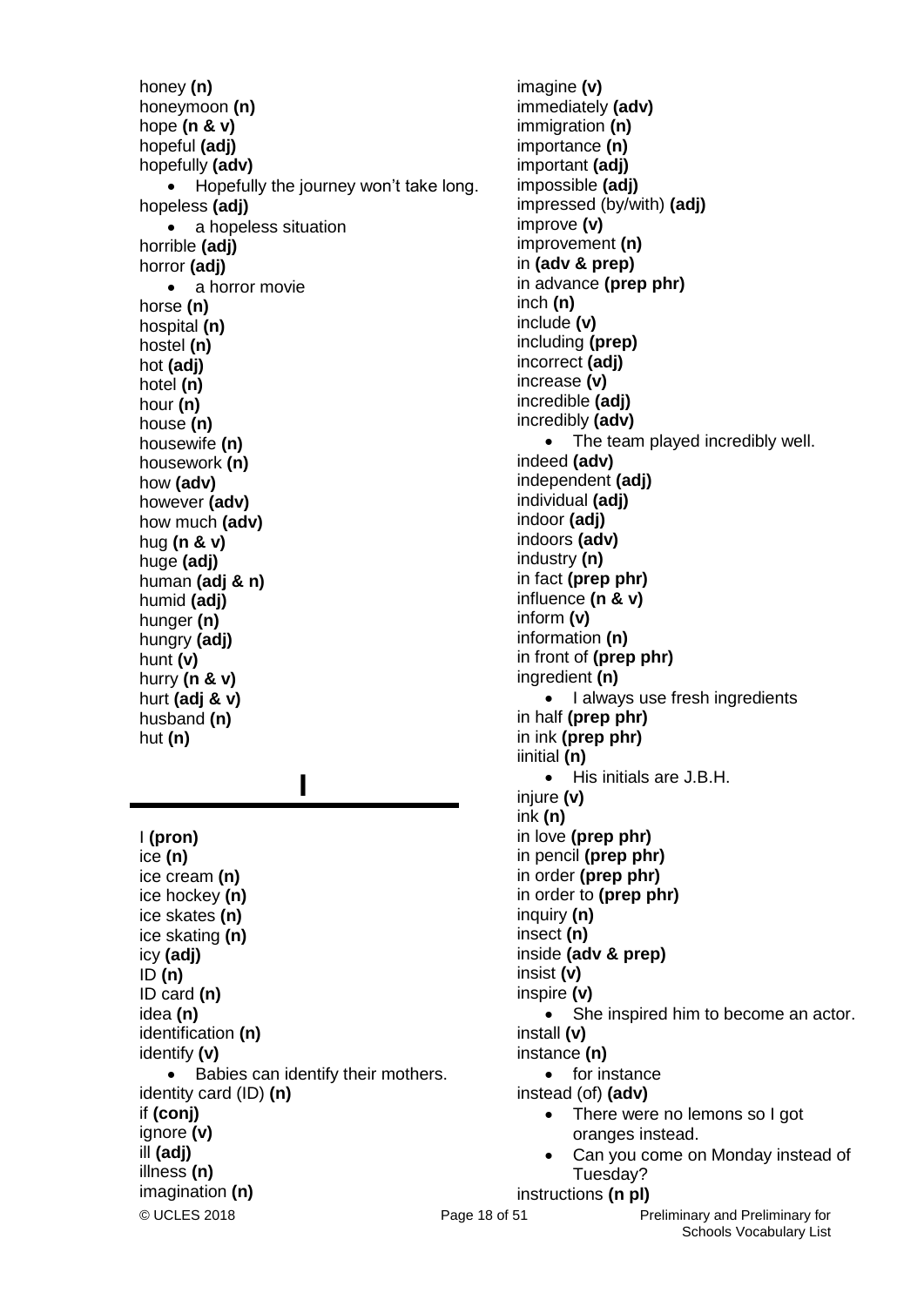honey **(n)**
honeymoon **(n)**
hope **(n & v)**
hopeful **(adj)**
hopefully **(adv)**

- Hopefully the journey won't take long.

hopeless **(adj)**

- a hopeless situation

horrible **(adj)**
horror **(adj)**

- a horror movie

horse **(n)**
hospital **(n)**
hostel **(n)**
hot **(adj)**
hotel **(n)**
hour **(n)**
house **(n)**
housewife **(n)**
housework **(n)**
how **(adv)**
however **(adv)**
how much **(adv)**
hug **(n & v)**
huge **(adj)**
human **(adj & n)**
humid **(adj)**
hunger **(n)**
hungry **(adj)**
hunt **(v)**
hurry **(n & v)**
hurt **(adj & v)**
husband **(n)**
hut **(n)**

## I

I **(pron)**
ice **(n)**
ice cream **(n)**
ice hockey **(n)**
ice skates **(n)**
ice skating **(n)**
icy **(adj)**
ID **(n)**
ID card **(n)**
idea **(n)**
identification **(n)**
identify **(v)**

- Babies can identify their mothers.

identity card (ID) **(n)**
if **(conj)**
ignore **(v)**
ill **(adj)**
illness **(n)**
imagination **(n)**
imagine **(v)**
immediately **(adv)**
immigration **(n)**
importance **(n)**
important **(adj)**
impossible **(adj)**
impressed (by/with) **(adj)**
improve **(v)**
improvement **(n)**
in **(adv & prep)**
in advance **(prep phr)**
inch **(n)**
include **(v)**
including **(prep)**
incorrect **(adj)**
increase **(v)**
incredible **(adj)**
incredibly **(adv)**

- The team played incredibly well.

indeed **(adv)**
independent **(adj)**
individual **(adj)**
indoor **(adj)**
indoors **(adv)**
industry **(n)**
in fact **(prep phr)**
influence **(n & v)**
inform **(v)**
information **(n)**
in front of **(prep phr)**
ingredient **(n)**

- I always use fresh ingredients

in half **(prep phr)**
in ink **(prep phr)**
iinitial **(n)**

- His initials are J.B.H.

injure **(v)**
ink **(n)**
in love **(prep phr)**
in pencil **(prep phr)**
in order **(prep phr)**
in order to **(prep phr)**
inquiry **(n)**
insect **(n)**
inside **(adv & prep)**
insist **(v)**
inspire **(v)**

- She inspired him to become an actor.

install **(v)**
instance **(n)**

- for instance

instead (of) **(adv)**

- There were no lemons so I got oranges instead.
- Can you come on Monday instead of Tuesday?

instructions **(n pl)**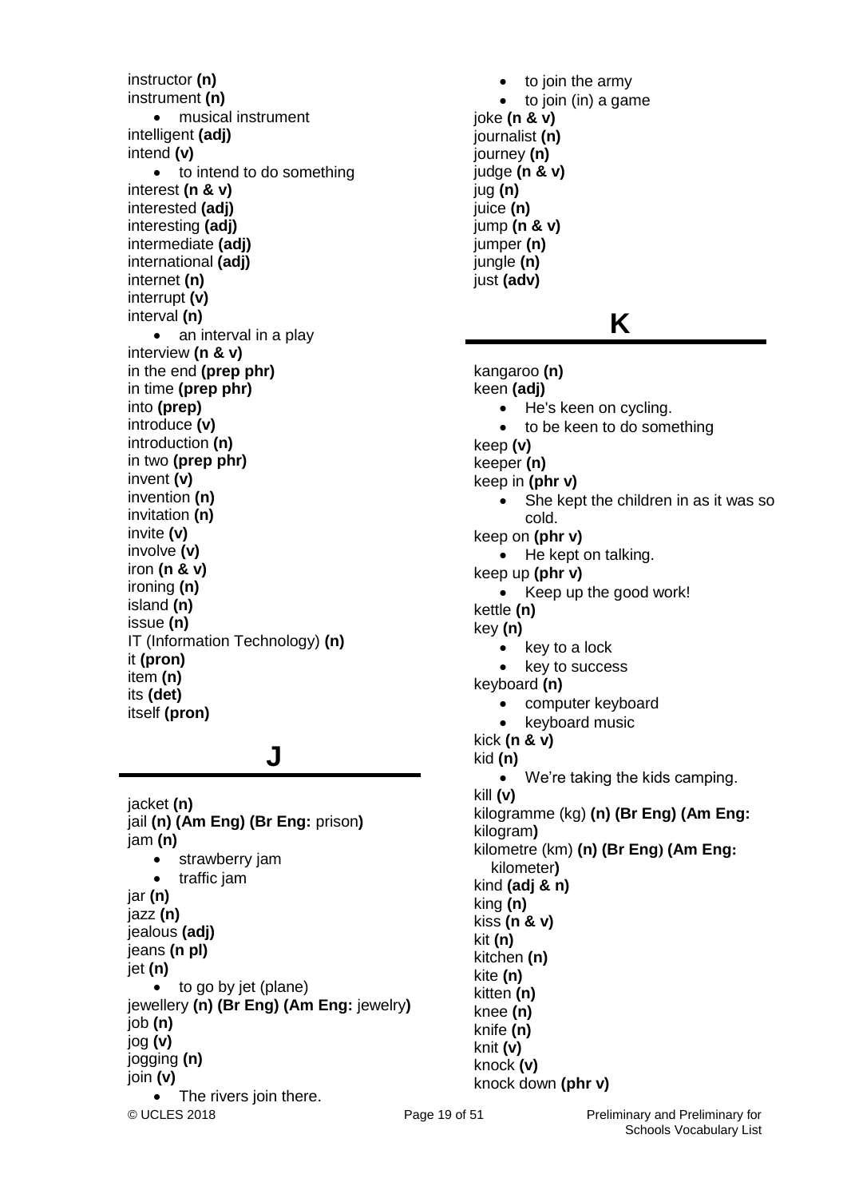instructor **(n)**
instrument **(n)**

- musical instrument

intelligent **(adj)**
intend **(v)**

- to intend to do something

interest **(n & v)**
interested **(adj)**
interesting **(adj)**
intermediate **(adj)**
international **(adj)**
internet **(n)**
interrupt **(v)**
interval **(n)**

- an interval in a play

interview **(n & v)**
in the end **(prep phr)**
in time **(prep phr)**
into **(prep)**
introduce **(v)**
introduction **(n)**
in two **(prep phr)**
invent **(v)**
invention **(n)**
invitation **(n)**
invite **(v)**
involve **(v)**
iron **(n & v)**
ironing **(n)**
island **(n)**
issue **(n)**
IT (Information Technology) **(n)**
it **(pron)**
item **(n)**
its **(det)**
itself **(pron)**

## J

jacket **(n)**
jail **(n) (Am Eng) (Br Eng:** prison**)**
jam **(n)**

- strawberry jam
- traffic jam

jar **(n)**
jazz **(n)**
jealous **(adj)**
jeans **(n pl)**
jet **(n)**

- to go by jet (plane)

jewellery **(n) (Br Eng) (Am Eng:** jewelry**)**
job **(n)**
jog **(v)**
jogging **(n)**
join **(v)**

- The rivers join there.
- to join the army
- to join (in) a game

joke **(n & v)**
journalist **(n)**
journey **(n)**
judge **(n & v)**
jug **(n)**
juice **(n)**
jump **(n & v)**
jumper **(n)**
jungle **(n)**
just **(adv)**

## K

kangaroo **(n)**
keen **(adj)**

- He's keen on cycling.
- to be keen to do something

keep **(v)**
keeper **(n)**
keep in **(phr v)**

- She kept the children in as it was so cold.

keep on **(phr v)**

- He kept on talking.

keep up **(phr v)**

- Keep up the good work!

kettle **(n)**
key **(n)**

- key to a lock
- key to success

keyboard **(n)**

- computer keyboard
- keyboard music

kick **(n & v)**
kid **(n)**

- We're taking the kids camping.

kill **(v)**
kilogramme (kg) **(n) (Br Eng) (Am Eng:** kilogram**)**
kilometre (km) **(n) (Br Eng) (Am Eng:** kilometer**)**
kind **(adj & n)**
king **(n)**
kiss **(n & v)**
kit **(n)**
kitchen **(n)**
kite **(n)**
kitten **(n)**
knee **(n)**
knife **(n)**
knit **(v)**
knock **(v)**
knock down **(phr v)**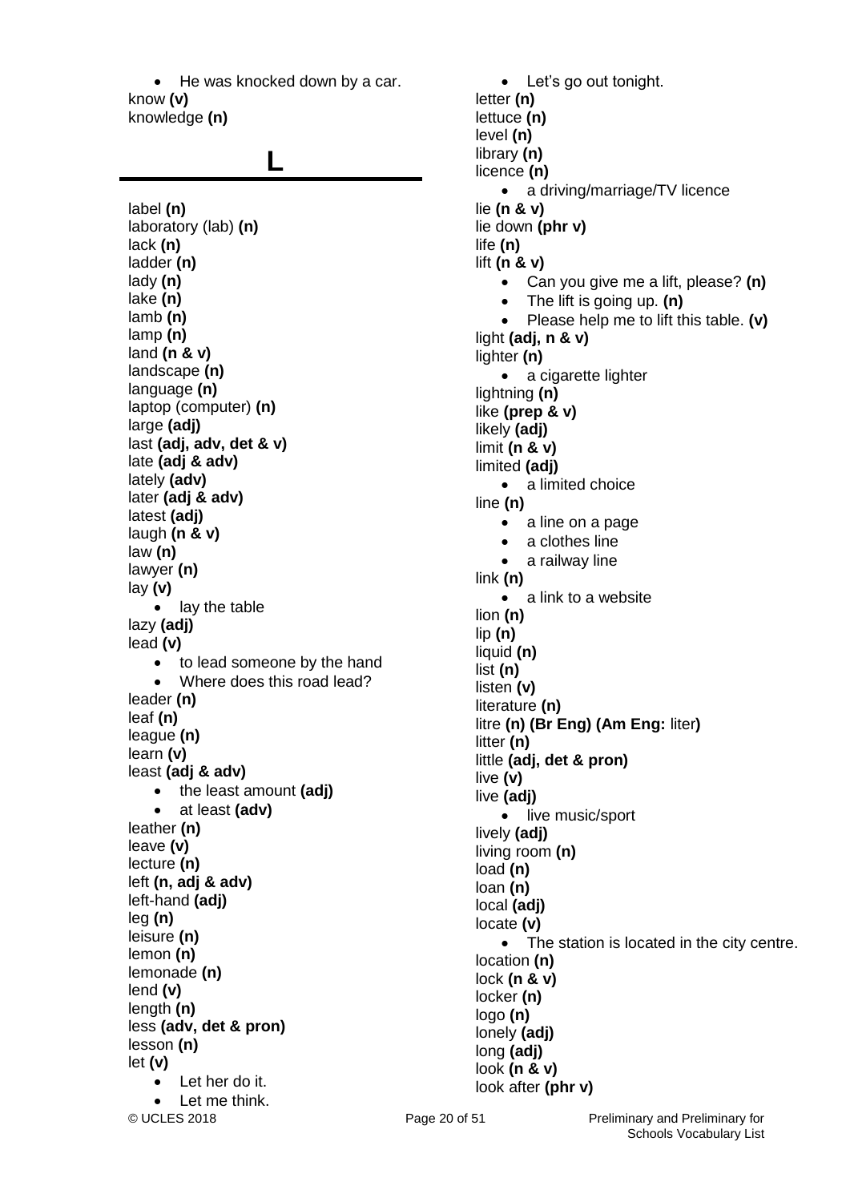- He was knocked down by a car.

know **(v)**
knowledge **(n)**

# L

label **(n)**
laboratory (lab) **(n)**
lack **(n)**
ladder **(n)**
lady **(n)**
lake **(n)**
lamb **(n)**
lamp **(n)**
land **(n & v)**
landscape **(n)**
language **(n)**
laptop (computer) **(n)**
large **(adj)**
last **(adj, adv, det & v)**
late **(adj & adv)**
lately **(adv)**
later **(adj & adv)**
latest **(adj)**
laugh **(n & v)**
law **(n)**
lawyer **(n)**
lay **(v)**

- lay the table

lazy **(adj)**
lead **(v)**

- to lead someone by the hand
- Where does this road lead?

leader **(n)**
leaf **(n)**
league **(n)**
learn **(v)**
least **(adj & adv)**

- the least amount **(adj)**
- at least **(adv)**

leather **(n)**
leave **(v)**
lecture **(n)**
left **(n, adj & adv)**
left-hand **(adj)**
leg **(n)**
leisure **(n)**
lemon **(n)**
lemonade **(n)**
lend **(v)**
length **(n)**
less **(adv, det & pron)**
lesson **(n)**
let **(v)**

- Let her do it.
- Let me think.
- Let's go out tonight.

letter **(n)**
lettuce **(n)**
level **(n)**
library **(n)**
licence **(n)**

- a driving/marriage/TV licence

lie **(n & v)**
lie down **(phr v)**
life **(n)**
lift **(n & v)**

- Can you give me a lift, please? **(n)**
- The lift is going up. **(n)**
- Please help me to lift this table. **(v)**

light **(adj, n & v)**
lighter **(n)**

- a cigarette lighter

lightning **(n)**
like **(prep & v)**
likely **(adj)**
limit **(n & v)**
limited **(adj)**

- a limited choice

line **(n)**

- a line on a page
- a clothes line
- a railway line

link **(n)**

- a link to a website

lion **(n)**
lip **(n)**
liquid **(n)**
list **(n)**
listen **(v)**
literature **(n)**
litre **(n) (Br Eng) (Am Eng:** liter**)**
litter **(n)**
little **(adj, det & pron)**
live **(v)**
live **(adj)**

- live music/sport

lively **(adj)**
living room **(n)**
load **(n)**
loan **(n)**
local **(adj)**
locate **(v)**

- The station is located in the city centre.

location **(n)**
lock **(n & v)**
locker **(n)**
logo **(n)**
lonely **(adj)**
long **(adj)**
look **(n & v)**
look after **(phr v)**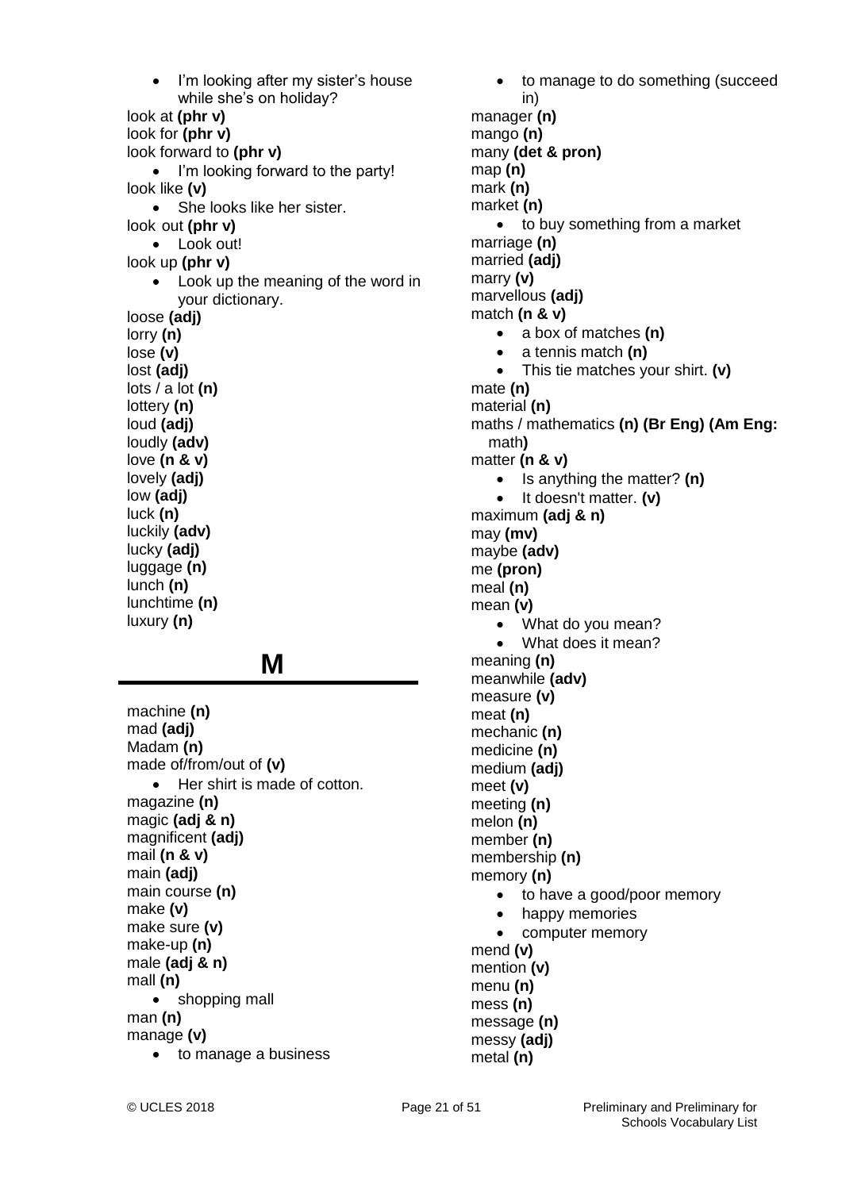- I'm looking after my sister's house while she's on holiday?

look at **(phr v)**
look for **(phr v)**
look forward to **(phr v)**

- I'm looking forward to the party!

look like **(v)**

- She looks like her sister.

look out **(phr v)**

- Look out!

look up **(phr v)**

- Look up the meaning of the word in your dictionary.

loose **(adj)**
lorry **(n)**
lose **(v)**
lost **(adj)**
lots / a lot **(n)**
lottery **(n)**
loud **(adj)**
loudly **(adv)**
love **(n & v)**
lovely **(adj)**
low **(adj)**
luck **(n)**
luckily **(adv)**
lucky **(adj)**
luggage **(n)**
lunch **(n)**
lunchtime **(n)**
luxury **(n)**

## M

machine **(n)**
mad **(adj)**
Madam **(n)**
made of/from/out of **(v)**

- Her shirt is made of cotton.

magazine **(n)**
magic **(adj & n)**
magnificent **(adj)**
mail **(n & v)**
main **(adj)**
main course **(n)**
make **(v)**
make sure **(v)**
make-up **(n)**
male **(adj & n)**
mall **(n)**

- shopping mall

man **(n)**
manage **(v)**

- to manage a business
- to manage to do something (succeed in)

manager **(n)**
mango **(n)**
many **(det & pron)**
map **(n)**
mark **(n)**
market **(n)**

- to buy something from a market

marriage **(n)**
married **(adj)**
marry **(v)**
marvellous **(adj)**
match **(n & v)**

- a box of matches **(n)**
- a tennis match **(n)**
- This tie matches your shirt. **(v)**

mate **(n)**
material **(n)**
maths / mathematics **(n) (Br Eng) (Am Eng: math)**
matter **(n & v)**

- Is anything the matter? **(n)**
- It doesn't matter. **(v)**

maximum **(adj & n)**
may **(mv)**
maybe **(adv)**
me **(pron)**
meal **(n)**
mean **(v)**

- What do you mean?
- What does it mean?

meaning **(n)**
meanwhile **(adv)**
measure **(v)**
meat **(n)**
mechanic **(n)**
medicine **(n)**
medium **(adj)**
meet **(v)**
meeting **(n)**
melon **(n)**
member **(n)**
membership **(n)**
memory **(n)**

- to have a good/poor memory
- happy memories
- computer memory

mend **(v)**
mention **(v)**
menu **(n)**
mess **(n)**
message **(n)**
messy **(adj)**
metal **(n)**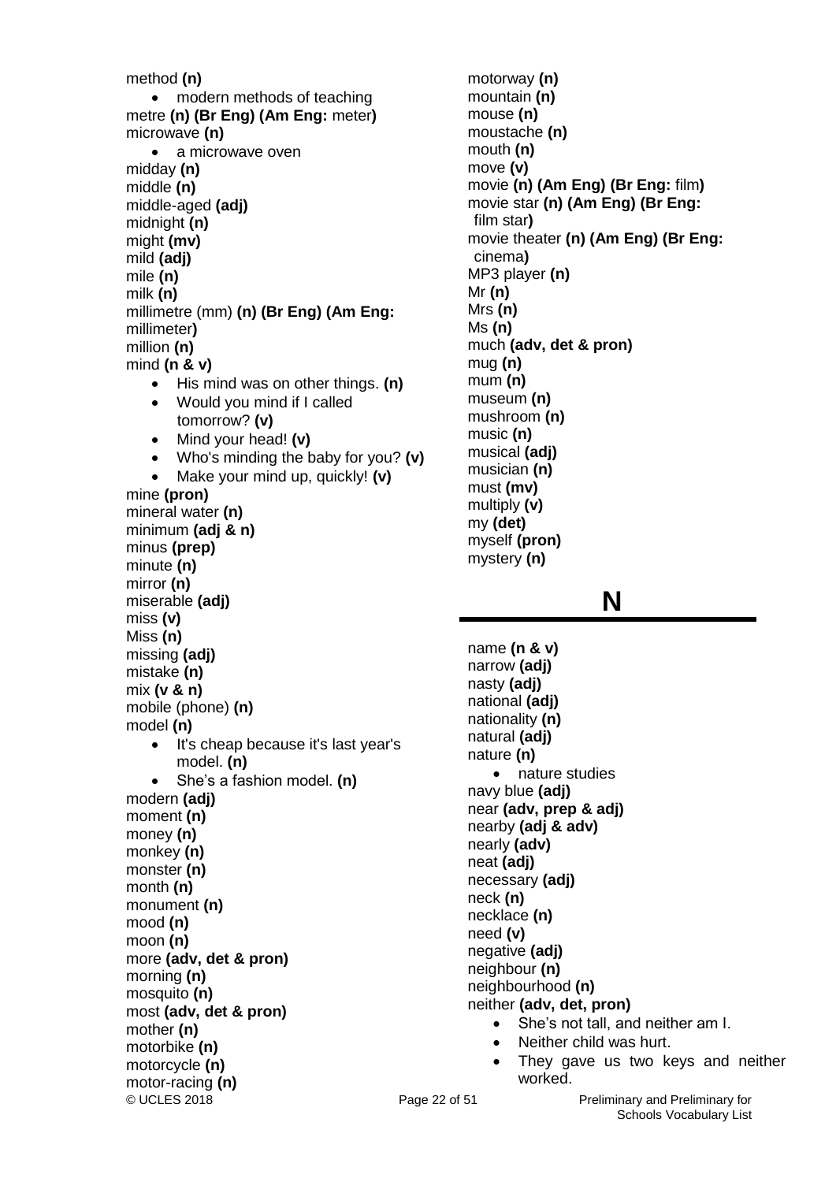method **(n)**

- modern methods of teaching

metre **(n) (Br Eng) (Am Eng:** meter**)**
microwave **(n)**

- a microwave oven

midday **(n)**
middle **(n)**
middle-aged **(adj)**
midnight **(n)**
might **(mv)**
mild **(adj)**
mile **(n)**
milk **(n)**
millimetre (mm) **(n) (Br Eng) (Am Eng:** millimeter**)**
million **(n)**
mind **(n & v)**

- His mind was on other things. **(n)**
- Would you mind if I called tomorrow? **(v)**
- Mind your head! **(v)**
- Who's minding the baby for you? **(v)**
- Make your mind up, quickly! **(v)**

mine **(pron)**
mineral water **(n)**
minimum **(adj & n)**
minus **(prep)**
minute **(n)**
mirror **(n)**
miserable **(adj)**
miss **(v)**
Miss **(n)**
missing **(adj)**
mistake **(n)**
mix **(v & n)**
mobile (phone) **(n)**
model **(n)**

- It's cheap because it's last year's model. **(n)**
- She's a fashion model. **(n)**

modern **(adj)**
moment **(n)**
money **(n)**
monkey **(n)**
monster **(n)**
month **(n)**
monument **(n)**
mood **(n)**
moon **(n)**
more **(adv, det & pron)**
morning **(n)**
mosquito **(n)**
most **(adv, det & pron)**
mother **(n)**
motorbike **(n)**
motorcycle **(n)**
motor-racing **(n)**
motorway **(n)**
mountain **(n)**
mouse **(n)**
moustache **(n)**
mouth **(n)**
move **(v)**
movie **(n) (Am Eng) (Br Eng:** film**)**
movie star **(n) (Am Eng) (Br Eng:** film star**)**
movie theater **(n) (Am Eng) (Br Eng:** cinema**)**
MP3 player **(n)**
Mr **(n)**
Mrs **(n)**
Ms **(n)**
much **(adv, det & pron)**
mug **(n)**
mum **(n)**
museum **(n)**
mushroom **(n)**
music **(n)**
musical **(adj)**
musician **(n)**
must **(mv)**
multiply **(v)**
my **(det)**
myself **(pron)**
mystery **(n)**

# N

name **(n & v)**
narrow **(adj)**
nasty **(adj)**
national **(adj)**
nationality **(n)**
natural **(adj)**
nature **(n)**

- nature studies

navy blue **(adj)**
near **(adv, prep & adj)**
nearby **(adj & adv)**
nearly **(adv)**
neat **(adj)**
necessary **(adj)**
neck **(n)**
necklace **(n)**
need **(v)**
negative **(adj)**
neighbour **(n)**
neighbourhood **(n)**
neither **(adv, det, pron)**

- She's not tall, and neither am I.
- Neither child was hurt.
- They gave us two keys and neither worked.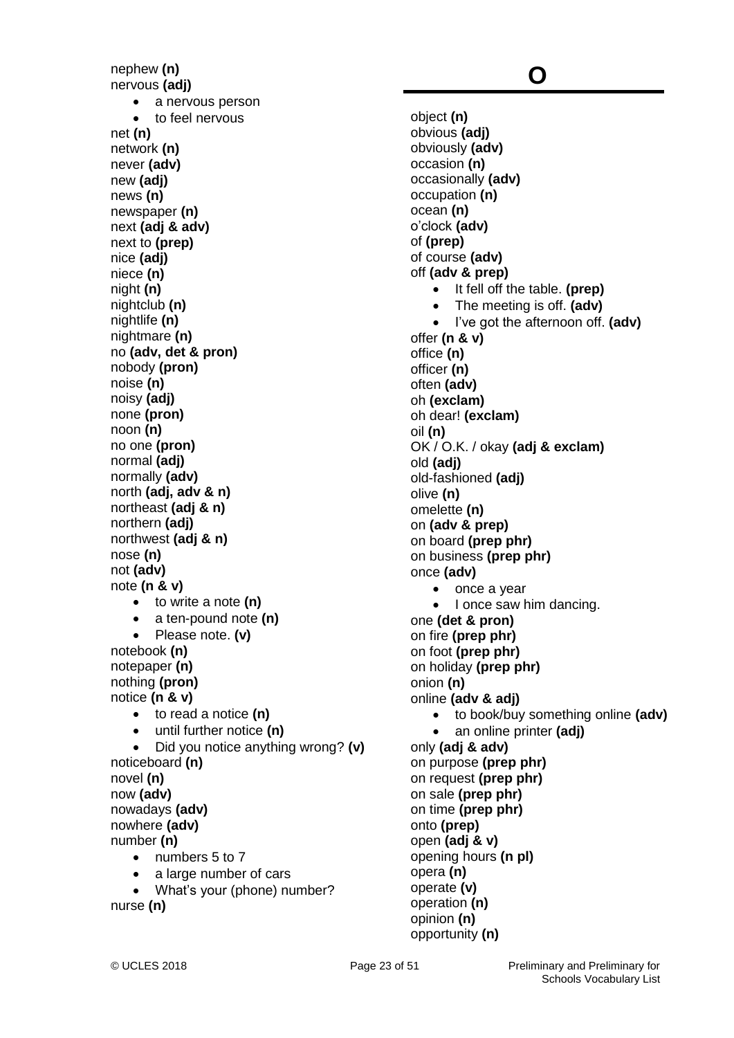nephew **(n)**
nervous **(adj)**

- a nervous person
- to feel nervous

net **(n)**
network **(n)**
never **(adv)**
new **(adj)**
news **(n)**
newspaper **(n)**
next **(adj & adv)**
next to **(prep)**
nice **(adj)**
niece **(n)**
night **(n)**
nightclub **(n)**
nightlife **(n)**
nightmare **(n)**
no **(adv, det & pron)**
nobody **(pron)**
noise **(n)**
noisy **(adj)**
none **(pron)**
noon **(n)**
no one **(pron)**
normal **(adj)**
normally **(adv)**
north **(adj, adv & n)**
northeast **(adj & n)**
northern **(adj)**
northwest **(adj & n)**
nose **(n)**
not **(adv)**
note **(n & v)**

- to write a note **(n)**
- a ten-pound note **(n)**
- Please note. **(v)**

notebook **(n)**
notepaper **(n)**
nothing **(pron)**
notice **(n & v)**

- to read a notice **(n)**
- until further notice **(n)**
- Did you notice anything wrong? **(v)**

noticeboard **(n)**
novel **(n)**
now **(adv)**
nowadays **(adv)**
nowhere **(adv)**
number **(n)**

- numbers 5 to 7
- a large number of cars
- What's your (phone) number?

nurse **(n)**

# O

object **(n)**
obvious **(adj)**
obviously **(adv)**
occasion **(n)**
occasionally **(adv)**
occupation **(n)**
ocean **(n)**
o'clock **(adv)**
of **(prep)**
of course **(adv)**
off **(adv & prep)**

- It fell off the table. **(prep)**
- The meeting is off. **(adv)**
- I've got the afternoon off. **(adv)**

offer **(n & v)**
office **(n)**
officer **(n)**
often **(adv)**
oh **(exclam)**
oh dear! **(exclam)**
oil **(n)**
OK / O.K. / okay **(adj & exclam)**
old **(adj)**
old-fashioned **(adj)**
olive **(n)**
omelette **(n)**
on **(adv & prep)**
on board **(prep phr)**
on business **(prep phr)**
once **(adv)**

- once a year
- I once saw him dancing.

one **(det & pron)**
on fire **(prep phr)**
on foot **(prep phr)**
on holiday **(prep phr)**
onion **(n)**
online **(adv & adj)**

- to book/buy something online **(adv)**
- an online printer **(adj)**

only **(adj & adv)**
on purpose **(prep phr)**
on request **(prep phr)**
on sale **(prep phr)**
on time **(prep phr)**
onto **(prep)**
open **(adj & v)**
opening hours **(n pl)**
opera **(n)**
operate **(v)**
operation **(n)**
opinion **(n)**
opportunity **(n)**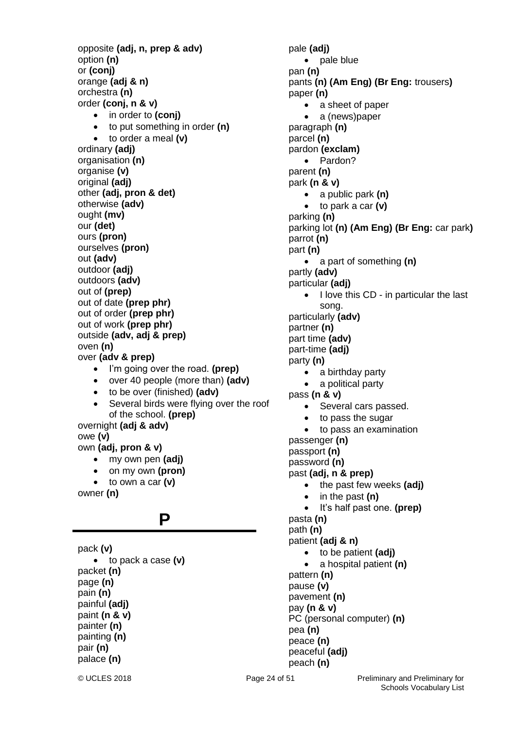opposite **(adj, n, prep & adv)**
option **(n)**
or **(conj)**
orange **(adj & n)**
orchestra **(n)**
order **(conj, n & v)**

- in order to **(conj)**
- to put something in order **(n)**
- to order a meal **(v)**

ordinary **(adj)**
organisation **(n)**
organise **(v)**
original **(adj)**
other **(adj, pron & det)**
otherwise **(adv)**
ought **(mv)**
our **(det)**
ours **(pron)**
ourselves **(pron)**
out **(adv)**
outdoor **(adj)**
outdoors **(adv)**
out of **(prep)**
out of date **(prep phr)**
out of order **(prep phr)**
out of work **(prep phr)**
outside **(adv, adj & prep)**
oven **(n)**
over **(adv & prep)**

- I'm going over the road. **(prep)**
- over 40 people (more than) **(adv)**
- to be over (finished) **(adv)**
- Several birds were flying over the roof of the school. **(prep)**

overnight **(adj & adv)**
owe **(v)**
own **(adj, pron & v)**

- my own pen **(adj)**
- on my own **(pron)**
- to own a car **(v)**

owner **(n)**

# P

pack **(v)**

- to pack a case **(v)**

packet **(n)**
page **(n)**
pain **(n)**
painful **(adj)**
paint **(n & v)**
painter **(n)**
painting **(n)**
pair **(n)**
palace **(n)**
pale **(adj)**

- pale blue

pan **(n)**
pants **(n) (Am Eng) (Br Eng:** trousers**)**
paper **(n)**

- a sheet of paper
- a (news)paper

paragraph **(n)**
parcel **(n)**
pardon **(exclam)**

- Pardon?

parent **(n)**
park **(n & v)**

- a public park **(n)**
- to park a car **(v)**

parking **(n)**
parking lot **(n) (Am Eng) (Br Eng:** car park**)**
parrot **(n)**
part **(n)**

- a part of something **(n)**

partly **(adv)**
particular **(adj)**

- I love this CD - in particular the last song.

particularly **(adv)**
partner **(n)**
part time **(adv)**
part-time **(adj)**
party **(n)**

- a birthday party
- a political party

pass **(n & v)**

- Several cars passed.
- to pass the sugar
- to pass an examination

passenger **(n)**
passport **(n)**
password **(n)**
past **(adj, n & prep)**

- the past few weeks **(adj)**
- in the past **(n)**
- It's half past one. **(prep)**

pasta **(n)**
path **(n)**
patient **(adj & n)**

- to be patient **(adj)**
- a hospital patient **(n)**

pattern **(n)**
pause **(v)**
pavement **(n)**
pay **(n & v)**
PC (personal computer) **(n)**
pea **(n)**
peace **(n)**
peaceful **(adj)**
peach **(n)**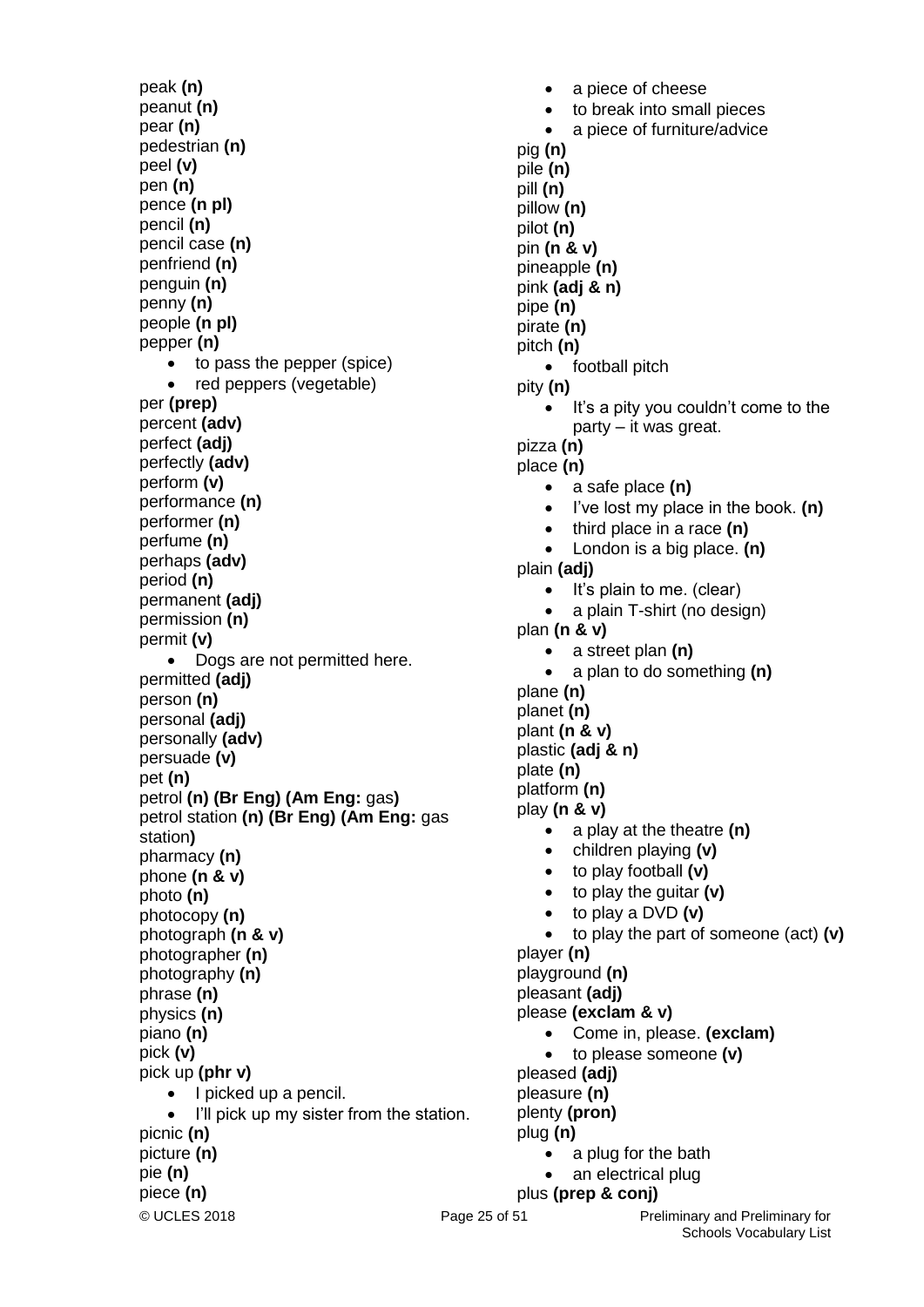peak **(n)**
peanut **(n)**
pear **(n)**
pedestrian **(n)**
peel **(v)**
pen **(n)**
pence **(n pl)**
pencil **(n)**
pencil case **(n)**
penfriend **(n)**
penguin **(n)**
penny **(n)**
people **(n pl)**
pepper **(n)**

- to pass the pepper (spice)
- red peppers (vegetable)

per **(prep)**
percent **(adv)**
perfect **(adj)**
perfectly **(adv)**
perform **(v)**
performance **(n)**
performer **(n)**
perfume **(n)**
perhaps **(adv)**
period **(n)**
permanent **(adj)**
permission **(n)**
permit **(v)**

- Dogs are not permitted here.

permitted **(adj)**
person **(n)**
personal **(adj)**
personally **(adv)**
persuade **(v)**
pet **(n)**
petrol **(n) (Br Eng) (Am Eng:** gas**)**
petrol station **(n) (Br Eng) (Am Eng:** gas station**)**
pharmacy **(n)**
phone **(n & v)**
photo **(n)**
photocopy **(n)**
photograph **(n & v)**
photographer **(n)**
photography **(n)**
phrase **(n)**
physics **(n)**
piano **(n)**
pick **(v)**
pick up **(phr v)**

- I picked up a pencil.
- I'll pick up my sister from the station.

picnic **(n)**
picture **(n)**
pie **(n)**
piece **(n)**

- a piece of cheese
- to break into small pieces
- a piece of furniture/advice

pig **(n)**
pile **(n)**
pill **(n)**
pillow **(n)**
pilot **(n)**
pin **(n & v)**
pineapple **(n)**
pink **(adj & n)**
pipe **(n)**
pirate **(n)**
pitch **(n)**

- football pitch

pity **(n)**

- It's a pity you couldn't come to the party – it was great.

pizza **(n)**
place **(n)**

- a safe place **(n)**
- I've lost my place in the book. **(n)**
- third place in a race **(n)**
- London is a big place. **(n)**

plain **(adj)**

- It's plain to me. (clear)
- a plain T-shirt (no design)

plan **(n & v)**

- a street plan **(n)**
- a plan to do something **(n)**

plane **(n)**
planet **(n)**
plant **(n & v)**
plastic **(adj & n)**
plate **(n)**
platform **(n)**
play **(n & v)**

- a play at the theatre **(n)**
- children playing **(v)**
- to play football **(v)**
- to play the guitar **(v)**
- to play a DVD **(v)**
- to play the part of someone (act) **(v)**

player **(n)**
playground **(n)**
pleasant **(adj)**
please **(exclam & v)**

- Come in, please. **(exclam)**
- to please someone **(v)**

pleased **(adj)**
pleasure **(n)**
plenty **(pron)**
plug **(n)**

- a plug for the bath
- an electrical plug

plus **(prep & conj)**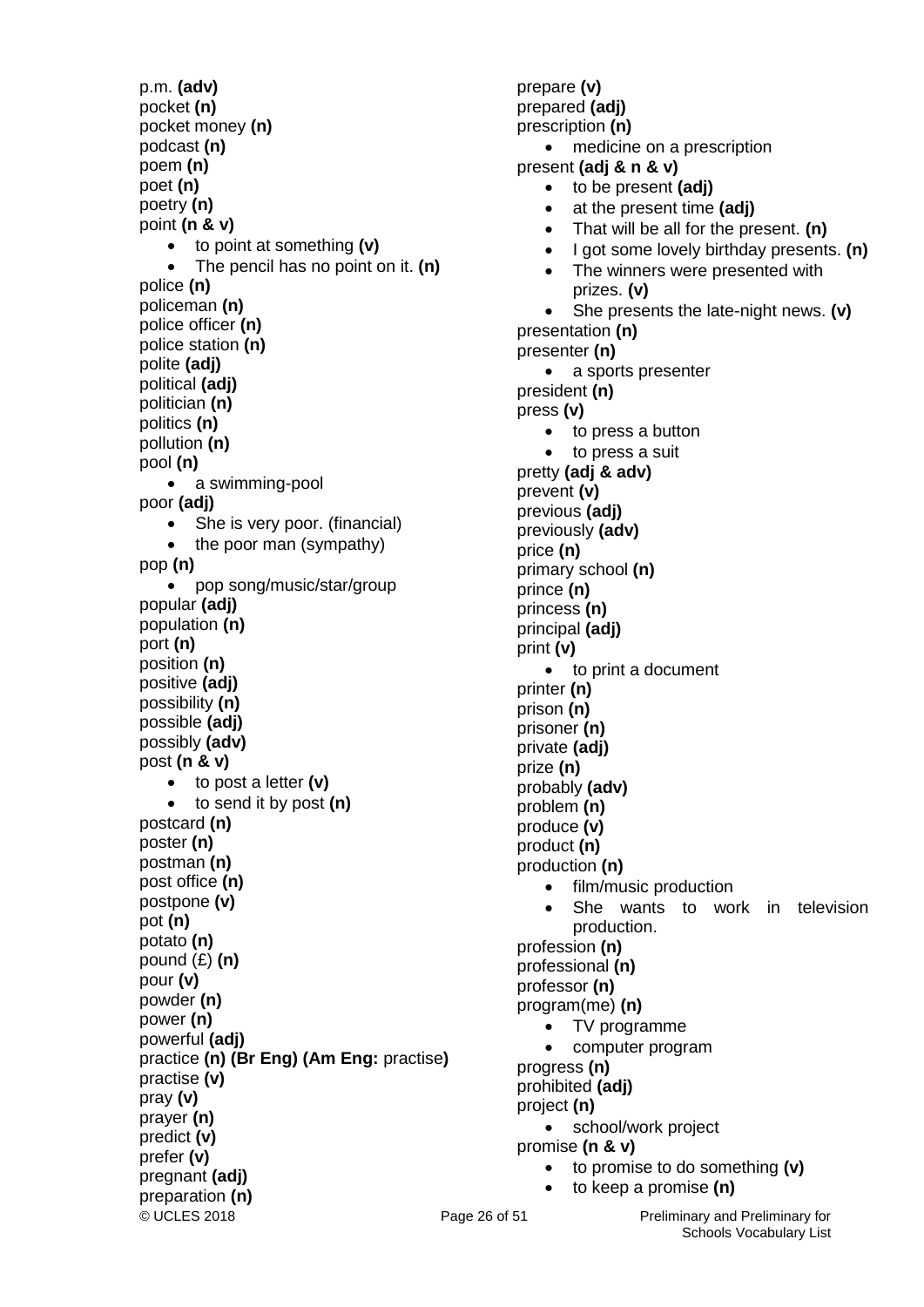p.m. **(adv)**
pocket **(n)**
pocket money **(n)**
podcast **(n)**
poem **(n)**
poet **(n)**
poetry **(n)**
point **(n & v)**

- to point at something **(v)**
- The pencil has no point on it. **(n)**

police **(n)**
policeman **(n)**
police officer **(n)**
police station **(n)**
polite **(adj)**
political **(adj)**
politician **(n)**
politics **(n)**
pollution **(n)**
pool **(n)**

- a swimming-pool

poor **(adj)**

- She is very poor. (financial)
- the poor man (sympathy)

pop **(n)**

- pop song/music/star/group

popular **(adj)**
population **(n)**
port **(n)**
position **(n)**
positive **(adj)**
possibility **(n)**
possible **(adj)**
possibly **(adv)**
post **(n & v)**

- to post a letter **(v)**
- to send it by post **(n)**

postcard **(n)**
poster **(n)**
postman **(n)**
post office **(n)**
postpone **(v)**
pot **(n)**
potato **(n)**
pound (£) **(n)**
pour **(v)**
powder **(n)**
power **(n)**
powerful **(adj)**
practice **(n) (Br Eng) (Am Eng:** practise**)**
practise **(v)**
pray **(v)**
prayer **(n)**
predict **(v)**
prefer **(v)**
pregnant **(adj)**
preparation **(n)**
prepare **(v)**
prepared **(adj)**
prescription **(n)**

- medicine on a prescription

present **(adj & n & v)**

- to be present **(adj)**
- at the present time **(adj)**
- That will be all for the present. **(n)**
- I got some lovely birthday presents. **(n)**
- The winners were presented with prizes. **(v)**
- She presents the late-night news. **(v)**

presentation **(n)**
presenter **(n)**

- a sports presenter

president **(n)**
press **(v)**

- to press a button
- to press a suit

pretty **(adj & adv)**
prevent **(v)**
previous **(adj)**
previously **(adv)**
price **(n)**
primary school **(n)**
prince **(n)**
princess **(n)**
principal **(adj)**
print **(v)**

- to print a document

printer **(n)**
prison **(n)**
prisoner **(n)**
private **(adj)**
prize **(n)**
probably **(adv)**
problem **(n)**
produce **(v)**
product **(n)**
production **(n)**

- film/music production
- She wants to work in television production.

profession **(n)**
professional **(n)**
professor **(n)**
program(me) **(n)**

- TV programme
- computer program

progress **(n)**
prohibited **(adj)**
project **(n)**

- school/work project

promise **(n & v)**

- to promise to do something **(v)**
- to keep a promise **(n)**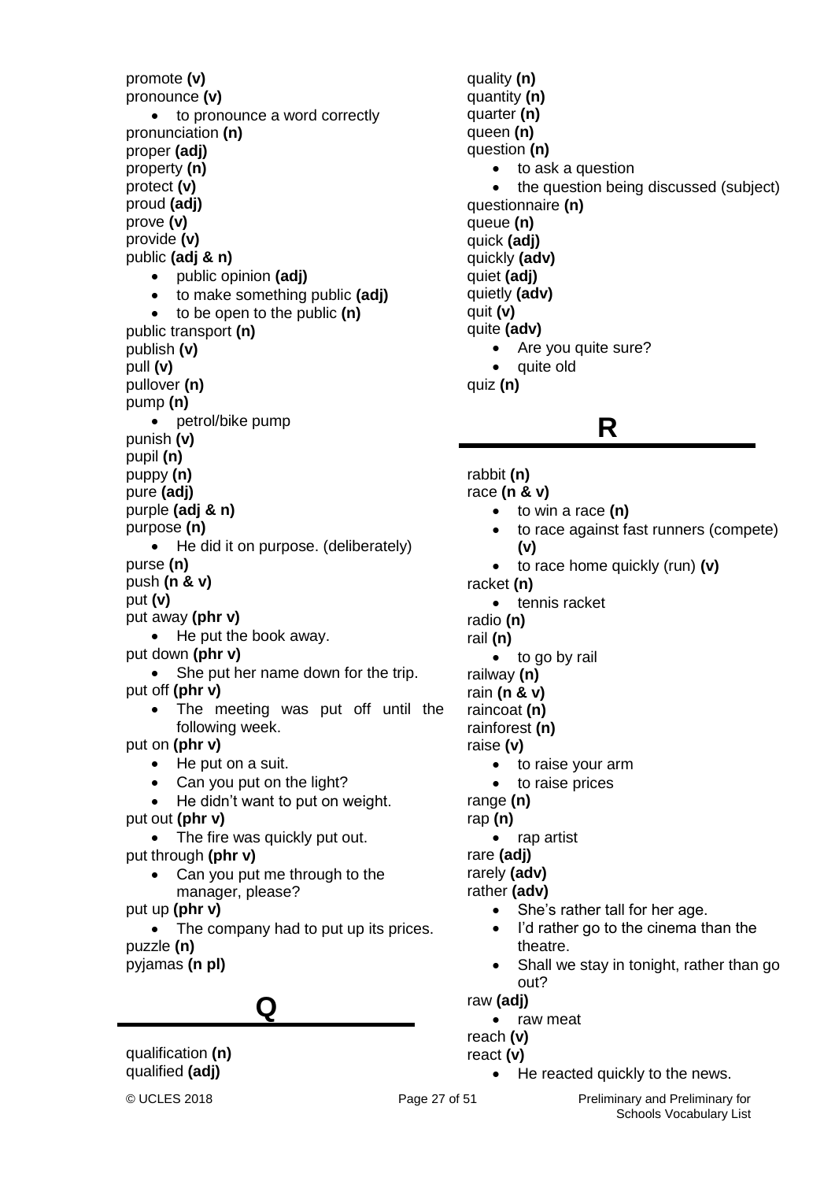promote **(v)**
pronounce **(v)**

- to pronounce a word correctly

pronunciation **(n)**
proper **(adj)**
property **(n)**
protect **(v)**
proud **(adj)**
prove **(v)**
provide **(v)**
public **(adj & n)**

- public opinion **(adj)**
- to make something public **(adj)**
- to be open to the public **(n)**

public transport **(n)**
publish **(v)**
pull **(v)**
pullover **(n)**
pump **(n)**

- petrol/bike pump

punish **(v)**
pupil **(n)**
puppy **(n)**
pure **(adj)**
purple **(adj & n)**
purpose **(n)**

- He did it on purpose. (deliberately)

purse **(n)**
push **(n & v)**
put **(v)**
put away **(phr v)**

- He put the book away.

put down **(phr v)**

- She put her name down for the trip.

put off **(phr v)**

- The meeting was put off until the following week.

put on **(phr v)**

- He put on a suit.
- Can you put on the light?
- He didn't want to put on weight.

put out **(phr v)**

- The fire was quickly put out.

put through **(phr v)**

- Can you put me through to the manager, please?

put up **(phr v)**

- The company had to put up its prices.

puzzle **(n)**
pyjamas **(n pl)**

# Q

qualification **(n)**
qualified **(adj)**
quality **(n)**
quantity **(n)**
quarter **(n)**
queen **(n)**
question **(n)**

- to ask a question
- the question being discussed (subject)

questionnaire **(n)**
queue **(n)**
quick **(adj)**
quickly **(adv)**
quiet **(adj)**
quietly **(adv)**
quit **(v)**
quite **(adv)**

- Are you quite sure?
- quite old

quiz **(n)**

# R

rabbit **(n)**
race **(n & v)**

- to win a race **(n)**
- to race against fast runners (compete) **(v)**
- to race home quickly (run) **(v)**

racket **(n)**

- tennis racket

radio **(n)**
rail **(n)**

- to go by rail

railway **(n)**
rain **(n & v)**
raincoat **(n)**
rainforest **(n)**
raise **(v)**

- to raise your arm
- to raise prices

range **(n)**
rap **(n)**

- rap artist

rare **(adj)**
rarely **(adv)**
rather **(adv)**

- She's rather tall for her age.
- I'd rather go to the cinema than the theatre.
- Shall we stay in tonight, rather than go out?

raw **(adj)**

- raw meat

reach **(v)**
react **(v)**

- He reacted quickly to the news.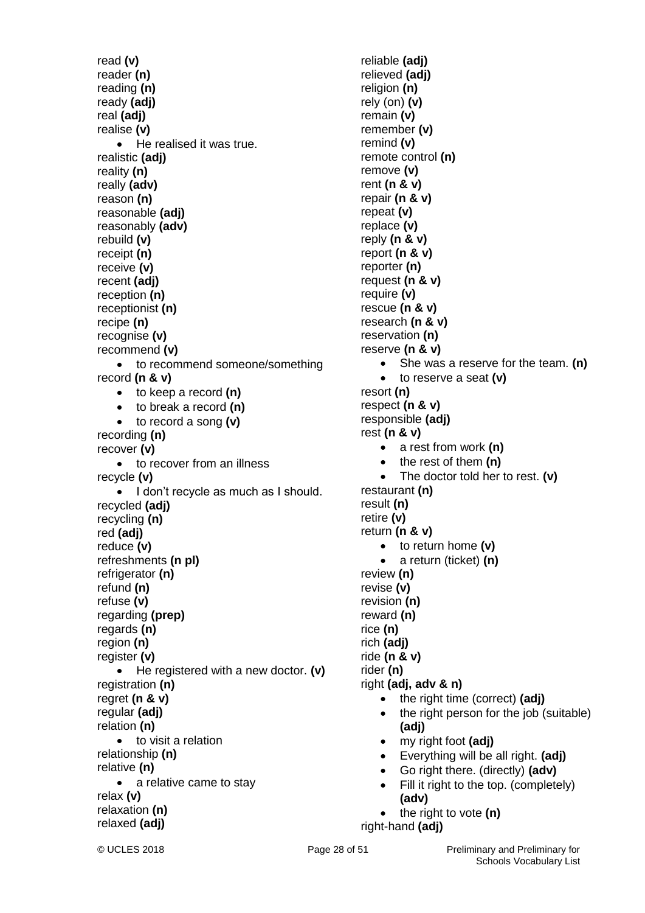read **(v)**
reader **(n)**
reading **(n)**
ready **(adj)**
real **(adj)**
realise **(v)**

- He realised it was true.

realistic **(adj)**
reality **(n)**
really **(adv)**
reason **(n)**
reasonable **(adj)**
reasonably **(adv)**
rebuild **(v)**
receipt **(n)**
receive **(v)**
recent **(adj)**
reception **(n)**
receptionist **(n)**
recipe **(n)**
recognise **(v)**
recommend **(v)**

- to recommend someone/something

record **(n & v)**

- to keep a record **(n)**
- to break a record **(n)**
- to record a song **(v)**

recording **(n)**
recover **(v)**

- to recover from an illness

recycle **(v)**

- I don't recycle as much as I should.

recycled **(adj)**
recycling **(n)**
red **(adj)**
reduce **(v)**
refreshments **(n pl)**
refrigerator **(n)**
refund **(n)**
refuse **(v)**
regarding **(prep)**
regards **(n)**
region **(n)**
register **(v)**

- He registered with a new doctor. **(v)**

registration **(n)**
regret **(n & v)**
regular **(adj)**
relation **(n)**

- to visit a relation

relationship **(n)**
relative **(n)**

- a relative came to stay

relax **(v)**
relaxation **(n)**
relaxed **(adj)**
reliable **(adj)**
relieved **(adj)**
religion **(n)**
rely (on) **(v)**
remain **(v)**
remember **(v)**
remind **(v)**
remote control **(n)**
remove **(v)**
rent **(n & v)**
repair **(n & v)**
repeat **(v)**
replace **(v)**
reply **(n & v)**
report **(n & v)**
reporter **(n)**
request **(n & v)**
require **(v)**
rescue **(n & v)**
research **(n & v)**
reservation **(n)**
reserve **(n & v)**

- She was a reserve for the team. **(n)**
- to reserve a seat **(v)**

resort **(n)**
respect **(n & v)**
responsible **(adj)**
rest **(n & v)**

- a rest from work **(n)**
- the rest of them **(n)**
- The doctor told her to rest. **(v)**

restaurant **(n)**
result **(n)**
retire **(v)**
return **(n & v)**

- to return home **(v)**
- a return (ticket) **(n)**

review **(n)**
revise **(v)**
revision **(n)**
reward **(n)**
rice **(n)**
rich **(adj)**
ride **(n & v)**
rider **(n)**
right **(adj, adv & n)**

- the right time (correct) **(adj)**
- the right person for the job (suitable) **(adj)**
- my right foot **(adj)**
- Everything will be all right. **(adj)**
- Go right there. (directly) **(adv)**
- Fill it right to the top. (completely) **(adv)**
- the right to vote **(n)**

right-hand **(adj)**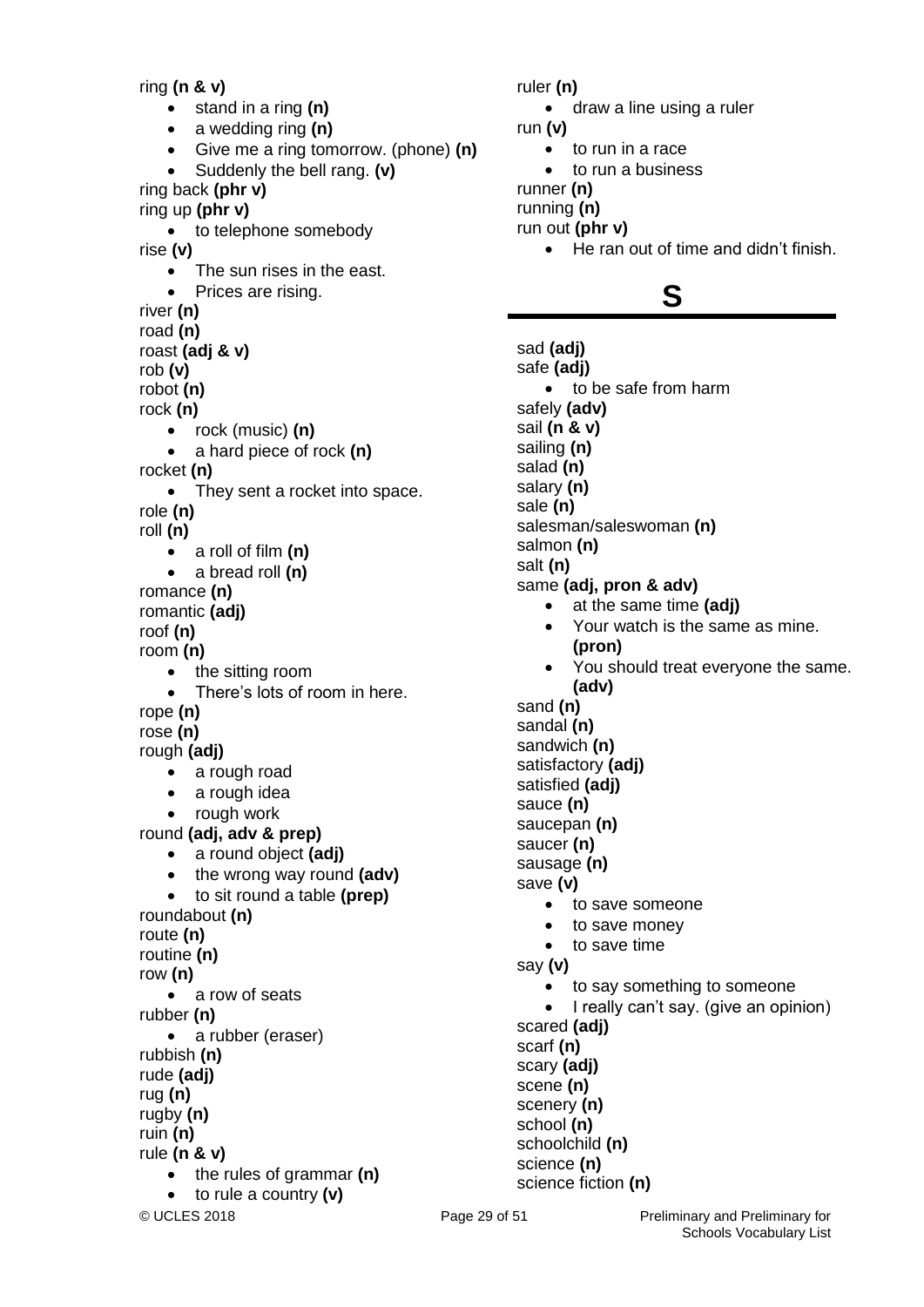ring **(n & v)**
- stand in a ring **(n)**
- a wedding ring **(n)**
- Give me a ring tomorrow. (phone) **(n)**
- Suddenly the bell rang. **(v)**

ring back **(phr v)**
ring up **(phr v)**
- to telephone somebody

rise **(v)**
- The sun rises in the east.
- Prices are rising.

river **(n)**
road **(n)**
roast **(adj & v)**
rob **(v)**
robot **(n)**
rock **(n)**
- rock (music) **(n)**
- a hard piece of rock **(n)**

rocket **(n)**
- They sent a rocket into space.

role **(n)**
roll **(n)**
- a roll of film **(n)**
- a bread roll **(n)**

romance **(n)**
romantic **(adj)**
roof **(n)**
room **(n)**
- the sitting room
- There's lots of room in here.

rope **(n)**
rose **(n)**
rough **(adj)**
- a rough road
- a rough idea
- rough work

round **(adj, adv & prep)**
- a round object **(adj)**
- the wrong way round **(adv)**
- to sit round a table **(prep)**

roundabout **(n)**
route **(n)**
routine **(n)**
row **(n)**
- a row of seats

rubber **(n)**
- a rubber (eraser)

rubbish **(n)**
rude **(adj)**
rug **(n)**
rugby **(n)**
ruin **(n)**
rule **(n & v)**
- the rules of grammar **(n)**
- to rule a country **(v)**

ruler **(n)**
- draw a line using a ruler

run **(v)**
- to run in a race
- to run a business

runner **(n)**
running **(n)**
run out **(phr v)**
- He ran out of time and didn't finish.

# S

sad **(adj)**
safe **(adj)**
- to be safe from harm

safely **(adv)**
sail **(n & v)**
sailing **(n)**
salad **(n)**
salary **(n)**
sale **(n)**
salesman/saleswoman **(n)**
salmon **(n)**
salt **(n)**
same **(adj, pron & adv)**
- at the same time **(adj)**
- Your watch is the same as mine. **(pron)**
- You should treat everyone the same. **(adv)**

sand **(n)**
sandal **(n)**
sandwich **(n)**
satisfactory **(adj)**
satisfied **(adj)**
sauce **(n)**
saucepan **(n)**
saucer **(n)**
sausage **(n)**
save **(v)**
- to save someone
- to save money
- to save time

say **(v)**
- to say something to someone
- I really can't say. (give an opinion)

scared **(adj)**
scarf **(n)**
scary **(adj)**
scene **(n)**
scenery **(n)**
school **(n)**
schoolchild **(n)**
science **(n)**
science fiction **(n)**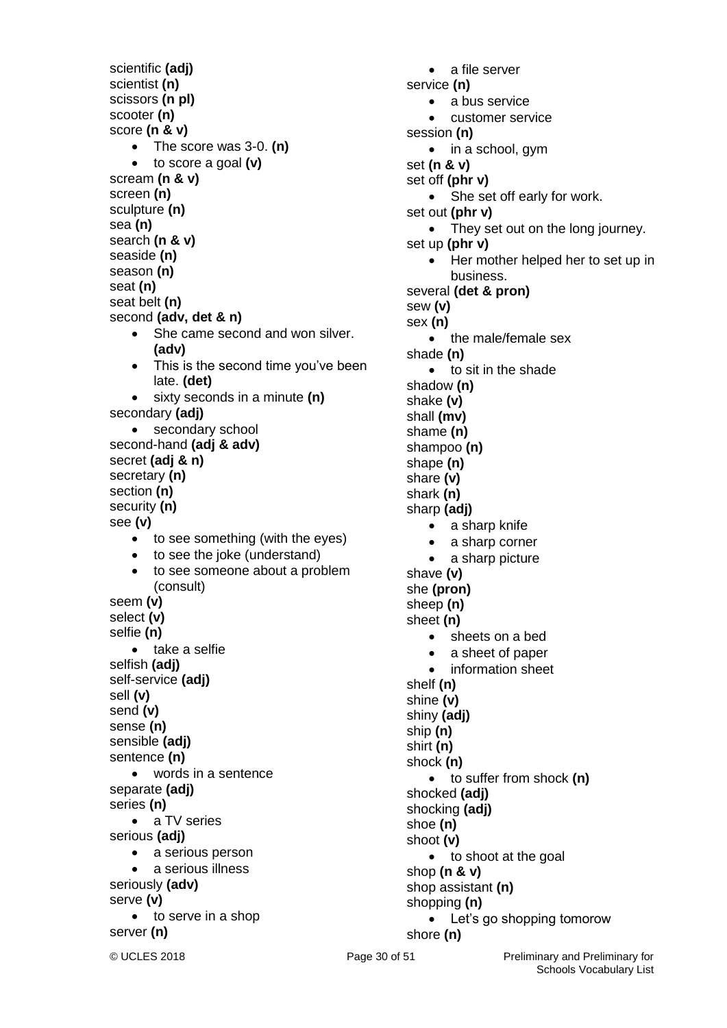scientific **(adj)**
scientist **(n)**
scissors **(n pl)**
scooter **(n)**
score **(n & v)**

- The score was 3-0. **(n)**
- to score a goal **(v)**

scream **(n & v)**
screen **(n)**
sculpture **(n)**
sea **(n)**
search **(n & v)**
seaside **(n)**
season **(n)**
seat **(n)**
seat belt **(n)**
second **(adv, det & n)**

- She came second and won silver. **(adv)**
- This is the second time you've been late. **(det)**
- sixty seconds in a minute **(n)**

secondary **(adj)**

- secondary school

second-hand **(adj & adv)**
secret **(adj & n)**
secretary **(n)**
section **(n)**
security **(n)**
see **(v)**

- to see something (with the eyes)
- to see the joke (understand)
- to see someone about a problem (consult)

seem **(v)**
select **(v)**
selfie **(n)**

- take a selfie

selfish **(adj)**
self-service **(adj)**
sell **(v)**
send **(v)**
sense **(n)**
sensible **(adj)**
sentence **(n)**

- words in a sentence

separate **(adj)**
series **(n)**

- a TV series

serious **(adj)**

- a serious person
- a serious illness

seriously **(adv)**
serve **(v)**

- to serve in a shop

server **(n)**

- a file server

service **(n)**

- a bus service
- customer service

session **(n)**

- in a school, gym

set **(n & v)**
set off **(phr v)**

- She set off early for work.

set out **(phr v)**

- They set out on the long journey.

set up **(phr v)**

- Her mother helped her to set up in business.

several **(det & pron)**
sew **(v)**
sex **(n)**

- the male/female sex

shade **(n)**

- to sit in the shade

shadow **(n)**
shake **(v)**
shall **(mv)**
shame **(n)**
shampoo **(n)**
shape **(n)**
share **(v)**
shark **(n)**
sharp **(adj)**

- a sharp knife
- a sharp corner
- a sharp picture

shave **(v)**
she **(pron)**
sheep **(n)**
sheet **(n)**

- sheets on a bed
- a sheet of paper
- information sheet

shelf **(n)**
shine **(v)**
shiny **(adj)**
ship **(n)**
shirt **(n)**
shock **(n)**

- to suffer from shock **(n)**

shocked **(adj)**
shocking **(adj)**
shoe **(n)**
shoot **(v)**

- to shoot at the goal

shop **(n & v)**
shop assistant **(n)**
shopping **(n)**

- Let's go shopping tomorow

shore **(n)**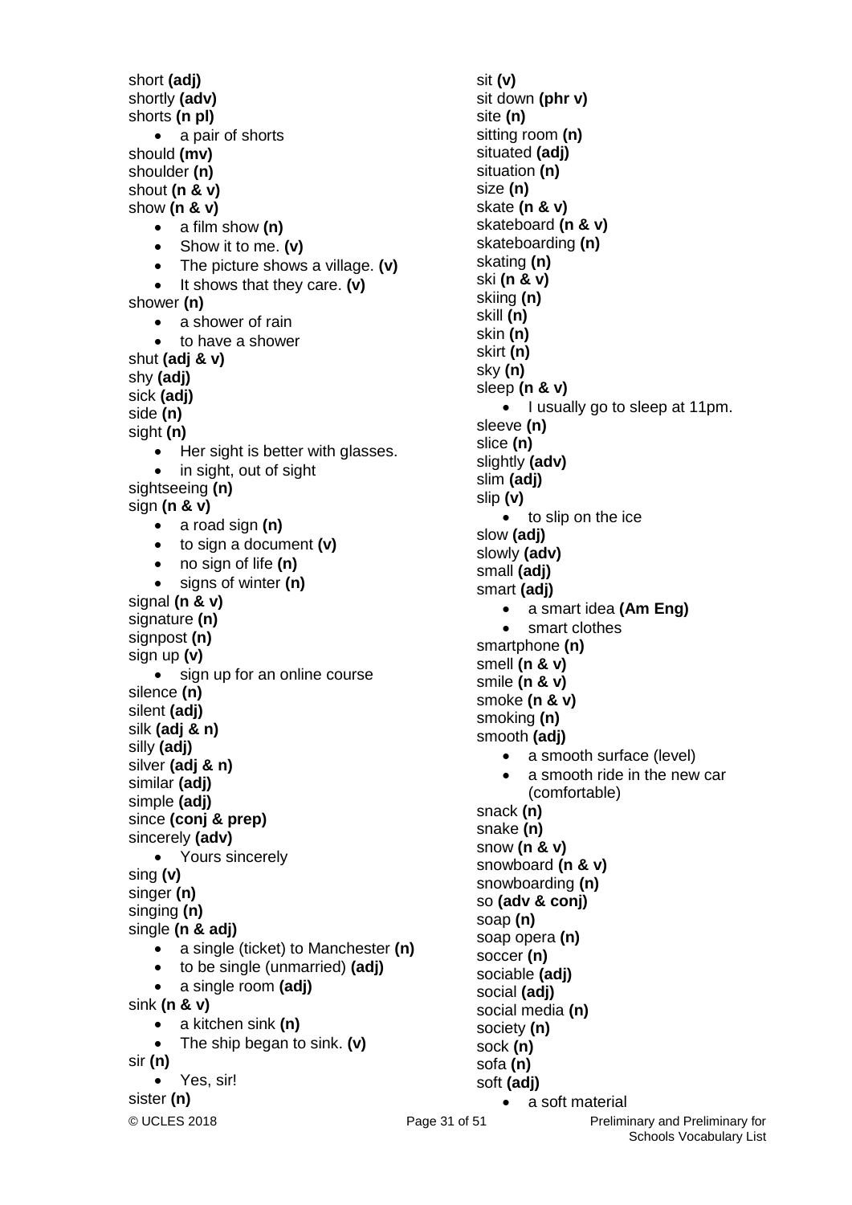short **(adj)**
shortly **(adv)**
shorts **(n pl)**
- a pair of shorts

should **(mv)**
shoulder **(n)**
shout **(n & v)**
show **(n & v)**
- a film show **(n)**
- Show it to me. **(v)**
- The picture shows a village. **(v)**
- It shows that they care. **(v)**

shower **(n)**
- a shower of rain
- to have a shower

shut **(adj & v)**
shy **(adj)**
sick **(adj)**
side **(n)**
sight **(n)**
- Her sight is better with glasses.
- in sight, out of sight

sightseeing **(n)**
sign **(n & v)**
- a road sign **(n)**
- to sign a document **(v)**
- no sign of life **(n)**
- signs of winter **(n)**

signal **(n & v)**
signature **(n)**
signpost **(n)**
sign up **(v)**
- sign up for an online course

silence **(n)**
silent **(adj)**
silk **(adj & n)**
silly **(adj)**
silver **(adj & n)**
similar **(adj)**
simple **(adj)**
since **(conj & prep)**
sincerely **(adv)**
- Yours sincerely

sing **(v)**
singer **(n)**
singing **(n)**
single **(n & adj)**
- a single (ticket) to Manchester **(n)**
- to be single (unmarried) **(adj)**
- a single room **(adj)**

sink **(n & v)**
- a kitchen sink **(n)**
- The ship began to sink. **(v)**

sir **(n)**
- Yes, sir!

sister **(n)**
sit **(v)**
sit down **(phr v)**
site **(n)**
sitting room **(n)**
situated **(adj)**
situation **(n)**
size **(n)**
skate **(n & v)**
skateboard **(n & v)**
skateboarding **(n)**
skating **(n)**
ski **(n & v)**
skiing **(n)**
skill **(n)**
skin **(n)**
skirt **(n)**
sky **(n)**
sleep **(n & v)**
- I usually go to sleep at 11pm.

sleeve **(n)**
slice **(n)**
slightly **(adv)**
slim **(adj)**
slip **(v)**
- to slip on the ice

slow **(adj)**
slowly **(adv)**
small **(adj)**
smart **(adj)**
- a smart idea **(Am Eng)**
- smart clothes

smartphone **(n)**
smell **(n & v)**
smile **(n & v)**
smoke **(n & v)**
smoking **(n)**
smooth **(adj)**
- a smooth surface (level)
- a smooth ride in the new car (comfortable)

snack **(n)**
snake **(n)**
snow **(n & v)**
snowboard **(n & v)**
snowboarding **(n)**
so **(adv & conj)**
soap **(n)**
soap opera **(n)**
soccer **(n)**
sociable **(adj)**
social **(adj)**
social media **(n)**
society **(n)**
sock **(n)**
sofa **(n)**
soft **(adj)**
- a soft material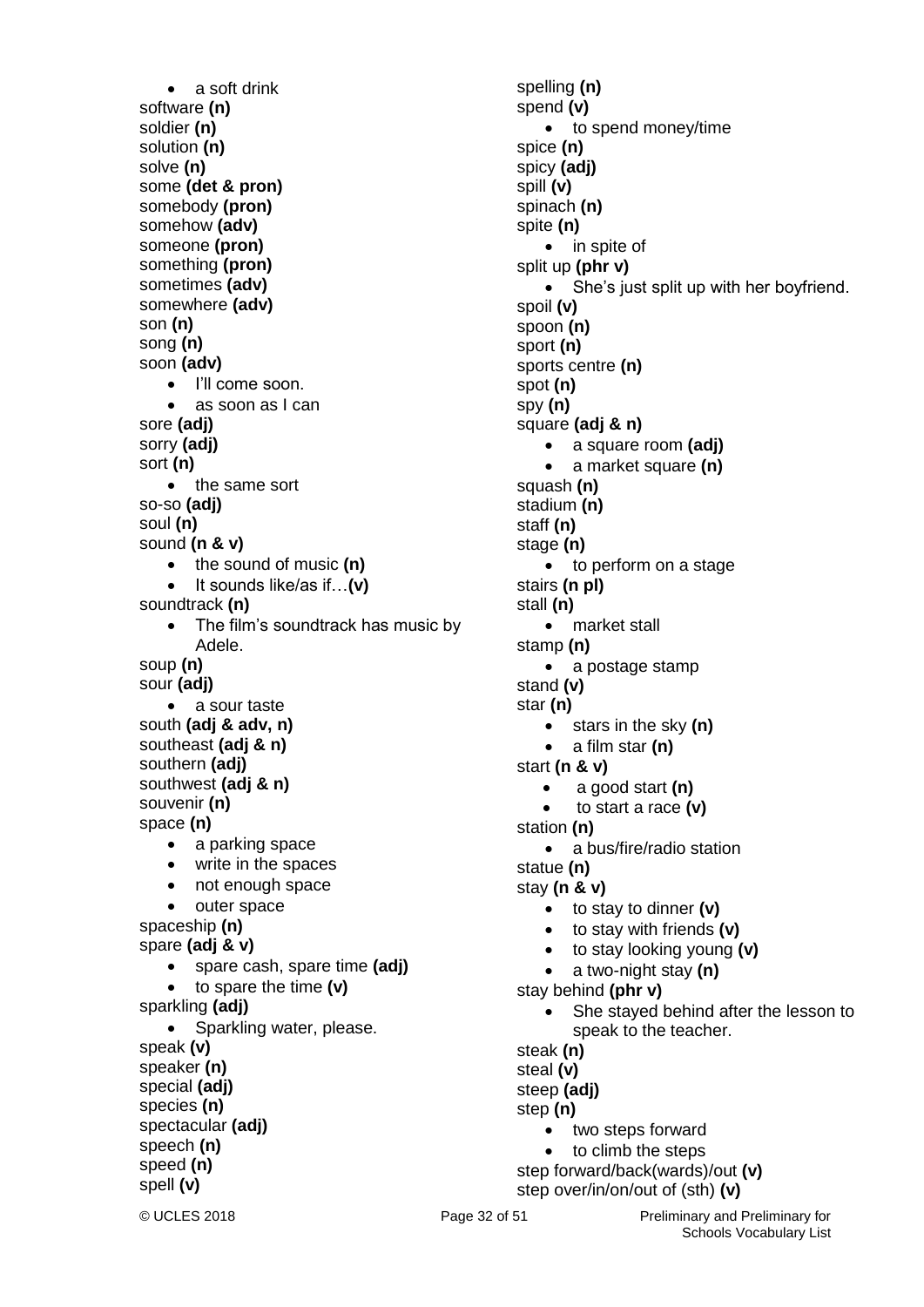- a soft drink

software **(n)**
soldier **(n)**
solution **(n)**
solve **(n)**
some **(det & pron)**
somebody **(pron)**
somehow **(adv)**
someone **(pron)**
something **(pron)**
sometimes **(adv)**
somewhere **(adv)**
son **(n)**
song **(n)**
soon **(adv)**

- I'll come soon.
- as soon as I can

sore **(adj)**
sorry **(adj)**
sort **(n)**

- the same sort

so-so **(adj)**
soul **(n)**
sound **(n & v)**

- the sound of music **(n)**
- It sounds like/as if…**(v)**

soundtrack **(n)**

- The film's soundtrack has music by Adele.

soup **(n)**
sour **(adj)**

- a sour taste

south **(adj & adv, n)**
southeast **(adj & n)**
southern **(adj)**
southwest **(adj & n)**
souvenir **(n)**
space **(n)**

- a parking space
- write in the spaces
- not enough space
- outer space

spaceship **(n)**
spare **(adj & v)**

- spare cash, spare time **(adj)**
- to spare the time **(v)**

sparkling **(adj)**

- Sparkling water, please.

speak **(v)**
speaker **(n)**
special **(adj)**
species **(n)**
spectacular **(adj)**
speech **(n)**
speed **(n)**
spell **(v)**
spelling **(n)**
spend **(v)**

- to spend money/time

spice **(n)**
spicy **(adj)**
spill **(v)**
spinach **(n)**
spite **(n)**

- in spite of

split up **(phr v)**

- She's just split up with her boyfriend.

spoil **(v)**
spoon **(n)**
sport **(n)**
sports centre **(n)**
spot **(n)**
spy **(n)**
square **(adj & n)**

- a square room **(adj)**
- a market square **(n)**

squash **(n)**
stadium **(n)**
staff **(n)**
stage **(n)**

- to perform on a stage

stairs **(n pl)**
stall **(n)**

- market stall

stamp **(n)**

- a postage stamp

stand **(v)**
star **(n)**

- stars in the sky **(n)**
- a film star **(n)**

start **(n & v)**

- a good start **(n)**
- to start a race **(v)**

station **(n)**

- a bus/fire/radio station

statue **(n)**
stay **(n & v)**

- to stay to dinner **(v)**
- to stay with friends **(v)**
- to stay looking young **(v)**
- a two-night stay **(n)**

stay behind **(phr v)**

- She stayed behind after the lesson to speak to the teacher.

steak **(n)**
steal **(v)**
steep **(adj)**
step **(n)**

- two steps forward
- to climb the steps

step forward/back(wards)/out **(v)**
step over/in/on/out of (sth) **(v)**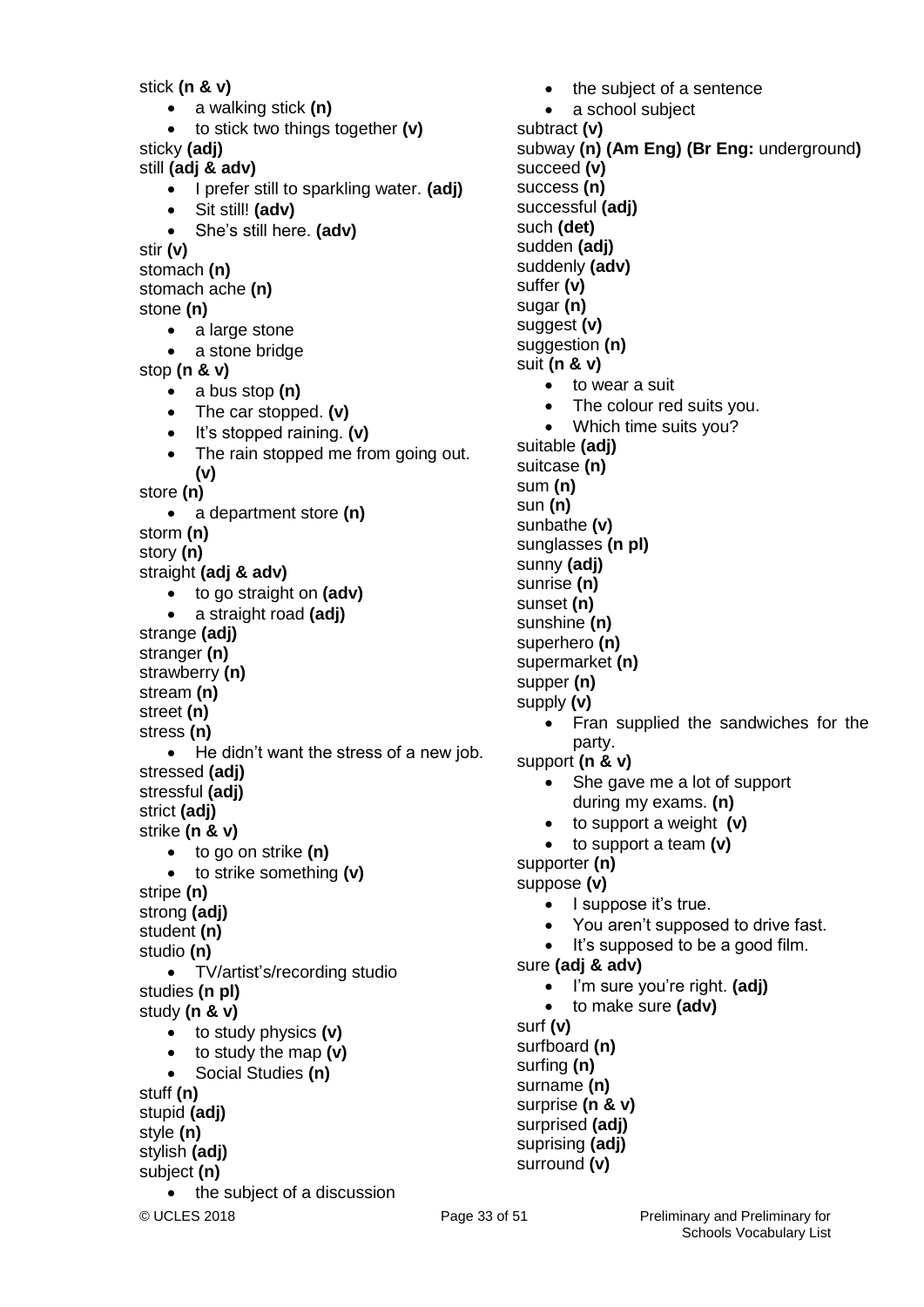stick **(n & v)**

- a walking stick **(n)**
- to stick two things together **(v)**

sticky **(adj)**
still **(adj & adv)**

- I prefer still to sparkling water. **(adj)**
- Sit still! **(adv)**
- She's still here. **(adv)**

stir **(v)**
stomach **(n)**
stomach ache **(n)**
stone **(n)**

- a large stone
- a stone bridge

stop **(n & v)**

- a bus stop **(n)**
- The car stopped. **(v)**
- It's stopped raining. **(v)**
- The rain stopped me from going out. **(v)**

store **(n)**

- a department store **(n)**

storm **(n)**
story **(n)**
straight **(adj & adv)**

- to go straight on **(adv)**
- a straight road **(adj)**

strange **(adj)**
stranger **(n)**
strawberry **(n)**
stream **(n)**
street **(n)**
stress **(n)**

- He didn't want the stress of a new job.

stressed **(adj)**
stressful **(adj)**
strict **(adj)**
strike **(n & v)**

- to go on strike **(n)**
- to strike something **(v)**

stripe **(n)**
strong **(adj)**
student **(n)**
studio **(n)**

- TV/artist's/recording studio

studies **(n pl)**
study **(n & v)**

- to study physics **(v)**
- to study the map **(v)**
- Social Studies **(n)**

stuff **(n)**
stupid **(adj)**
style **(n)**
stylish **(adj)**
subject **(n)**

- the subject of a discussion
- the subject of a sentence
- a school subject

subtract **(v)**
subway **(n) (Am Eng) (Br Eng:** underground**)**
succeed **(v)**
success **(n)**
successful **(adj)**
such **(det)**
sudden **(adj)**
suddenly **(adv)**
suffer **(v)**
sugar **(n)**
suggest **(v)**
suggestion **(n)**
suit **(n & v)**

- to wear a suit
- The colour red suits you.
- Which time suits you?

suitable **(adj)**
suitcase **(n)**
sum **(n)**
sun **(n)**
sunbathe **(v)**
sunglasses **(n pl)**
sunny **(adj)**
sunrise **(n)**
sunset **(n)**
sunshine **(n)**
superhero **(n)**
supermarket **(n)**
supper **(n)**
supply **(v)**

- Fran supplied the sandwiches for the party.

support **(n & v)**

- She gave me a lot of support during my exams. **(n)**
- to support a weight **(v)**
- to support a team **(v)**

supporter **(n)**
suppose **(v)**

- I suppose it's true.
- You aren't supposed to drive fast.
- It's supposed to be a good film.

sure **(adj & adv)**

- I'm sure you're right. **(adj)**
- to make sure **(adv)**

surf **(v)**
surfboard **(n)**
surfing **(n)**
surname **(n)**
surprise **(n & v)**
surprised **(adj)**
suprising **(adj)**
surround **(v)**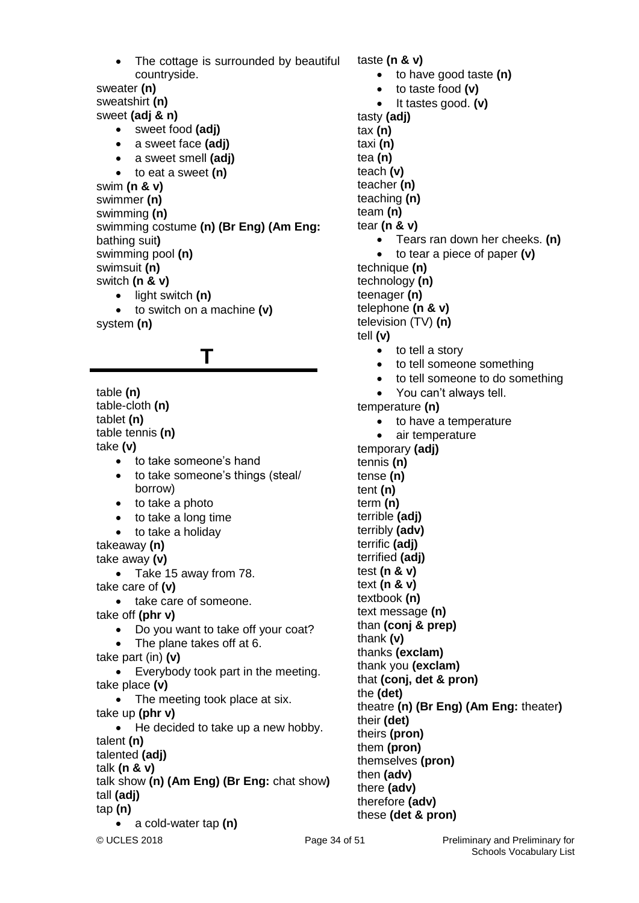- The cottage is surrounded by beautiful countryside.

sweater **(n)**
sweatshirt **(n)**
sweet **(adj & n)**

- sweet food **(adj)**
- a sweet face **(adj)**
- a sweet smell **(adj)**
- to eat a sweet **(n)**

swim **(n & v)**
swimmer **(n)**
swimming **(n)**
swimming costume **(n) (Br Eng) (Am Eng:** bathing suit**)**
swimming pool **(n)**
swimsuit **(n)**
switch **(n & v)**

- light switch **(n)**
- to switch on a machine **(v)**

system **(n)**

# T

table **(n)**
table-cloth **(n)**
tablet **(n)**
table tennis **(n)**
take **(v)**

- to take someone's hand
- to take someone's things (steal/ borrow)
- to take a photo
- to take a long time
- to take a holiday

takeaway **(n)**
take away **(v)**

- Take 15 away from 78.

take care of **(v)**

- take care of someone.

take off **(phr v)**

- Do you want to take off your coat?
- The plane takes off at 6.

take part (in) **(v)**

- Everybody took part in the meeting.

take place **(v)**

- The meeting took place at six.

take up **(phr v)**

- He decided to take up a new hobby.

talent **(n)**
talented **(adj)**
talk **(n & v)**
talk show **(n) (Am Eng) (Br Eng:** chat show**)**
tall **(adj)**
tap **(n)**

- a cold-water tap **(n)**

taste **(n & v)**

- to have good taste **(n)**
- to taste food **(v)**
- It tastes good. **(v)**

tasty **(adj)**
tax **(n)**
taxi **(n)**
tea **(n)**
teach **(v)**
teacher **(n)**
teaching **(n)**
team **(n)**
tear **(n & v)**

- Tears ran down her cheeks. **(n)**
- to tear a piece of paper **(v)**

technique **(n)**
technology **(n)**
teenager **(n)**
telephone **(n & v)**
television (TV) **(n)**
tell **(v)**

- to tell a story
- to tell someone something
- to tell someone to do something
- You can't always tell.

temperature **(n)**

- to have a temperature
- air temperature

temporary **(adj)**
tennis **(n)**
tense **(n)**
tent **(n)**
term **(n)**
terrible **(adj)**
terribly **(adv)**
terrific **(adj)**
terrified **(adj)**
test **(n & v)**
text **(n & v)**
textbook **(n)**
text message **(n)**
than **(conj & prep)**
thank **(v)**
thanks **(exclam)**
thank you **(exclam)**
that **(conj, det & pron)**
the **(det)**
theatre **(n) (Br Eng) (Am Eng:** theater**)**
their **(det)**
theirs **(pron)**
them **(pron)**
themselves **(pron)**
then **(adv)**
there **(adv)**
therefore **(adv)**
these **(det & pron)**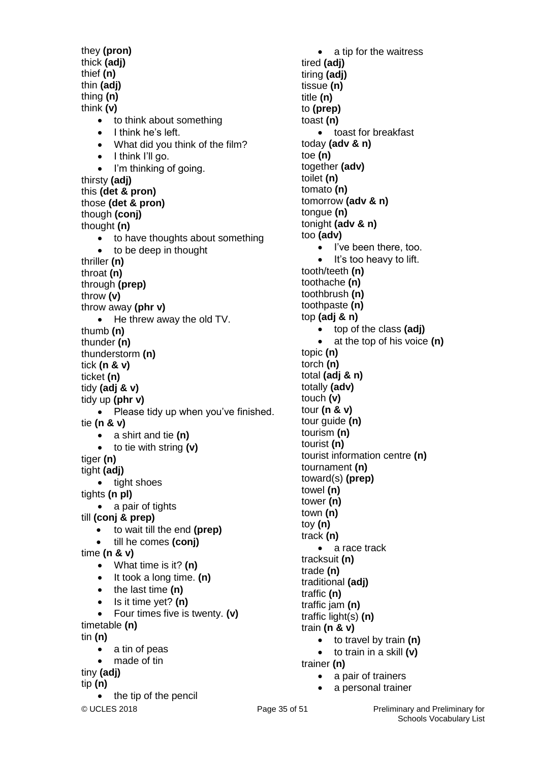they **(pron)**
thick **(adj)**
thief **(n)**
thin **(adj)**
thing **(n)**
think **(v)**

- to think about something
- I think he's left.
- What did you think of the film?
- I think I'll go.
- I'm thinking of going.

thirsty **(adj)**
this **(det & pron)**
those **(det & pron)**
though **(conj)**
thought **(n)**

- to have thoughts about something
- to be deep in thought

thriller **(n)**
throat **(n)**
through **(prep)**
throw **(v)**
throw away **(phr v)**

- He threw away the old TV.

thumb **(n)**
thunder **(n)**
thunderstorm **(n)**
tick **(n & v)**
ticket **(n)**
tidy **(adj & v)**
tidy up **(phr v)**

- Please tidy up when you've finished.

tie **(n & v)**

- a shirt and tie **(n)**
- to tie with string **(v)**

tiger **(n)**
tight **(adj)**

- tight shoes

tights **(n pl)**

- a pair of tights

till **(conj & prep)**

- to wait till the end **(prep)**
- till he comes **(conj)**

time **(n & v)**

- What time is it? **(n)**
- It took a long time. **(n)**
- the last time **(n)**
- Is it time yet? **(n)**
- Four times five is twenty. **(v)**

timetable **(n)**
tin **(n)**

- a tin of peas
- made of tin

tiny **(adj)**
tip **(n)**

- the tip of the pencil
- a tip for the waitress

tired **(adj)**
tiring **(adj)**
tissue **(n)**
title **(n)**
to **(prep)**
toast **(n)**

- toast for breakfast

today **(adv & n)**
toe **(n)**
together **(adv)**
toilet **(n)**
tomato **(n)**
tomorrow **(adv & n)**
tongue **(n)**
tonight **(adv & n)**
too **(adv)**

- I've been there, too.
- It's too heavy to lift.

tooth/teeth **(n)**
toothache **(n)**
toothbrush **(n)**
toothpaste **(n)**
top **(adj & n)**

- top of the class **(adj)**
- at the top of his voice **(n)**

topic **(n)**
torch **(n)**
total **(adj & n)**
totally **(adv)**
touch **(v)**
tour **(n & v)**
tour guide **(n)**
tourism **(n)**
tourist **(n)**
tourist information centre **(n)**
tournament **(n)**
toward(s) **(prep)**
towel **(n)**
tower **(n)**
town **(n)**
toy **(n)**
track **(n)**

- a race track

tracksuit **(n)**
trade **(n)**
traditional **(adj)**
traffic **(n)**
traffic jam **(n)**
traffic light(s) **(n)**
train **(n & v)**

- to travel by train **(n)**
- to train in a skill **(v)**

trainer **(n)**

- a pair of trainers
- a personal trainer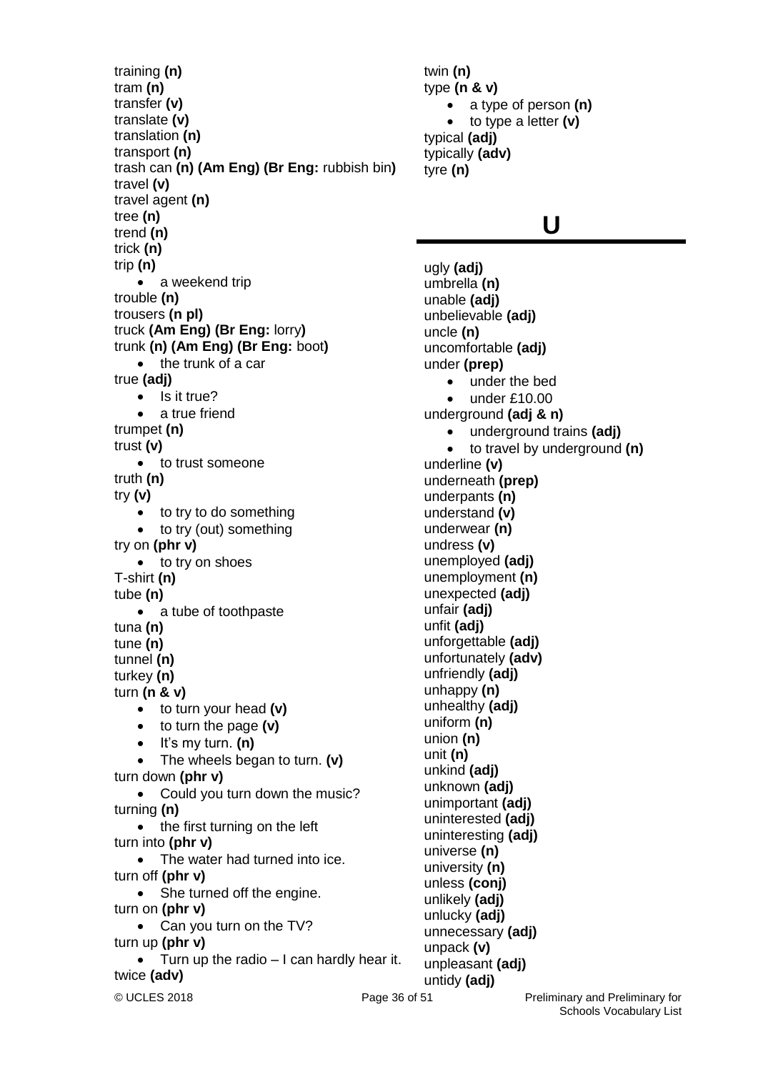training **(n)**
tram **(n)**
transfer **(v)**
translate **(v)**
translation **(n)**
transport **(n)**
trash can **(n) (Am Eng) (Br Eng:** rubbish bin**)**
travel **(v)**
travel agent **(n)**
tree **(n)**
trend **(n)**
trick **(n)**
trip **(n)**

- a weekend trip

trouble **(n)**
trousers **(n pl)**
truck **(Am Eng) (Br Eng:** lorry**)**
trunk **(n) (Am Eng) (Br Eng:** boot**)**

- the trunk of a car

true **(adj)**

- Is it true?
- a true friend

trumpet **(n)**
trust **(v)**

- to trust someone

truth **(n)**
try **(v)**

- to try to do something
- to try (out) something

try on **(phr v)**

- to try on shoes

T-shirt **(n)**
tube **(n)**

- a tube of toothpaste

tuna **(n)**
tune **(n)**
tunnel **(n)**
turkey **(n)**
turn **(n & v)**

- to turn your head **(v)**
- to turn the page **(v)**
- It's my turn. **(n)**
- The wheels began to turn. **(v)**

turn down **(phr v)**

- Could you turn down the music?

turning **(n)**

- the first turning on the left

turn into **(phr v)**

- The water had turned into ice.

turn off **(phr v)**

- She turned off the engine.

turn on **(phr v)**

- Can you turn on the TV?

turn up **(phr v)**

- Turn up the radio – I can hardly hear it.

twice **(adv)**
twin **(n)**
type **(n & v)**

- a type of person **(n)**
- to type a letter **(v)**

typical **(adj)**
typically **(adv)**
tyre **(n)**

# U

ugly **(adj)**
umbrella **(n)**
unable **(adj)**
unbelievable **(adj)**
uncle **(n)**
uncomfortable **(adj)**
under **(prep)**

- under the bed
- under £10.00

underground **(adj & n)**

- underground trains **(adj)**
- to travel by underground **(n)**

underline **(v)**
underneath **(prep)**
underpants **(n)**
understand **(v)**
underwear **(n)**
undress **(v)**
unemployed **(adj)**
unemployment **(n)**
unexpected **(adj)**
unfair **(adj)**
unfit **(adj)**
unforgettable **(adj)**
unfortunately **(adv)**
unfriendly **(adj)**
unhappy **(n)**
unhealthy **(adj)**
uniform **(n)**
union **(n)**
unit **(n)**
unkind **(adj)**
unknown **(adj)**
unimportant **(adj)**
uninterested **(adj)**
uninteresting **(adj)**
universe **(n)**
university **(n)**
unless **(conj)**
unlikely **(adj)**
unlucky **(adj)**
unnecessary **(adj)**
unpack **(v)**
unpleasant **(adj)**
untidy **(adj)**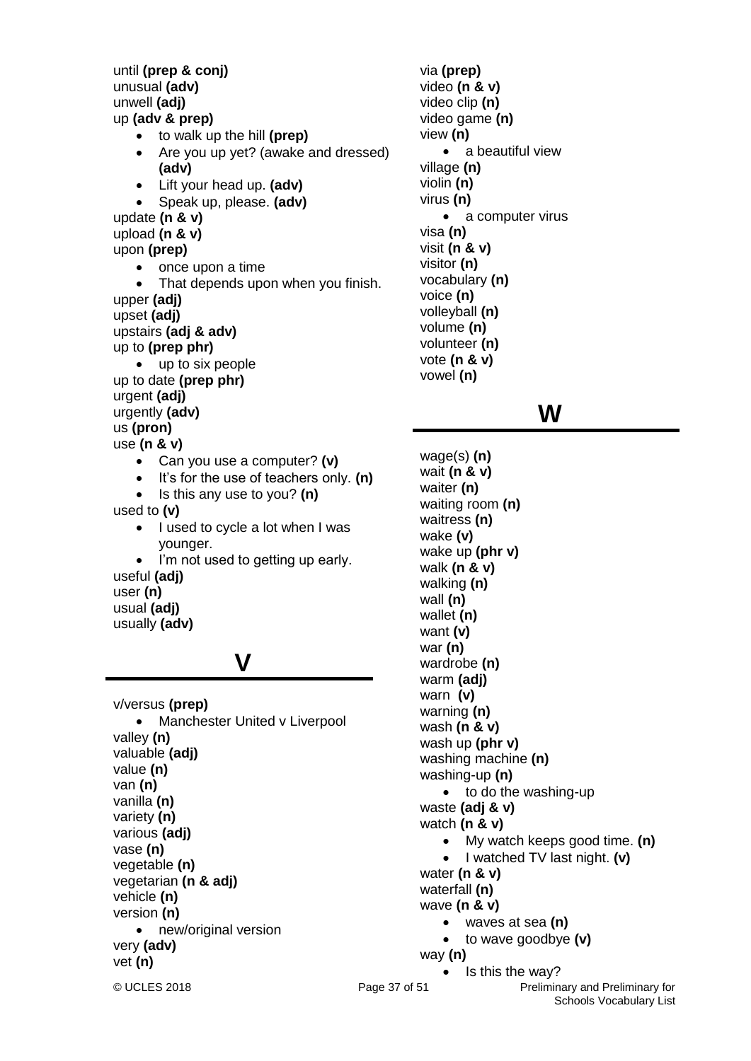until **(prep & conj)**
unusual **(adv)**
unwell **(adj)**
up **(adv & prep)**

- to walk up the hill **(prep)**
- Are you up yet? (awake and dressed) **(adv)**
- Lift your head up. **(adv)**
- Speak up, please. **(adv)**

update **(n & v)**
upload **(n & v)**
upon **(prep)**

- once upon a time
- That depends upon when you finish.

upper **(adj)**
upset **(adj)**
upstairs **(adj & adv)**
up to **(prep phr)**

- up to six people

up to date **(prep phr)**
urgent **(adj)**
urgently **(adv)**
us **(pron)**
use **(n & v)**

- Can you use a computer? **(v)**
- It's for the use of teachers only. **(n)**
- Is this any use to you? **(n)**

used to **(v)**

- I used to cycle a lot when I was younger.
- I'm not used to getting up early.

useful **(adj)**
user **(n)**
usual **(adj)**
usually **(adv)**

## V

v/versus **(prep)**

- Manchester United v Liverpool

valley **(n)**
valuable **(adj)**
value **(n)**
van **(n)**
vanilla **(n)**
variety **(n)**
various **(adj)**
vase **(n)**
vegetable **(n)**
vegetarian **(n & adj)**
vehicle **(n)**
version **(n)**

- new/original version

very **(adv)**
vet **(n)**
via **(prep)**
video **(n & v)**
video clip **(n)**
video game **(n)**
view **(n)**

- a beautiful view

village **(n)**
violin **(n)**
virus **(n)**

- a computer virus

visa **(n)**
visit **(n & v)**
visitor **(n)**
vocabulary **(n)**
voice **(n)**
volleyball **(n)**
volume **(n)**
volunteer **(n)**
vote **(n & v)**
vowel **(n)**

## W

wage(s) **(n)**
wait **(n & v)**
waiter **(n)**
waiting room **(n)**
waitress **(n)**
wake **(v)**
wake up **(phr v)**
walk **(n & v)**
walking **(n)**
wall **(n)**
wallet **(n)**
want **(v)**
war **(n)**
wardrobe **(n)**
warm **(adj)**
warn **(v)**
warning **(n)**
wash **(n & v)**
wash up **(phr v)**
washing machine **(n)**
washing-up **(n)**

- to do the washing-up

waste **(adj & v)**
watch **(n & v)**

- My watch keeps good time. **(n)**
- I watched TV last night. **(v)**

water **(n & v)**
waterfall **(n)**
wave **(n & v)**

- waves at sea **(n)**
- to wave goodbye **(v)**

way **(n)**

- Is this the way?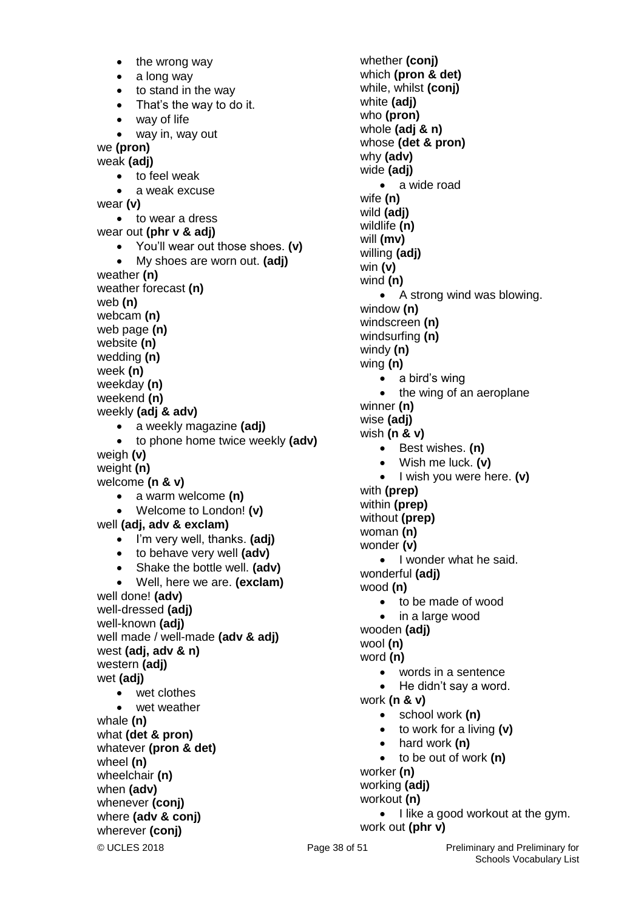- the wrong way
- a long way
- to stand in the way
- That's the way to do it.
- way of life
- way in, way out

we **(pron)**
weak **(adj)**

- to feel weak
- a weak excuse

wear **(v)**

- to wear a dress

wear out **(phr v & adj)**

- You'll wear out those shoes. **(v)**
- My shoes are worn out. **(adj)**

weather **(n)**
weather forecast **(n)**
web **(n)**
webcam **(n)**
web page **(n)**
website **(n)**
wedding **(n)**
week **(n)**
weekday **(n)**
weekend **(n)**
weekly **(adj & adv)**

- a weekly magazine **(adj)**
- to phone home twice weekly **(adv)**

weigh **(v)**
weight **(n)**
welcome **(n & v)**

- a warm welcome **(n)**
- Welcome to London! **(v)**

well **(adj, adv & exclam)**

- I'm very well, thanks. **(adj)**
- to behave very well **(adv)**
- Shake the bottle well. **(adv)**
- Well, here we are. **(exclam)**

well done! **(adv)**
well-dressed **(adj)**
well-known **(adj)**
well made / well-made **(adv & adj)**
west **(adj, adv & n)**
western **(adj)**
wet **(adj)**

- wet clothes
- wet weather

whale **(n)**
what **(det & pron)**
whatever **(pron & det)**
wheel **(n)**
wheelchair **(n)**
when **(adv)**
whenever **(conj)**
where **(adv & conj)**
wherever **(conj)**
whether **(conj)**
which **(pron & det)**
while, whilst **(conj)**
white **(adj)**
who **(pron)**
whole **(adj & n)**
whose **(det & pron)**
why **(adv)**
wide **(adj)**

- a wide road

wife **(n)**
wild **(adj)**
wildlife **(n)**
will **(mv)**
willing **(adj)**
win **(v)**
wind **(n)**

- A strong wind was blowing.

window **(n)**
windscreen **(n)**
windsurfing **(n)**
windy **(n)**
wing **(n)**

- a bird's wing
- the wing of an aeroplane

winner **(n)**
wise **(adj)**
wish **(n & v)**

- Best wishes. **(n)**
- Wish me luck. **(v)**
- I wish you were here. **(v)**

with **(prep)**
within **(prep)**
without **(prep)**
woman **(n)**
wonder **(v)**

- I wonder what he said.

wonderful **(adj)**
wood **(n)**

- to be made of wood
- in a large wood

wooden **(adj)**
wool **(n)**
word **(n)**

- words in a sentence
- He didn't say a word.

work **(n & v)**

- school work **(n)**
- to work for a living **(v)**
- hard work **(n)**
- to be out of work **(n)**

worker **(n)**
working **(adj)**
workout **(n)**

- I like a good workout at the gym.

work out **(phr v)**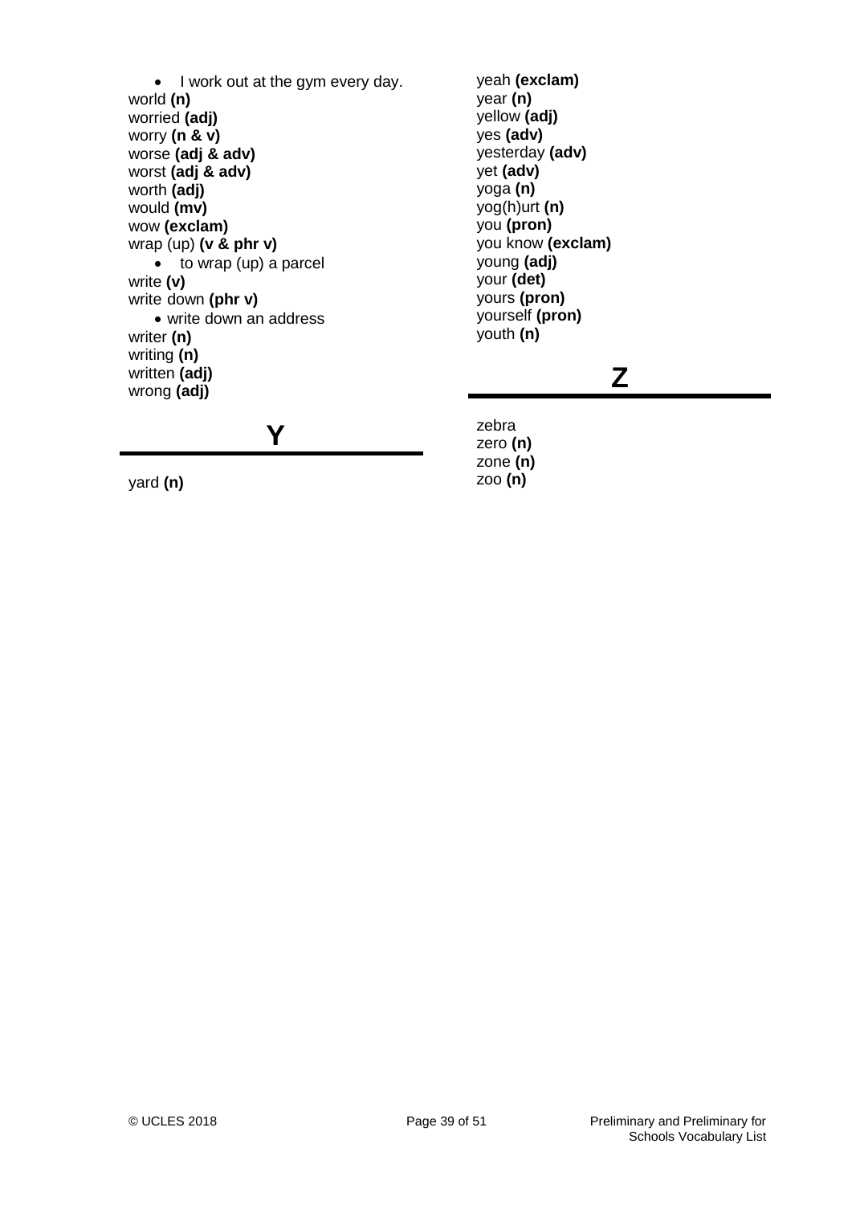- I work out at the gym every day.

world **(n)**
worried **(adj)**
worry **(n & v)**
worse **(adj & adv)**
worst **(adj & adv)**
worth **(adj)**
would **(mv)**
wow **(exclam)**
wrap (up) **(v & phr v)**

- to wrap (up) a parcel

write **(v)**
write down **(phr v)**

- write down an address

writer **(n)**
writing **(n)**
written **(adj)**
wrong **(adj)**

## Y

yard **(n)**
yeah **(exclam)**
year **(n)**
yellow **(adj)**
yes **(adv)**
yesterday **(adv)**
yet **(adv)**
yoga **(n)**
yog(h)urt **(n)**
you **(pron)**
you know **(exclam)**
young **(adj)**
your **(det)**
yours **(pron)**
yourself **(pron)**
youth **(n)**

## Z

zebra
zero **(n)**
zone **(n)**
zoo **(n)**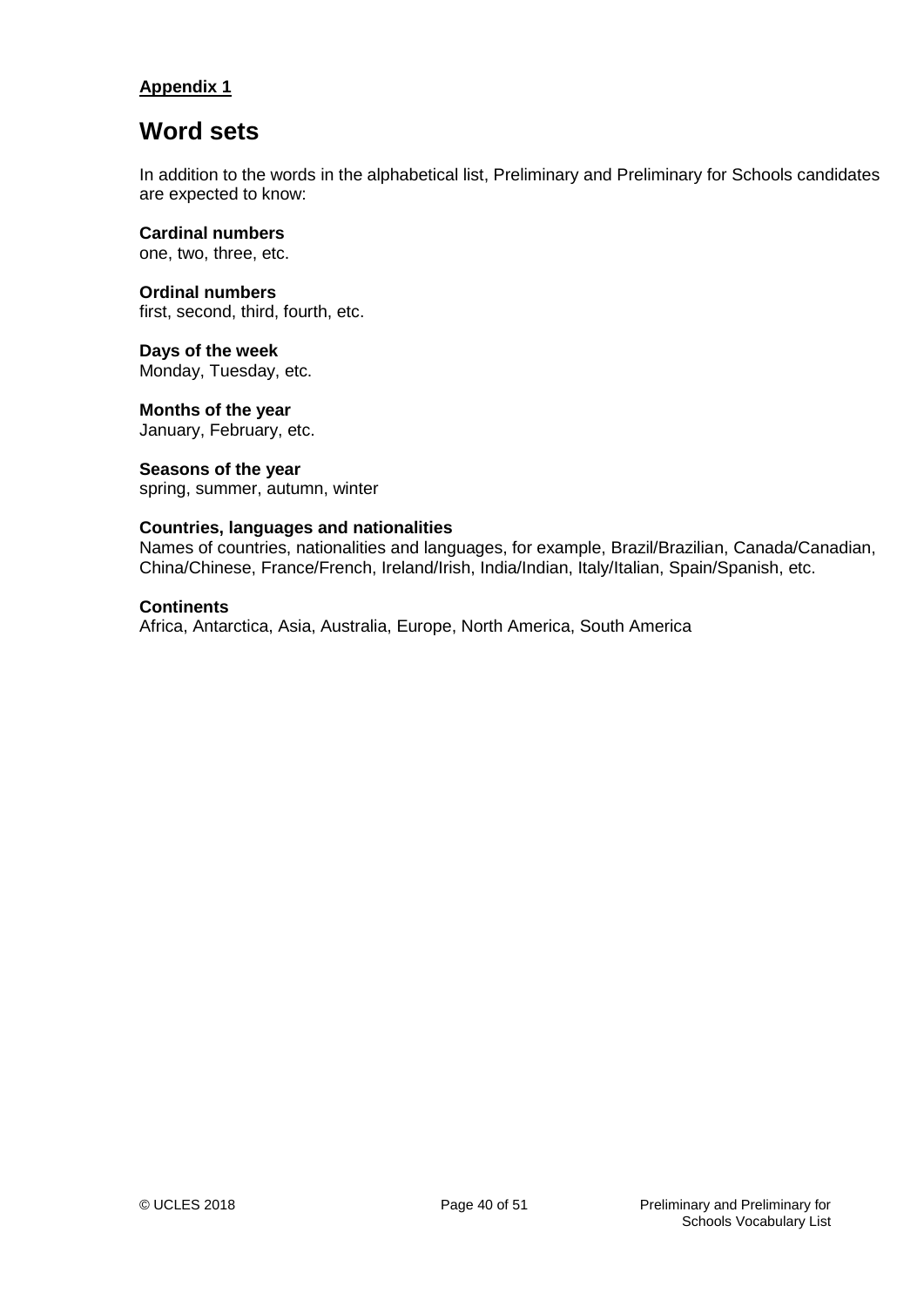**Appendix 1**

# Word sets

In addition to the words in the alphabetical list, Preliminary and Preliminary for Schools candidates are expected to know:

**Cardinal numbers**
one, two, three, etc.

**Ordinal numbers**
first, second, third, fourth, etc.

**Days of the week**
Monday, Tuesday, etc.

**Months of the year**
January, February, etc.

**Seasons of the year**
spring, summer, autumn, winter

**Countries, languages and nationalities**
Names of countries, nationalities and languages, for example, Brazil/Brazilian, Canada/Canadian, China/Chinese, France/French, Ireland/Irish, India/Indian, Italy/Italian, Spain/Spanish, etc.

**Continents**
Africa, Antarctica, Asia, Australia, Europe, North America, South America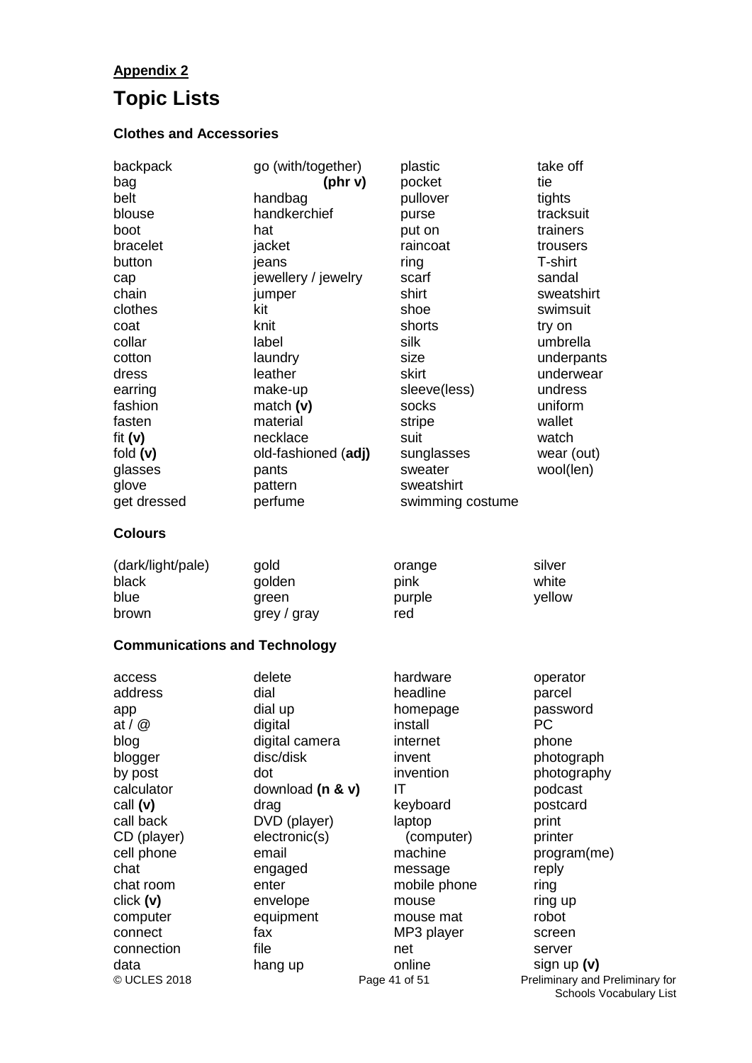**Appendix 2**

# Topic Lists

### Clothes and Accessories

backpack
bag
belt
blouse
boot
bracelet
button
cap
chain
clothes
coat
collar
cotton
dress
earring
fashion
fasten
fit **(v)**
fold **(v)**
glasses
glove
get dressed
go (with/together) **(phr v)**
handbag
handkerchief
hat
jacket
jeans
jewellery / jewelry
jumper
kit
knit
label
laundry
leather
make-up
match **(v)**
material
necklace
old-fashioned (**adj)**
pants
pattern
perfume
plastic
pocket
pullover
purse
put on
raincoat
ring
scarf
shirt
shoe
shorts
silk
size
skirt
sleeve(less)
socks
stripe
suit
sunglasses
sweater
sweatshirt
swimming costume
take off
tie
tights
tracksuit
trainers
trousers
T-shirt
sandal
sweatshirt
swimsuit
try on
umbrella
underpants
underwear
undress
uniform
wallet
watch
wear (out)
wool(len)

### Colours

(dark/light/pale)
black
blue
brown
gold
golden
green
grey / gray
orange
pink
purple
red
silver
white
yellow

### Communications and Technology

access
address
app
at / @
blog
blogger
by post
calculator
call **(v)**
call back
CD (player)
cell phone
chat
chat room
click **(v)**
computer
connect
connection
data
delete
dial
dial up
digital
digital camera
disc/disk
dot
download **(n & v)**
drag
DVD (player)
electronic(s)
email
engaged
enter
envelope
equipment
fax
file
hang up
hardware
headline
homepage
install
internet
invent
invention
IT
keyboard
laptop (computer)
machine
message
mobile phone
mouse
mouse mat
MP3 player
net
online
operator
parcel
password
PC
phone
photograph
photography
podcast
postcard
print
printer
program(me)
reply
ring
ring up
robot
screen
server
sign up **(v)**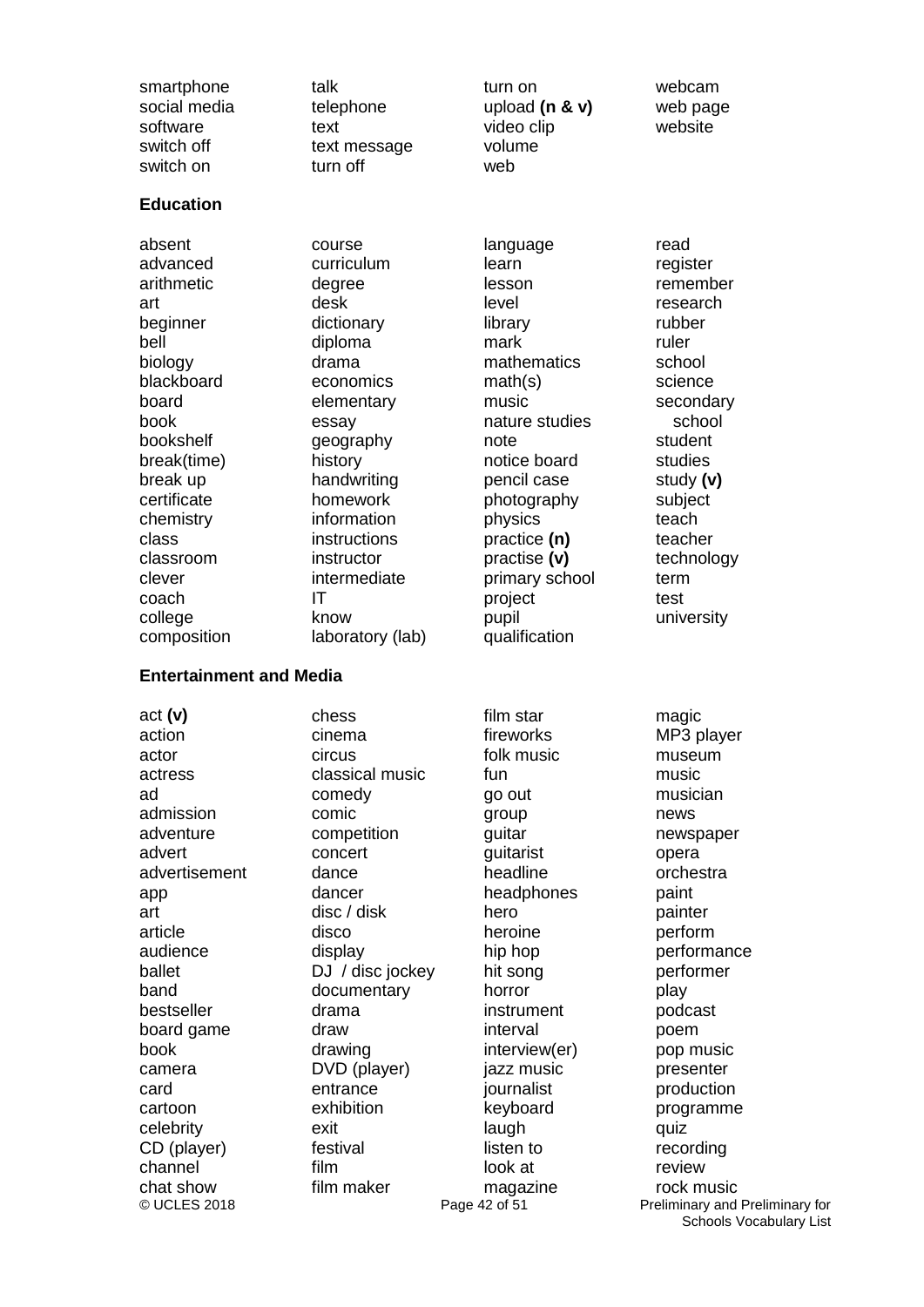smartphone
social media
software
switch off
switch on
talk
telephone
text
text message
turn off
turn on
upload **(n & v)**
video clip
volume
web
webcam
web page
website

### Education

absent
advanced
arithmetic
art
beginner
bell
biology
blackboard
board
book
bookshelf
break(time)
break up
certificate
chemistry
class
classroom
clever
coach
college
composition
course
curriculum
degree
desk
dictionary
diploma
drama
economics
elementary
essay
geography
history
handwriting
homework
information
instructions
instructor
intermediate
IT
know
laboratory (lab)
language
learn
lesson
level
library
mark
mathematics
math(s)
music
nature studies
note
notice board
pencil case
photography
physics
practice **(n)**
practise **(v)**
primary school
project
pupil
qualification
read
register
remember
research
rubber
ruler
school
science
secondary school
student
studies
study **(v)**
subject
teach
teacher
technology
term
test
university

### Entertainment and Media

act **(v)**
action
actor
actress
ad
admission
adventure
advert
advertisement
app
art
article
audience
ballet
band
bestseller
board game
book
camera
card
cartoon
celebrity
CD (player)
channel
chat show
chess
cinema
circus
classical music
comedy
comic
competition
concert
dance
dancer
disc / disk
disco
display
DJ / disc jockey
documentary
drama
draw
drawing
DVD (player)
entrance
exhibition
exit
festival
film
film maker
film star
fireworks
folk music
fun
go out
group
guitar
guitarist
headline
headphones
hero
heroine
hip hop
hit song
horror
instrument
interval
interview(er)
jazz music
journalist
keyboard
laugh
listen to
look at
magazine
magic
MP3 player
museum
music
musician
news
newspaper
opera
orchestra
paint
painter
perform
performance
performer
play
podcast
poem
pop music
presenter
production
programme
quiz
recording
review
rock music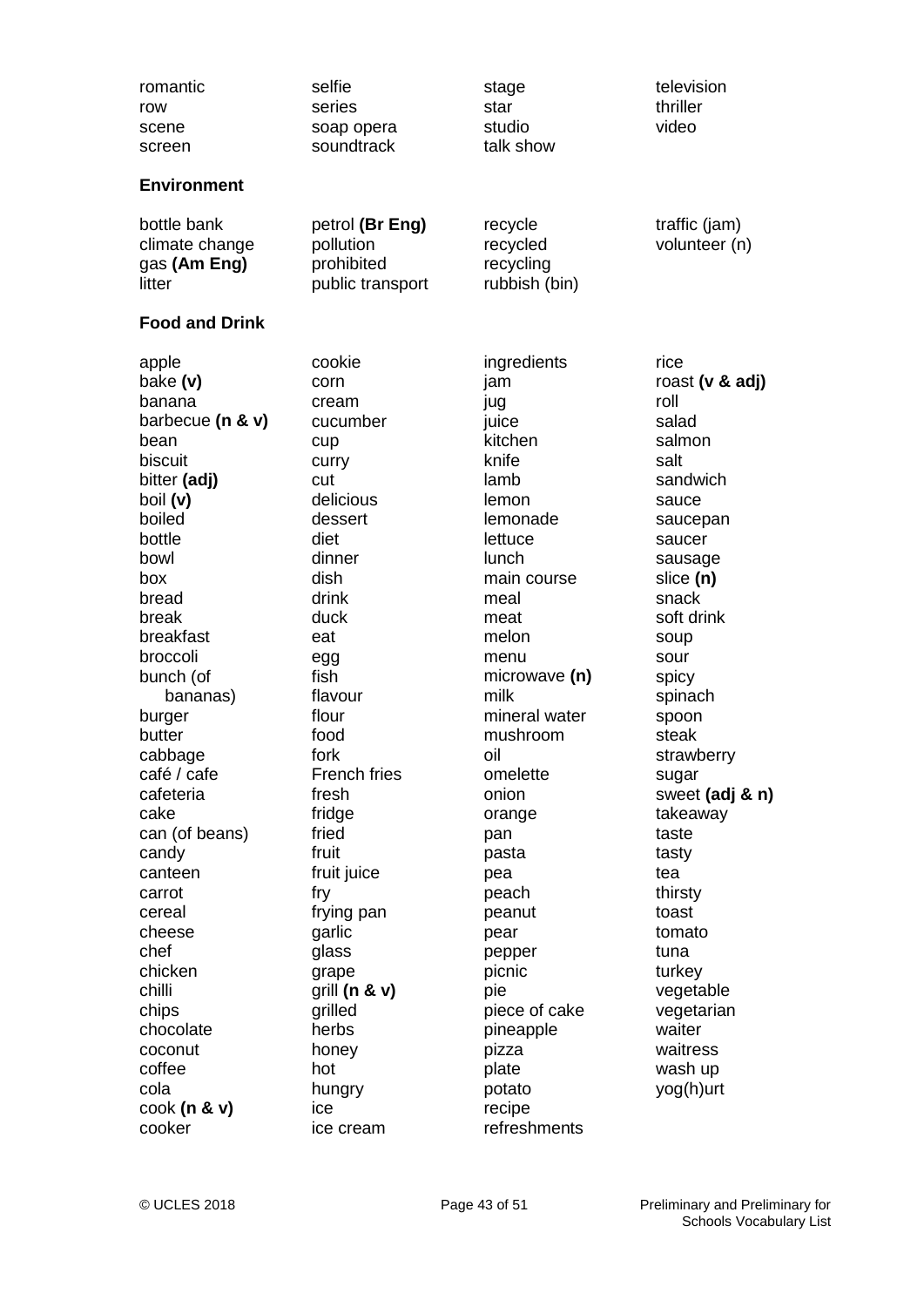romantic
row
scene
screen
selfie
series
soap opera
soundtrack
stage
star
studio
talk show
television
thriller
video

**Environment**

bottle bank
climate change
gas **(Am Eng)**
litter
petrol **(Br Eng)**
pollution
prohibited
public transport
recycle
recycled
recycling
rubbish (bin)
traffic (jam)
volunteer (n)

**Food and Drink**

apple
bake **(v)**
banana
barbecue **(n & v)**
bean
biscuit
bitter **(adj)**
boil **(v)**
boiled
bottle
bowl
box
bread
break
breakfast
broccoli
bunch (of bananas)
burger
butter
cabbage
café / cafe
cafeteria
cake
can (of beans)
candy
canteen
carrot
cereal
cheese
chef
chicken
chilli
chips
chocolate
coconut
coffee
cola
cook **(n & v)**
cooker
cookie
corn
cream
cucumber
cup
curry
cut
delicious
dessert
diet
dinner
dish
drink
duck
eat
egg
fish
flavour
flour
food
fork
French fries
fresh
fridge
fried
fruit
fruit juice
fry
frying pan
garlic
glass
grape
grill **(n & v)**
grilled
herbs
honey
hot
hungry
ice
ice cream
ingredients
jam
jug
juice
kitchen
knife
lamb
lemon
lemonade
lettuce
lunch
main course
meal
meat
melon
menu
microwave **(n)**
milk
mineral water
mushroom
oil
omelette
onion
orange
pan
pasta
pea
peach
peanut
pear
pepper
picnic
pie
piece of cake
pineapple
pizza
plate
potato
recipe
refreshments
rice
roast **(v & adj)**
roll
salad
salmon
salt
sandwich
sauce
saucepan
saucer
sausage
slice **(n)**
snack
soft drink
soup
sour
spicy
spinach
spoon
steak
strawberry
sugar
sweet **(adj & n)**
takeaway
taste
tasty
tea
thirsty
toast
tomato
tuna
turkey
vegetable
vegetarian
waiter
waitress
wash up
yog(h)urt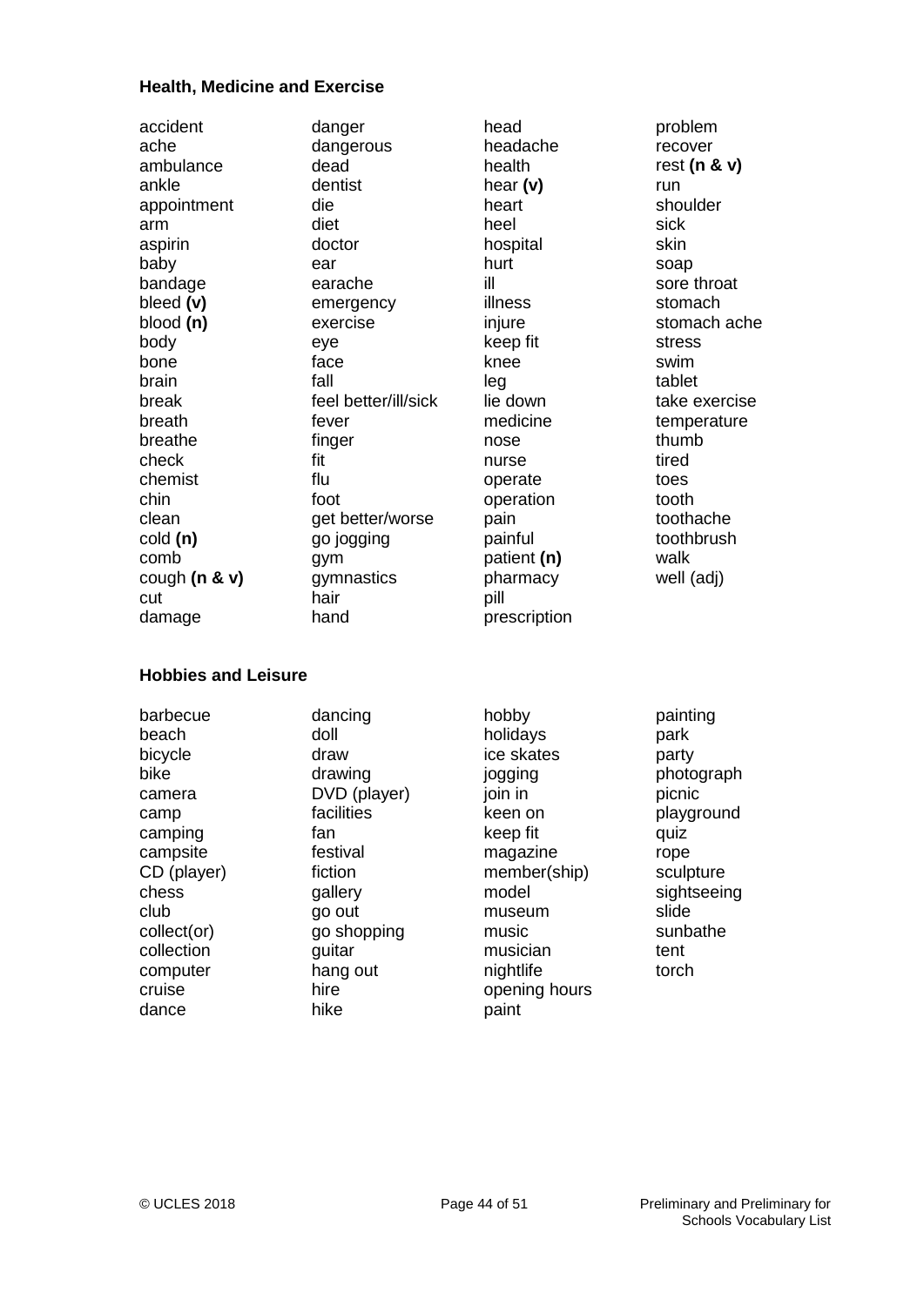### Health, Medicine and Exercise

accident
ache
ambulance
ankle
appointment
arm
aspirin
baby
bandage
bleed **(v)**
blood **(n)**
body
bone
brain
break
breath
breathe
check
chemist
chin
clean
cold **(n)**
comb
cough **(n & v)**
cut
damage
danger
dangerous
dead
dentist
die
diet
doctor
ear
earache
emergency
exercise
eye
face
fall
feel better/ill/sick
fever
finger
fit
flu
foot
get better/worse
go jogging
gym
gymnastics
hair
hand
head
headache
health
hear **(v)**
heart
heel
hospital
hurt
ill
illness
injure
keep fit
knee
leg
lie down
medicine
nose
nurse
operate
operation
pain
painful
patient **(n)**
pharmacy
pill
prescription
problem
recover
rest **(n & v)**
run
shoulder
sick
skin
soap
sore throat
stomach
stomach ache
stress
swim
tablet
take exercise
temperature
thumb
tired
toes
tooth
toothache
toothbrush
walk
well (adj)

### Hobbies and Leisure

barbecue
beach
bicycle
bike
camera
camp
camping
campsite
CD (player)
chess
club
collect(or)
collection
computer
cruise
dance
dancing
doll
draw
drawing
DVD (player)
facilities
fan
festival
fiction
gallery
go out
go shopping
guitar
hang out
hire
hike
hobby
holidays
ice skates
jogging
join in
keen on
keep fit
magazine
member(ship)
model
museum
music
musician
nightlife
opening hours
paint
painting
park
party
photograph
picnic
playground
quiz
rope
sculpture
sightseeing
slide
sunbathe
tent
torch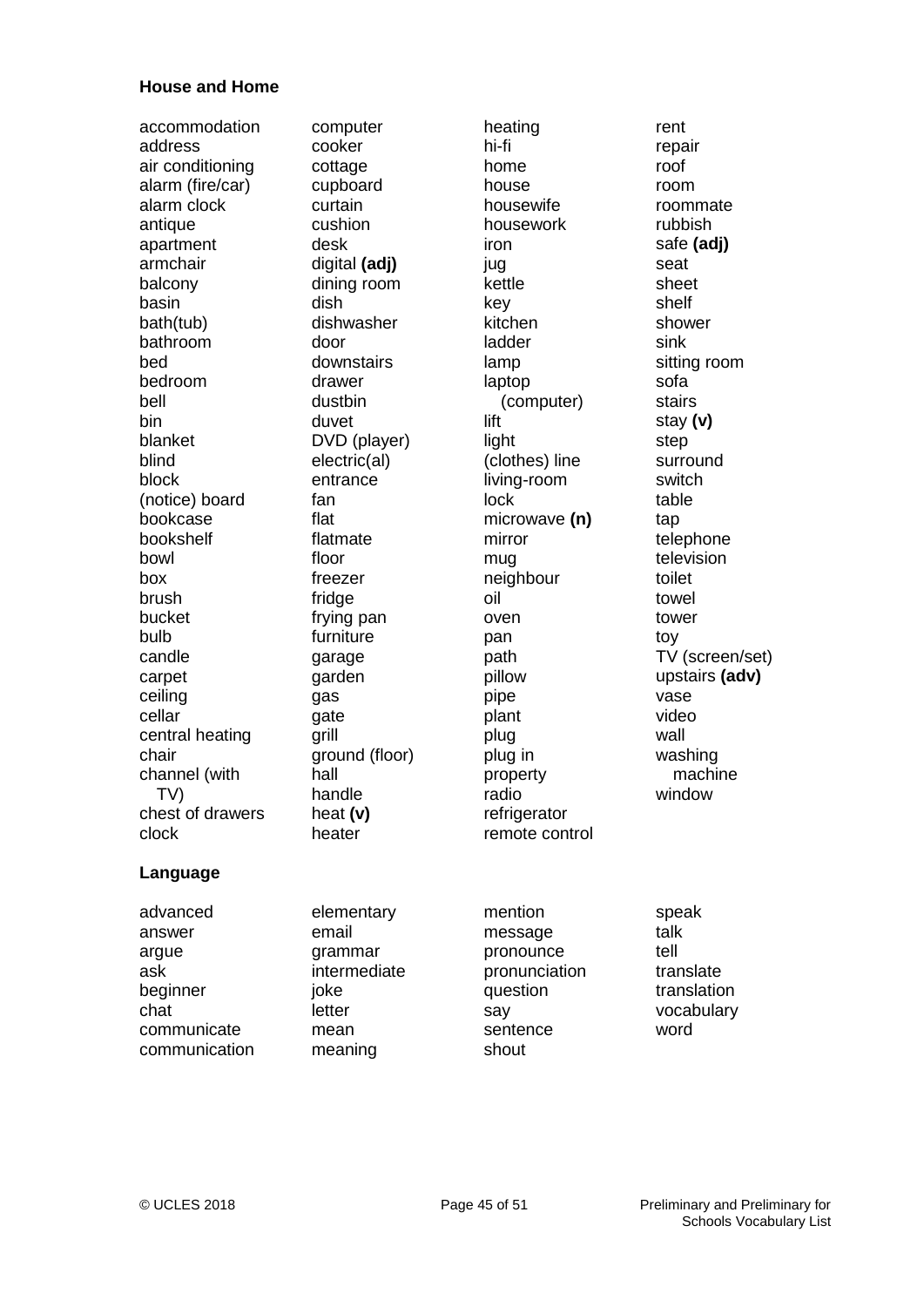**House and Home**

accommodation
address
air conditioning
alarm (fire/car)
alarm clock
antique
apartment
armchair
balcony
basin
bath(tub)
bathroom
bed
bedroom
bell
bin
blanket
blind
block
(notice) board
bookcase
bookshelf
bowl
box
brush
bucket
bulb
candle
carpet
ceiling
cellar
central heating
chair
channel (with TV)
chest of drawers
clock
computer
cooker
cottage
cupboard
curtain
cushion
desk
digital **(adj)**
dining room
dish
dishwasher
door
downstairs
drawer
dustbin
duvet
DVD (player)
electric(al)
entrance
fan
flat
flatmate
floor
freezer
fridge
frying pan
furniture
garage
garden
gas
gate
grill
ground (floor)
hall
handle
heat **(v)**
heater
heating
hi-fi
home
house
housewife
housework
iron
jug
kettle
key
kitchen
ladder
lamp
laptop (computer)
lift
light
(clothes) line
living-room
lock
microwave **(n)**
mirror
mug
neighbour
oil
oven
pan
path
pillow
pipe
plant
plug
plug in
property
radio
refrigerator
remote control
rent
repair
roof
room
roommate
rubbish
safe **(adj)**
seat
sheet
shelf
shower
sink
sitting room
sofa
stairs
stay **(v)**
step
surround
switch
table
tap
telephone
television
toilet
towel
tower
toy
TV (screen/set)
upstairs **(adv)**
vase
video
wall
washing machine
window

**Language**

advanced
answer
argue
ask
beginner
chat
communicate
communication
elementary
email
grammar
intermediate
joke
letter
mean
meaning
mention
message
pronounce
pronunciation
question
say
sentence
shout
speak
talk
tell
translate
translation
vocabulary
word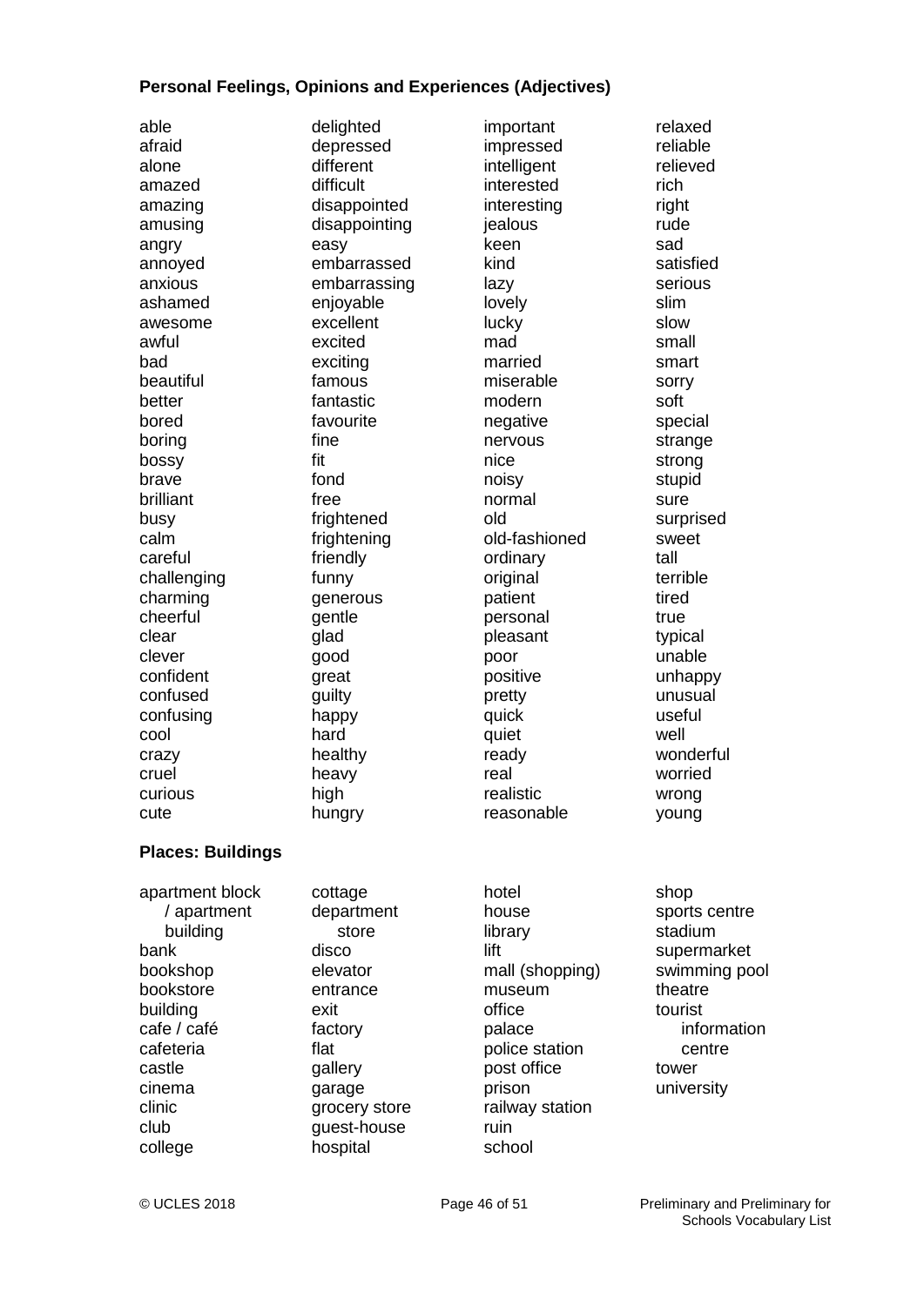## Personal Feelings, Opinions and Experiences (Adjectives)

able
afraid
alone
amazed
amazing
amusing
angry
annoyed
anxious
ashamed
awesome
awful
bad
beautiful
better
bored
boring
bossy
brave
brilliant
busy
calm
careful
challenging
charming
cheerful
clear
clever
confident
confused
confusing
cool
crazy
cruel
curious
cute
delighted
depressed
different
difficult
disappointed
disappointing
easy
embarrassed
embarrassing
enjoyable
excellent
excited
exciting
famous
fantastic
favourite
fine
fit
fond
free
frightened
frightening
friendly
funny
generous
gentle
glad
good
great
guilty
happy
hard
healthy
heavy
high
hungry
important
impressed
intelligent
interested
interesting
jealous
keen
kind
lazy
lovely
lucky
mad
married
miserable
modern
negative
nervous
nice
noisy
normal
old
old-fashioned
ordinary
original
patient
personal
pleasant
poor
positive
pretty
quick
quiet
ready
real
realistic
reasonable
relaxed
reliable
relieved
rich
right
rude
sad
satisfied
serious
slim
slow
small
smart
sorry
soft
special
strange
strong
stupid
sure
surprised
sweet
tall
terrible
tired
true
typical
unable
unhappy
unusual
useful
well
wonderful
worried
wrong
young

## Places: Buildings

apartment block / apartment building
bank
bookshop
bookstore
building
cafe / café
cafeteria
castle
cinema
clinic
club
college
cottage
department store
disco
elevator
entrance
exit
factory
flat
gallery
garage
grocery store
guest-house
hospital
hotel
house
library
lift
mall (shopping)
museum
office
palace
police station
post office
prison
railway station
ruin
school
shop
sports centre
stadium
supermarket
swimming pool
theatre
tourist information centre
tower
university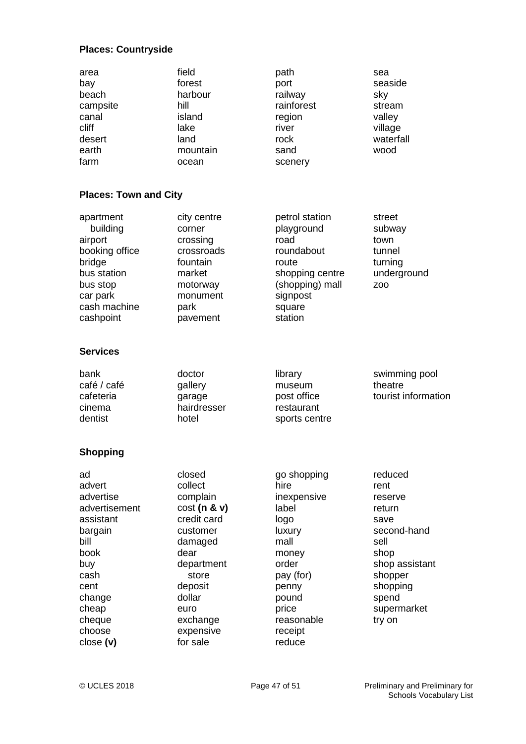**Places: Countryside**

area
bay
beach
campsite
canal
cliff
desert
earth
farm
field
forest
harbour
hill
island
lake
land
mountain
ocean
path
port
railway
rainforest
region
river
rock
sand
scenery
sea
seaside
sky
stream
valley
village
waterfall
wood

**Places: Town and City**

apartment building
airport
booking office
bridge
bus station
bus stop
car park
cash machine
cashpoint
city centre
corner
crossing
crossroads
fountain
market
motorway
monument
park
pavement
petrol station
playground
road
roundabout
route
shopping centre
(shopping) mall
signpost
square
station
street
subway
town
tunnel
turning
underground
zoo

**Services**

bank
café / café
cafeteria
cinema
dentist
doctor
gallery
garage
hairdresser
hotel
library
museum
post office
restaurant
sports centre
swimming pool
theatre
tourist information

**Shopping**

ad
advert
advertise
advertisement
assistant
bargain
bill
book
buy
cash
cent
change
cheap
cheque
choose
close **(v)**
closed
collect
complain
cost **(n & v)**
credit card
customer
damaged
dear
department store
deposit
dollar
euro
exchange
expensive
for sale
go shopping
hire
inexpensive
label
logo
luxury
mall
money
order
pay (for)
penny
pound
price
reasonable
receipt
reduce
reduced
rent
reserve
return
save
second-hand
sell
shop
shop assistant
shopper
shopping
spend
supermarket
try on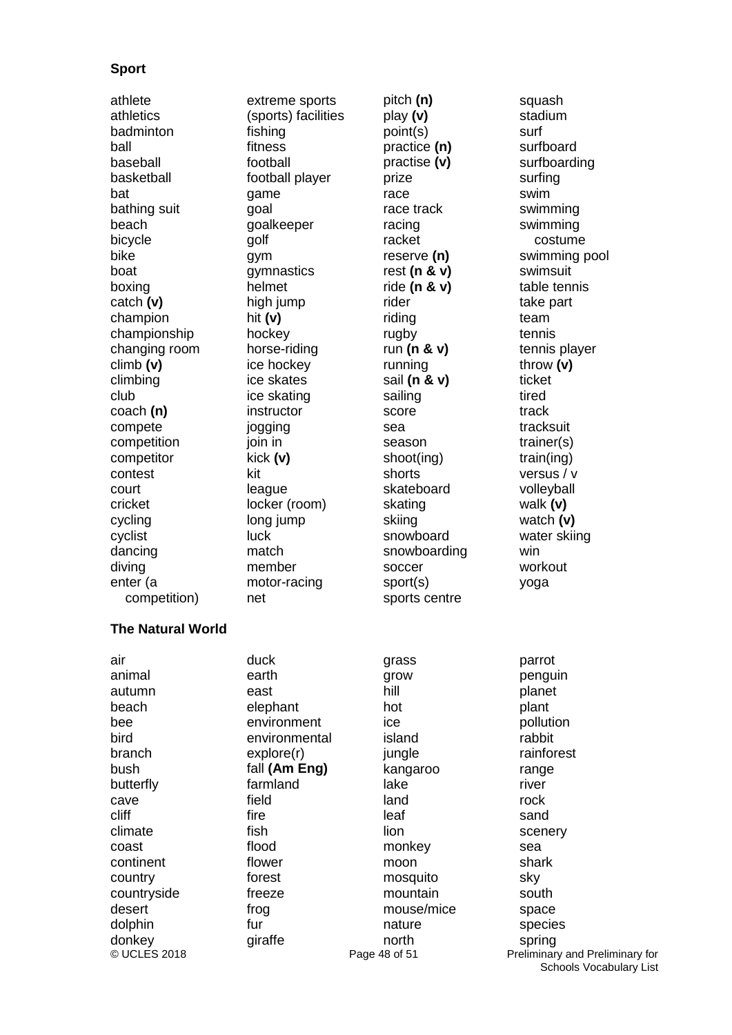**Sport**

athlete
athletics
badminton
ball
baseball
basketball
bat
bathing suit
beach
bicycle
bike
boat
boxing
catch **(v)**
champion
championship
changing room
climb **(v)**
climbing
club
coach **(n)**
compete
competition
competitor
contest
court
cricket
cycling
cyclist
dancing
diving
enter (a competition)
extreme sports
(sports) facilities
fishing
fitness
football
football player
game
goal
goalkeeper
golf
gym
gymnastics
helmet
high jump
hit **(v)**
hockey
horse-riding
ice hockey
ice skates
ice skating
instructor
jogging
join in
kick **(v)**
kit
league
locker (room)
long jump
luck
match
member
motor-racing
net
pitch **(n)**
play **(v)**
point(s)
practice **(n)**
practise **(v)**
prize
race
race track
racing
racket
reserve **(n)**
rest **(n & v)**
ride **(n & v)**
rider
riding
rugby
run **(n & v)**
running
sail **(n & v)**
sailing
score
sea
season
shoot(ing)
shorts
skateboard
skating
skiing
snowboard
snowboarding
soccer
sport(s)
sports centre
squash
stadium
surf
surfboard
surfboarding
surfing
swim
swimming
swimming costume
swimming pool
swimsuit
table tennis
take part
team
tennis
tennis player
throw **(v)**
ticket
tired
track
tracksuit
trainer(s)
train(ing)
versus / v
volleyball
walk **(v)**
watch **(v)**
water skiing
win
workout
yoga

**The Natural World**

air
animal
autumn
beach
bee
bird
branch
bush
butterfly
cave
cliff
climate
coast
continent
country
countryside
desert
dolphin
donkey
duck
earth
east
elephant
environment
environmental
explore(r)
fall **(Am Eng)**
farmland
field
fire
fish
flood
flower
forest
freeze
frog
fur
giraffe
grass
grow
hill
hot
ice
island
jungle
kangaroo
lake
land
leaf
lion
monkey
moon
mosquito
mountain
mouse/mice
nature
north
parrot
penguin
planet
plant
pollution
rabbit
rainforest
range
river
rock
sand
scenery
sea
shark
sky
south
space
species
spring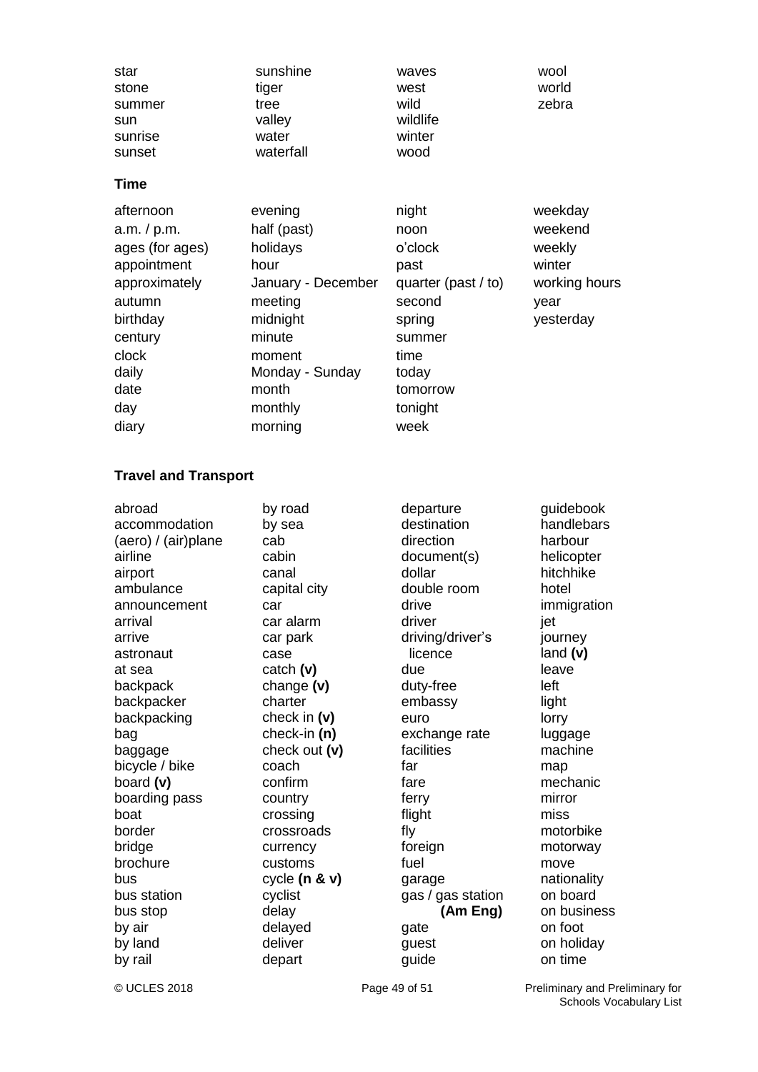star
stone
summer
sun
sunrise
sunset
sunshine
tiger
tree
valley
water
waterfall
waves
west
wild
wildlife
winter
wood
wool
world
zebra

**Time**

afternoon
a.m. / p.m.
ages (for ages)
appointment
approximately
autumn
birthday
century
clock
daily
date
day
diary
evening
half (past)
holidays
hour
January - December
meeting
midnight
minute
moment
Monday - Sunday
month
monthly
morning
night
noon
o'clock
past
quarter (past / to)
second
spring
summer
time
today
tomorrow
tonight
week
weekday
weekend
weekly
winter
working hours
year
yesterday

**Travel and Transport**

abroad
accommodation
(aero) / (air)plane
airline
airport
ambulance
announcement
arrival
arrive
astronaut
at sea
backpack
backpacker
backpacking
bag
baggage
bicycle / bike
board **(v)**
boarding pass
boat
border
bridge
brochure
bus
bus station
bus stop
by air
by land
by rail
by road
by sea
cab
cabin
canal
capital city
car
car alarm
car park
case
catch **(v)**
change **(v)**
charter
check in **(v)**
check-in **(n)**
check out **(v)**
coach
confirm
country
crossing
crossroads
currency
customs
cycle **(n & v)**
cyclist
delay
delayed
deliver
depart
departure
destination
direction
document(s)
dollar
double room
drive
driver
driving/driver's licence
due
duty-free
embassy
euro
exchange rate
facilities
far
fare
ferry
flight
fly
foreign
fuel
garage
gas / gas station **(Am Eng)**
gate
guest
guide
guidebook
handlebars
harbour
helicopter
hitchhike
hotel
immigration
jet
journey
land **(v)**
leave
left
light
lorry
luggage
machine
map
mechanic
mirror
miss
motorbike
motorway
move
nationality
on board
on business
on foot
on holiday
on time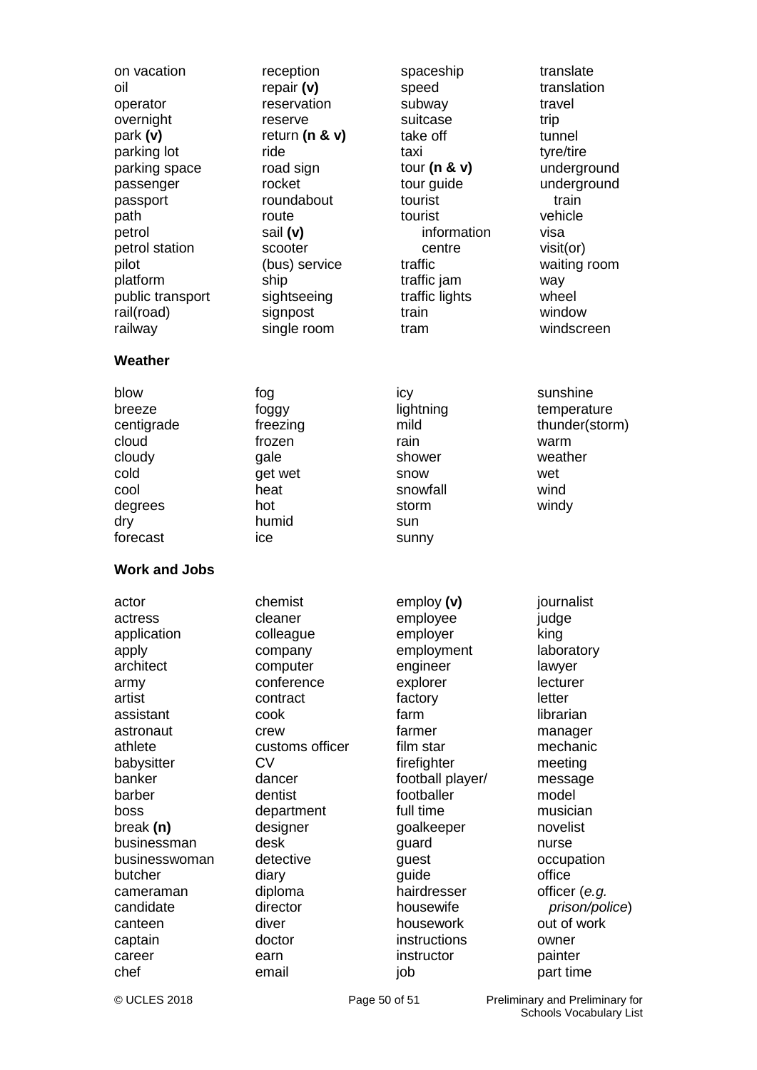on vacation
oil
operator
overnight
park **(v)**
parking lot
parking space
passenger
passport
path
petrol
petrol station
pilot
platform
public transport
rail(road)
railway

reception
repair **(v)**
reservation
reserve
return **(n & v)**
ride
road sign
rocket
roundabout
route
sail **(v)**
scooter
(bus) service
ship
sightseeing
signpost
single room

spaceship
speed
subway
suitcase
take off
taxi
tour **(n & v)**
tour guide
tourist
tourist information centre
traffic
traffic jam
traffic lights
train
tram

translate
translation
travel
trip
tunnel
tyre/tire
underground
underground train
vehicle
visa
visit(or)
waiting room
way
wheel
window
windscreen

**Weather**

blow
breeze
centigrade
cloud
cloudy
cold
cool
degrees
dry
forecast

fog
foggy
freezing
frozen
gale
get wet
heat
hot
humid
ice

icy
lightning
mild
rain
shower
snow
snowfall
storm
sun
sunny

sunshine
temperature
thunder(storm)
warm
weather
wet
wind
windy

**Work and Jobs**

actor
actress
application
apply
architect
army
artist
assistant
astronaut
athlete
babysitter
banker
barber
boss
break **(n)**
businessman
businesswoman
butcher
cameraman
candidate
canteen
captain
career
chef

chemist
cleaner
colleague
company
computer
conference
contract
cook
crew
customs officer
CV
dancer
dentist
department
designer
desk
detective
diary
diploma
director
diver
doctor
earn
email

employ **(v)**
employee
employer
employment
engineer
explorer
factory
farm
farmer
film star
firefighter
football player/ footballer
full time
goalkeeper
guard
guest
guide
hairdresser
housewife
housework
instructions
instructor
job

journalist
judge
king
laboratory
lawyer
lecturer
letter
librarian
manager
mechanic
meeting
message
model
musician
novelist
nurse
occupation
office
officer (*e.g. prison/police*)
out of work
owner
painter
part time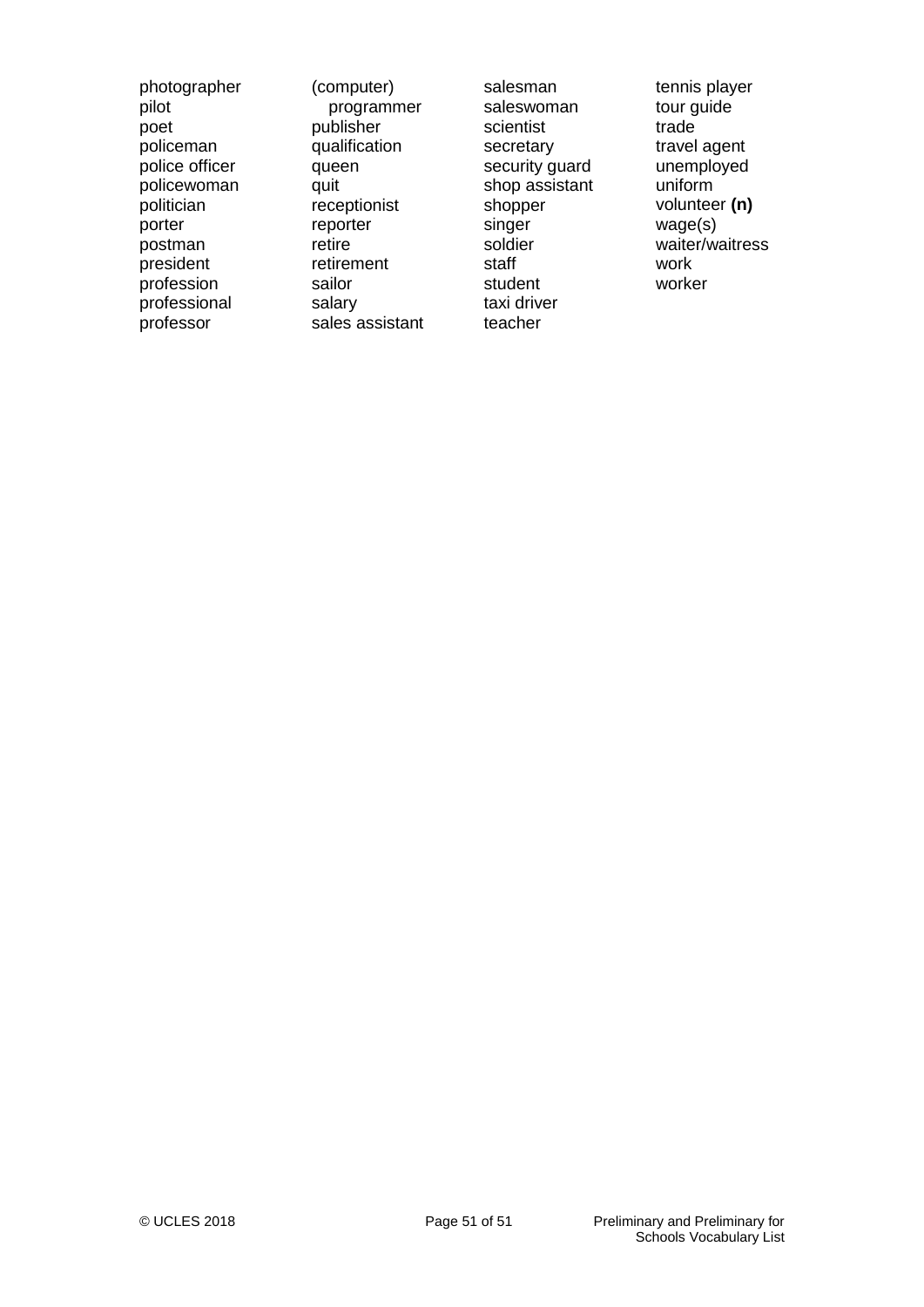photographer
pilot
poet
policeman
police officer
policewoman
politician
porter
postman
president
profession
professional
professor

(computer) programmer
publisher
qualification
queen
quit
receptionist
reporter
retire
retirement
sailor
salary
sales assistant

salesman
saleswoman
scientist
secretary
security guard
shop assistant
shopper
singer
soldier
staff
student
taxi driver
teacher

tennis player
tour guide
trade
travel agent
unemployed
uniform
volunteer **(n)**
wage(s)
waiter/waitress
work
worker